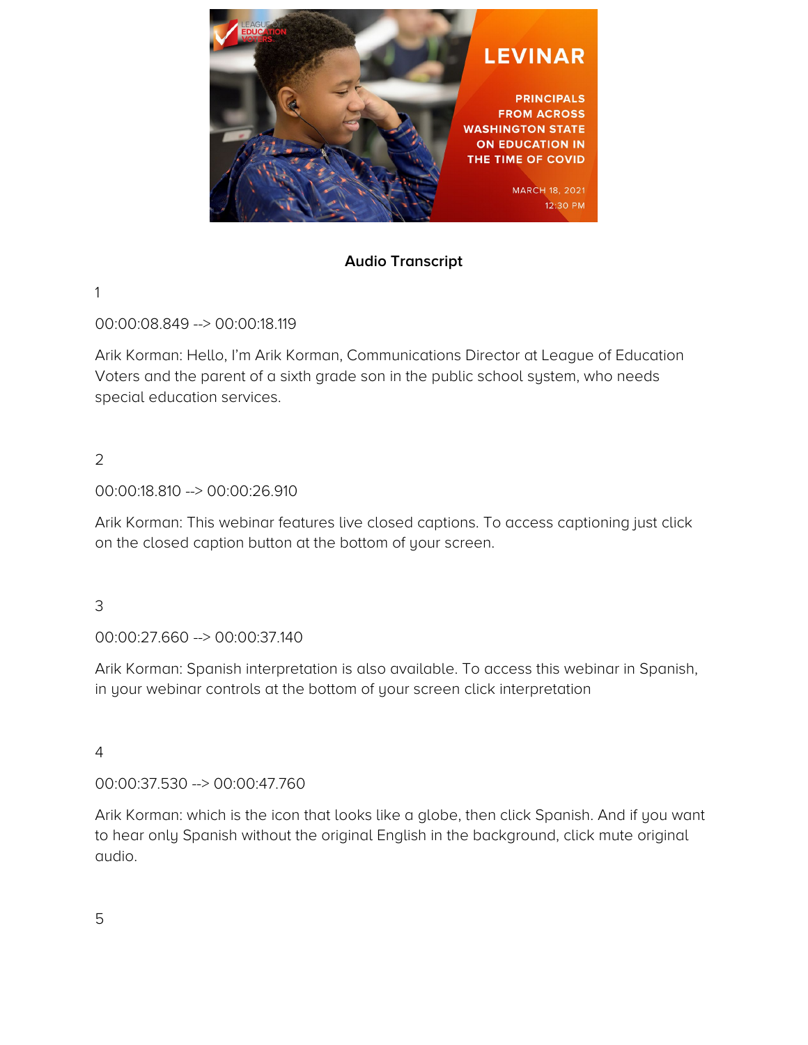## Audio Transcript

1

00:00:08.849 --> 00:00:18.119

Arik Korman: Hello, I'm Arik Korman, Communications Director at League of Education Voters and the parent of a sixth grade son in the public school system, who needs special education services.

2

00:00:18.810 --> 00:00:26.910

Arik Korman: This webinar features live closed captions. To access captioning just click on the closed caption button at the bottom of your screen.

3

00:00:27.660 --> 00:00:37.140

Arik Korman: Spanish interpretation is also available. To access this webinar in Spanish, in your webinar controls at the bottom of your screen click interpretation

4

00:00:37.530 --> 00:00:47.760

Arik Korman: which is the icon that looks like a globe, then click Spanish. And if you want to hear only Spanish without the original English in the background, click mute original audio.

5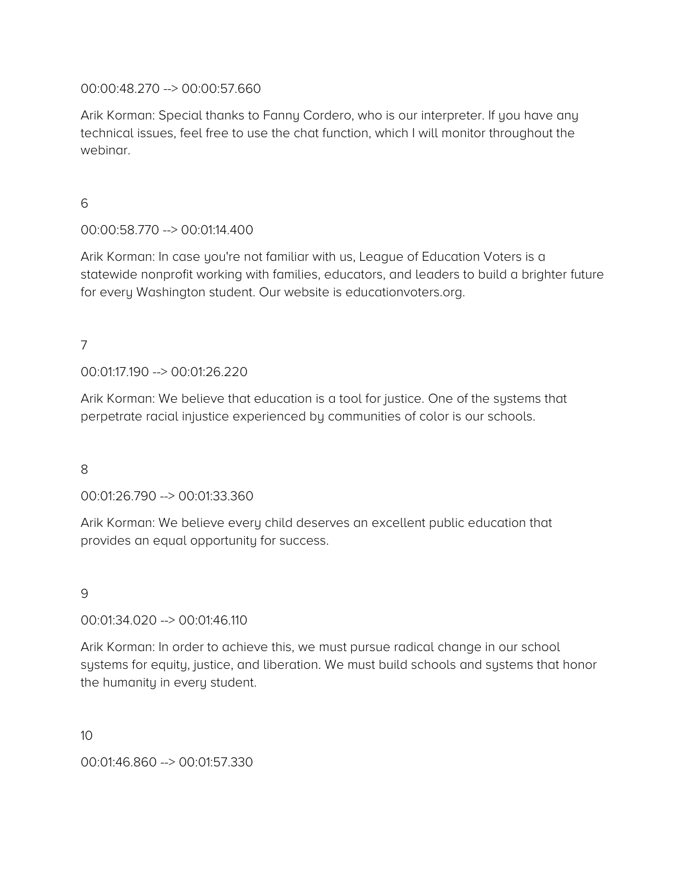00:00:48.270 --> 00:00:57.660

Arik Korman: Special thanks to Fanny Cordero, who is our interpreter. If you have any technical issues, feel free to use the chat function, which I will monitor throughout the webinar.

6

00:00:58.770 --> 00:01:14.400

Arik Korman: In case you're not familiar with us, League of Education Voters is a statewide nonprofit working with families, educators, and leaders to build a brighter future for every Washington student. Our website is educationvoters.org.

7

00:01:17.190 --> 00:01:26.220

Arik Korman: We believe that education is a tool for justice. One of the systems that perpetrate racial injustice experienced by communities of color is our schools.

8

00:01:26.790 --> 00:01:33.360

Arik Korman: We believe every child deserves an excellent public education that provides an equal opportunity for success.

9

00:01:34.020 --> 00:01:46.110

Arik Korman: In order to achieve this, we must pursue radical change in our school systems for equity, justice, and liberation. We must build schools and systems that honor the humanity in every student.

10

00:01:46.860 --> 00:01:57.330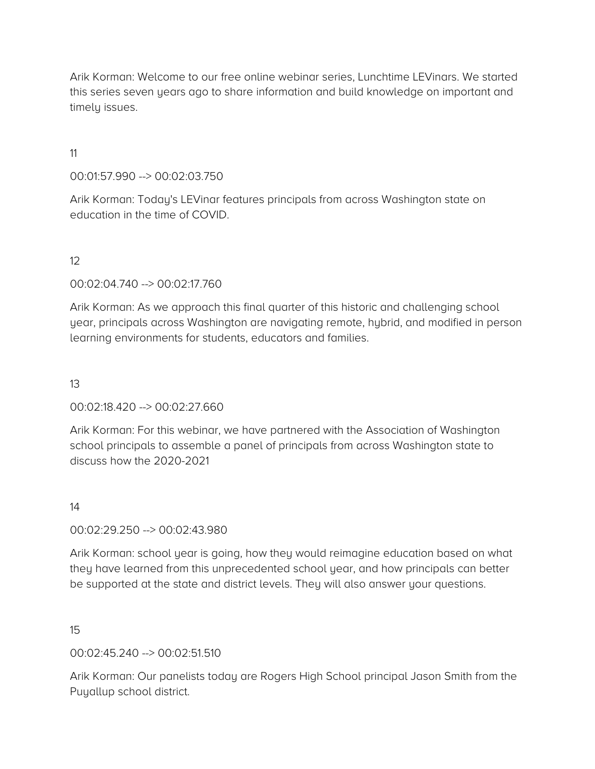Arik Korman: Welcome to our free online webinar series, Lunchtime LEVinars. We started this series seven years ago to share information and build knowledge on important and timely issues.

11

00:01:57.990 --> 00:02:03.750

Arik Korman: Today's LEVinar features principals from across Washington state on education in the time of COVID.

12

00:02:04.740 --> 00:02:17.760

Arik Korman: As we approach this final quarter of this historic and challenging school year, principals across Washington are navigating remote, hybrid, and modified in person learning environments for students, educators and families.

13

00:02:18.420 --> 00:02:27.660

Arik Korman: For this webinar, we have partnered with the Association of Washington school principals to assemble a panel of principals from across Washington state to discuss how the 2020-2021

14

00:02:29.250 --> 00:02:43.980

Arik Korman: school year is going, how they would reimagine education based on what they have learned from this unprecedented school year, and how principals can better be supported at the state and district levels. They will also answer your questions.

15

00:02:45.240 --> 00:02:51.510

Arik Korman: Our panelists today are Rogers High School principal Jason Smith from the Puyallup school district.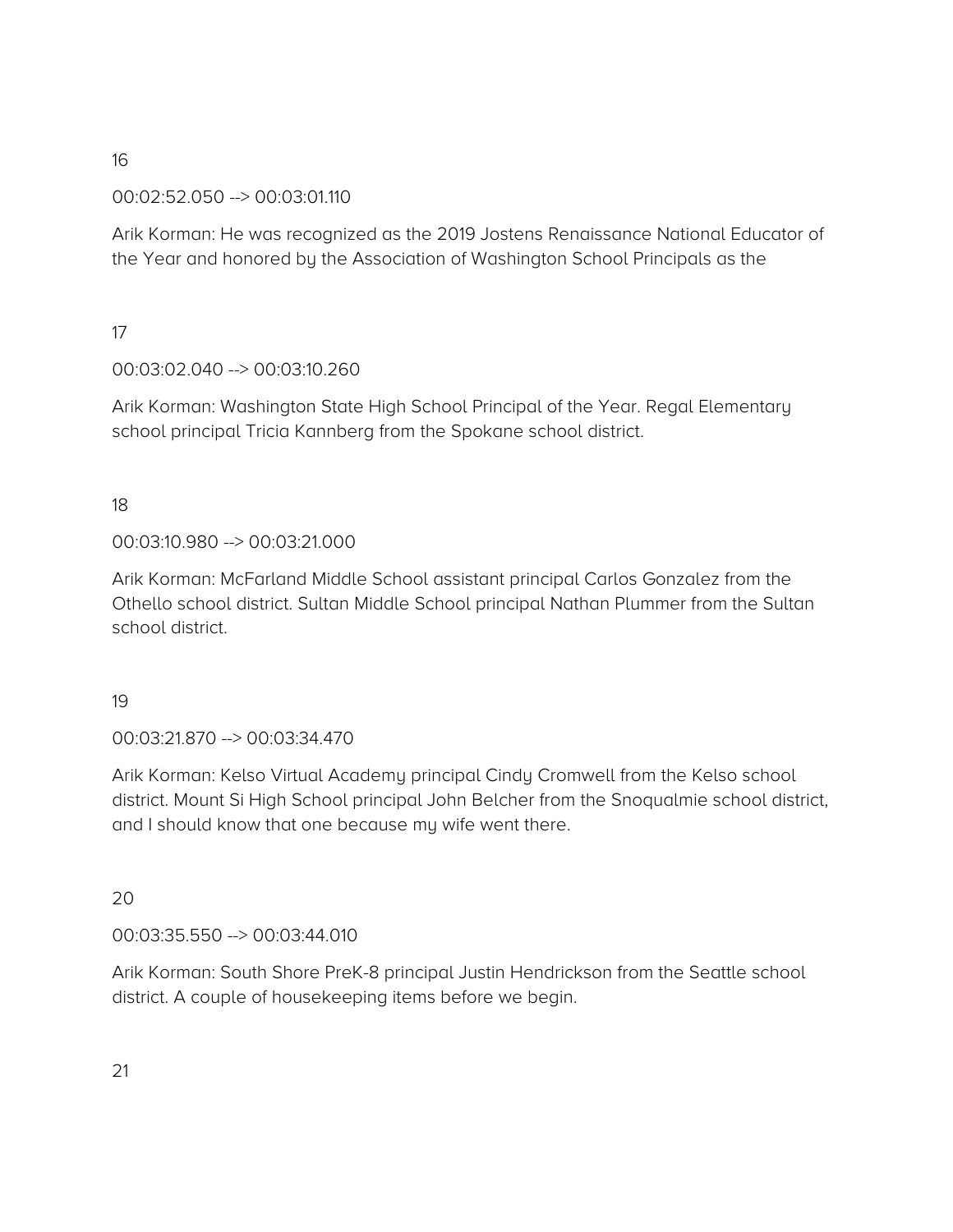16

00:02:52.050 --> 00:03:01.110

Arik Korman: He was recognized as the 2019 Jostens Renaissance National Educator of the Year and honored by the Association of Washington School Principals as the

17

00:03:02.040 --> 00:03:10.260

Arik Korman: Washington State High School Principal of the Year. Regal Elementary school principal Tricia Kannberg from the Spokane school district.

18

00:03:10.980 --> 00:03:21.000

Arik Korman: McFarland Middle School assistant principal Carlos Gonzalez from the Othello school district. Sultan Middle School principal Nathan Plummer from the Sultan school district.

19

00:03:21.870 --> 00:03:34.470

Arik Korman: Kelso Virtual Academy principal Cindy Cromwell from the Kelso school district. Mount Si High School principal John Belcher from the Snoqualmie school district, and I should know that one because my wife went there.

20

00:03:35.550 --> 00:03:44.010

Arik Korman: South Shore PreK-8 principal Justin Hendrickson from the Seattle school district. A couple of housekeeping items before we begin.

21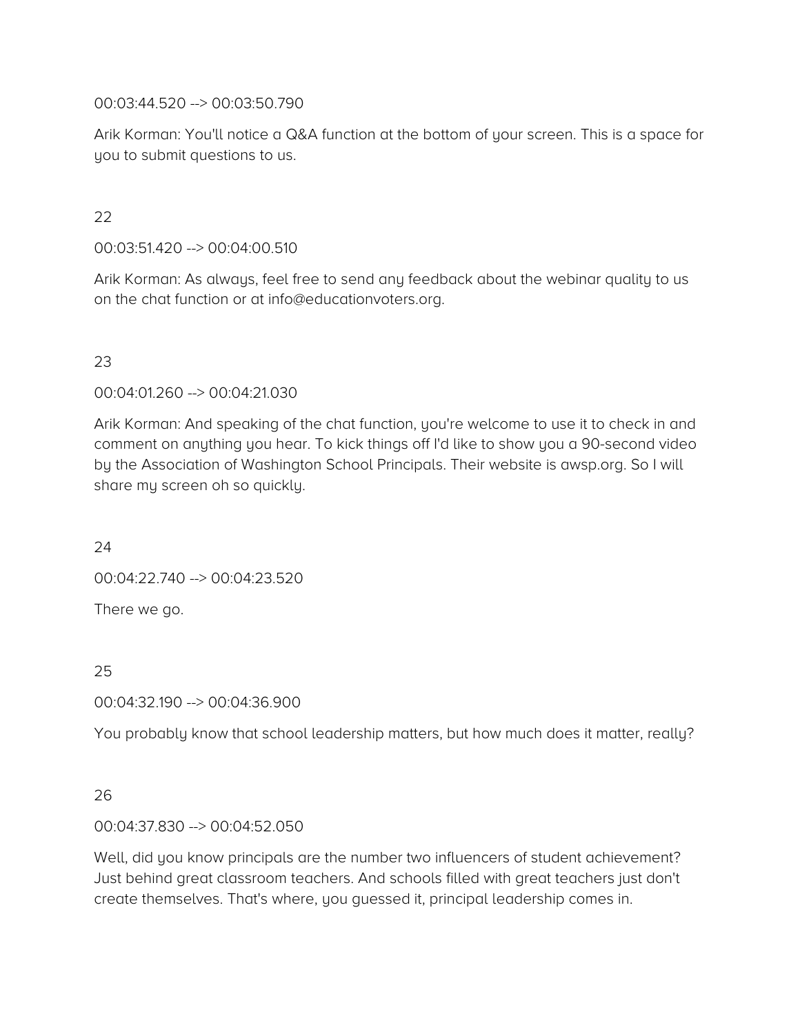00:03:44.520 --> 00:03:50.790

Arik Korman: You'll notice a Q&A function at the bottom of your screen. This is a space for you to submit questions to us.

22

00:03:51.420 --> 00:04:00.510

Arik Korman: As always, feel free to send any feedback about the webinar quality to us on the chat function or at info@educationvoters.org.

23

00:04:01.260 --> 00:04:21.030

Arik Korman: And speaking of the chat function, you're welcome to use it to check in and comment on anything you hear. To kick things off I'd like to show you a 90-second video by the Association of Washington School Principals. Their website is awsp.org. So I will share my screen oh so quickly.

24

00:04:22.740 --> 00:04:23.520

There we go.

25

00:04:32.190 --> 00:04:36.900

You probably know that school leadership matters, but how much does it matter, really?

26

00:04:37.830 --> 00:04:52.050

Well, did you know principals are the number two influencers of student achievement? Just behind great classroom teachers. And schools filled with great teachers just don't create themselves. That's where, you guessed it, principal leadership comes in.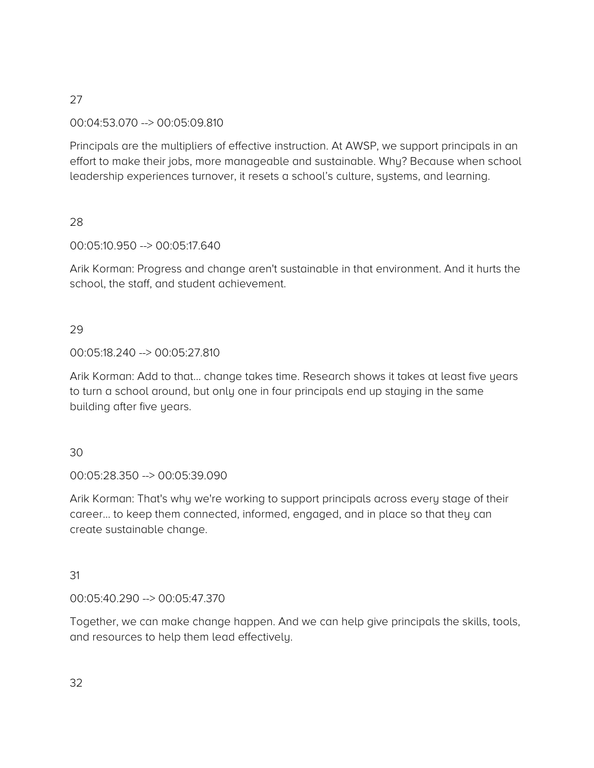27

00:04:53.070 --> 00:05:09.810

Principals are the multipliers of effective instruction. At AWSP, we support principals in an effort to make their jobs, more manageable and sustainable. Why? Because when school leadership experiences turnover, it resets a school's culture, systems, and learning.

28

00:05:10.950 --> 00:05:17.640

Arik Korman: Progress and change aren't sustainable in that environment. And it hurts the school, the staff, and student achievement.

29

00:05:18.240 --> 00:05:27.810

Arik Korman: Add to that... change takes time. Research shows it takes at least five years to turn a school around, but only one in four principals end up staying in the same building after five years.

30

00:05:28.350 --> 00:05:39.090

Arik Korman: That's why we're working to support principals across every stage of their career... to keep them connected, informed, engaged, and in place so that they can create sustainable change.

31

00:05:40.290 --> 00:05:47.370

Together, we can make change happen. And we can help give principals the skills, tools, and resources to help them lead effectively.

32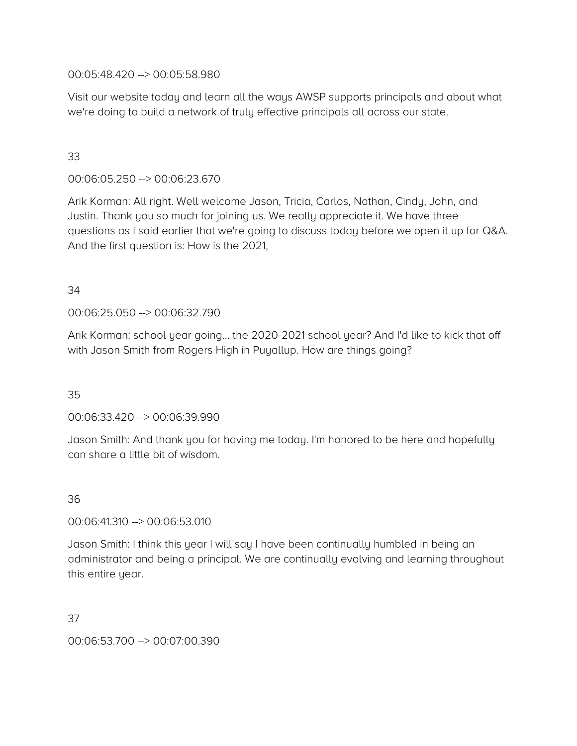00:05:48.420 --> 00:05:58.980

Visit our website today and learn all the ways AWSP supports principals and about what we're doing to build a network of truly effective principals all across our state.

33

00:06:05.250 --> 00:06:23.670

Arik Korman: All right. Well welcome Jason, Tricia, Carlos, Nathan, Cindy, John, and Justin. Thank you so much for joining us. We really appreciate it. We have three questions as I said earlier that we're going to discuss today before we open it up for Q&A. And the first question is: How is the 2021,

34

00:06:25.050 --> 00:06:32.790

Arik Korman: school year going... the 2020-2021 school year? And I'd like to kick that off with Jason Smith from Rogers High in Puyallup. How are things going?

35

00:06:33.420 --> 00:06:39.990

Jason Smith: And thank you for having me today. I'm honored to be here and hopefully can share a little bit of wisdom.

36

00:06:41.310 --> 00:06:53.010

Jason Smith: I think this year I will say I have been continually humbled in being an administrator and being a principal. We are continually evolving and learning throughout this entire year.

37

00:06:53.700 --> 00:07:00.390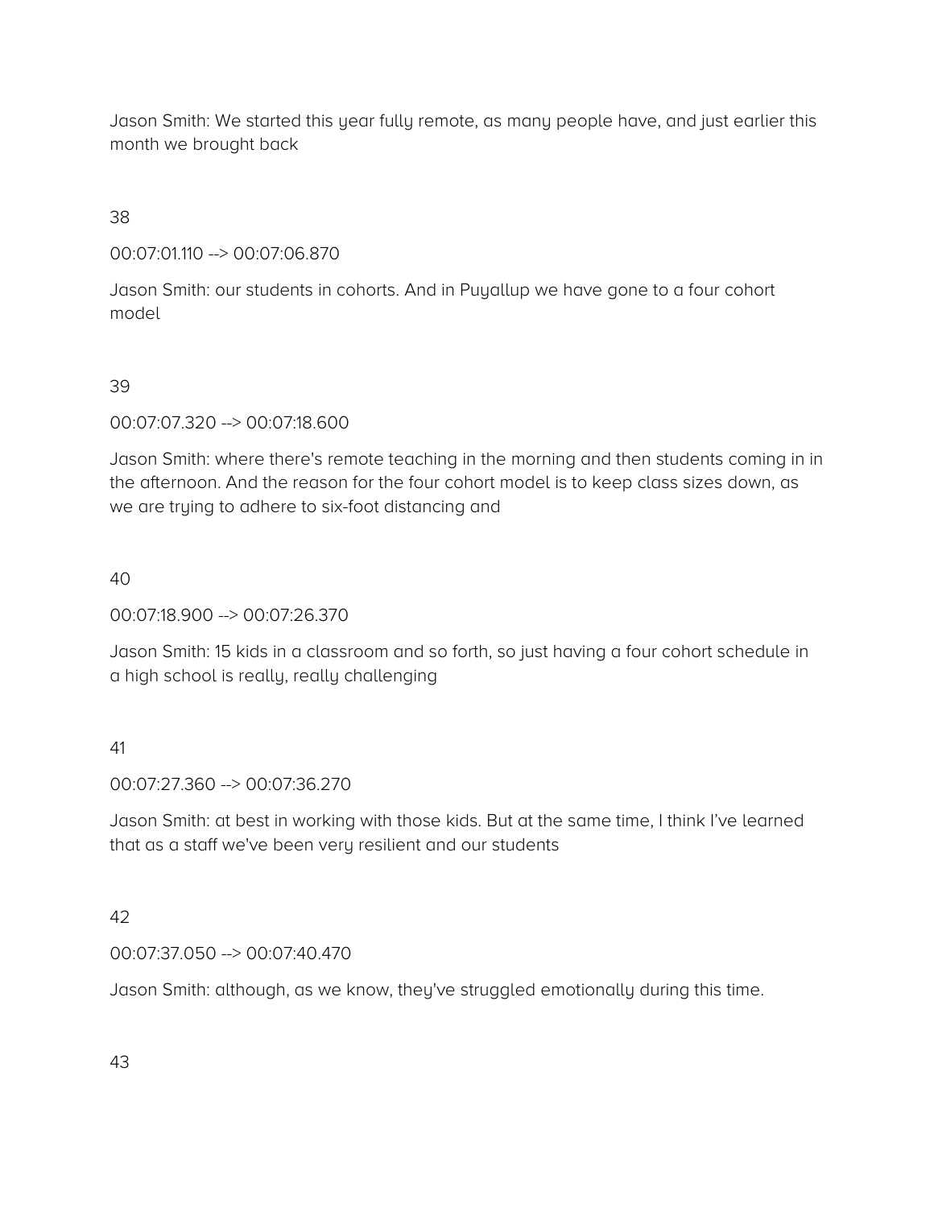Jason Smith: We started this year fully remote, as many people have, and just earlier this month we brought back

38

00:07:01.110 --> 00:07:06.870

Jason Smith: our students in cohorts. And in Puyallup we have gone to a four cohort model

39

00:07:07.320 --> 00:07:18.600

Jason Smith: where there's remote teaching in the morning and then students coming in in the afternoon. And the reason for the four cohort model is to keep class sizes down, as we are trying to adhere to six-foot distancing and

40

00:07:18.900 --> 00:07:26.370

Jason Smith: 15 kids in a classroom and so forth, so just having a four cohort schedule in a high school is really, really challenging

41

00:07:27.360 --> 00:07:36.270

Jason Smith: at best in working with those kids. But at the same time, I think I've learned that as a staff we've been very resilient and our students

42

00:07:37.050 --> 00:07:40.470

Jason Smith: although, as we know, they've struggled emotionally during this time.

43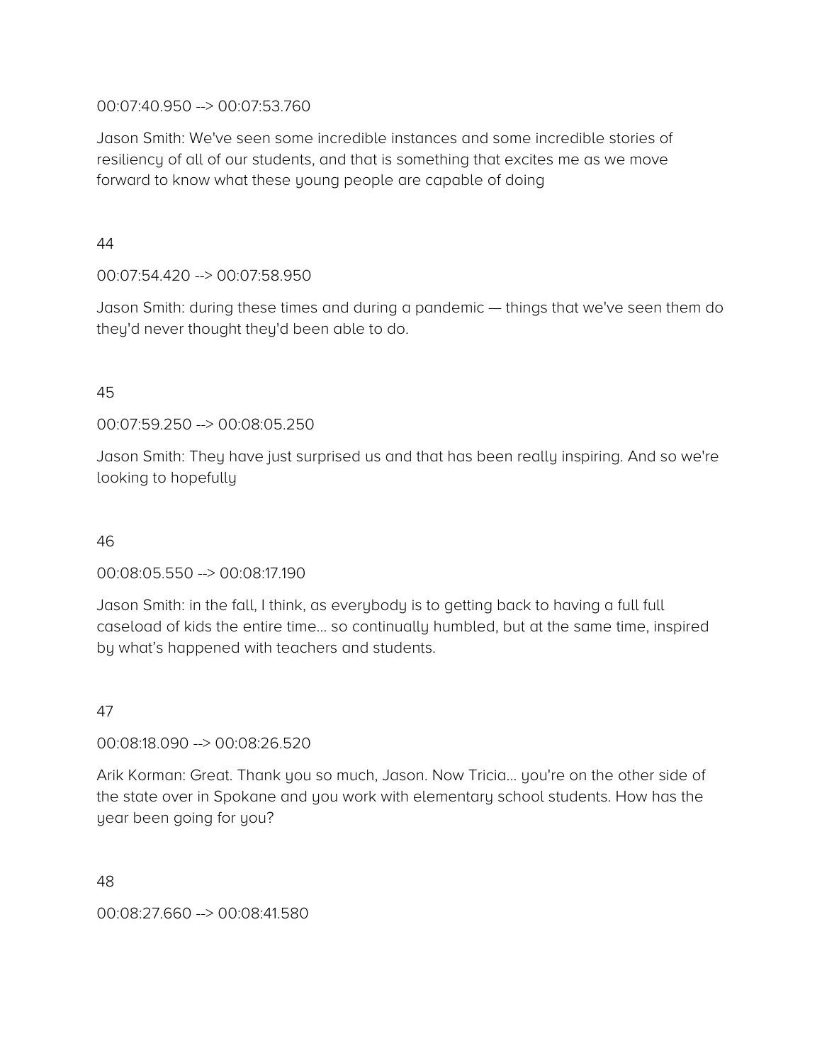00:07:40.950 --> 00:07:53.760

Jason Smith: We've seen some incredible instances and some incredible stories of resiliency of all of our students, and that is something that excites me as we move forward to know what these young people are capable of doing

44

00:07:54.420 --> 00:07:58.950

Jason Smith: during these times and during a pandemic — things that we've seen them do they'd never thought they'd been able to do.

45

00:07:59.250 --> 00:08:05.250

Jason Smith: They have just surprised us and that has been really inspiring. And so we're looking to hopefully

46

00:08:05.550 --> 00:08:17.190

Jason Smith: in the fall, I think, as everybody is to getting back to having a full full caseload of kids the entire time... so continually humbled, but at the same time, inspired by what's happened with teachers and students.

47

00:08:18.090 --> 00:08:26.520

Arik Korman: Great. Thank you so much, Jason. Now Tricia... you're on the other side of the state over in Spokane and you work with elementary school students. How has the year been going for you?

48

00:08:27.660 --> 00:08:41.580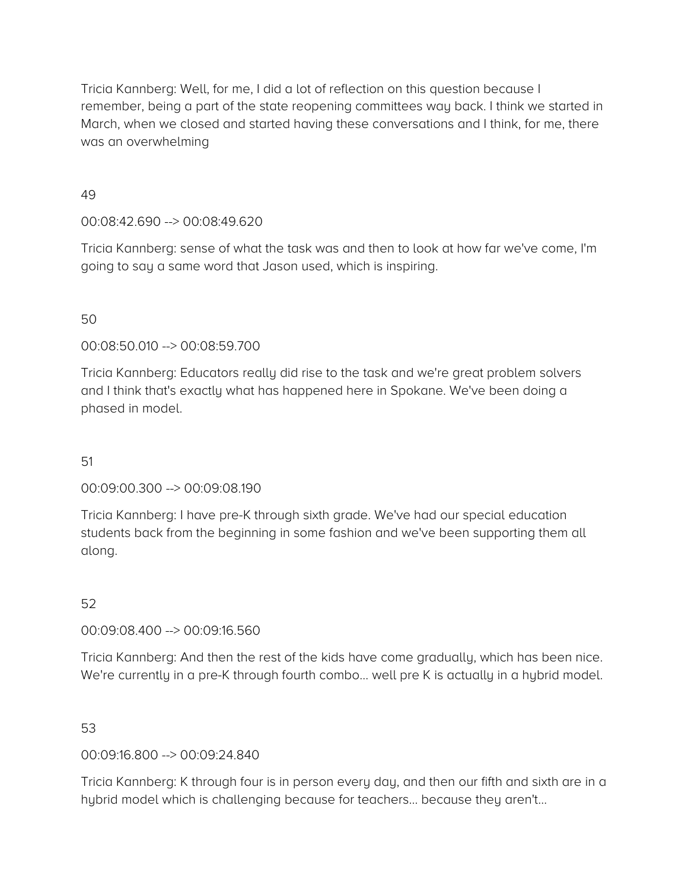Tricia Kannberg: Well, for me, I did a lot of reflection on this question because I remember, being a part of the state reopening committees way back. I think we started in March, when we closed and started having these conversations and I think, for me, there was an overwhelming

49

00:08:42.690 --> 00:08:49.620

Tricia Kannberg: sense of what the task was and then to look at how far we've come, I'm going to say a same word that Jason used, which is inspiring.

50

00:08:50.010 --> 00:08:59.700

Tricia Kannberg: Educators really did rise to the task and we're great problem solvers and I think that's exactly what has happened here in Spokane. We've been doing a phased in model.

51

00:09:00.300 --> 00:09:08.190

Tricia Kannberg: I have pre-K through sixth grade. We've had our special education students back from the beginning in some fashion and we've been supporting them all along.

52

00:09:08.400 --> 00:09:16.560

Tricia Kannberg: And then the rest of the kids have come gradually, which has been nice. We're currently in a pre-K through fourth combo... well pre K is actually in a hybrid model.

53

00:09:16.800 --> 00:09:24.840

Tricia Kannberg: K through four is in person every day, and then our fifth and sixth are in a hybrid model which is challenging because for teachers... because they aren't...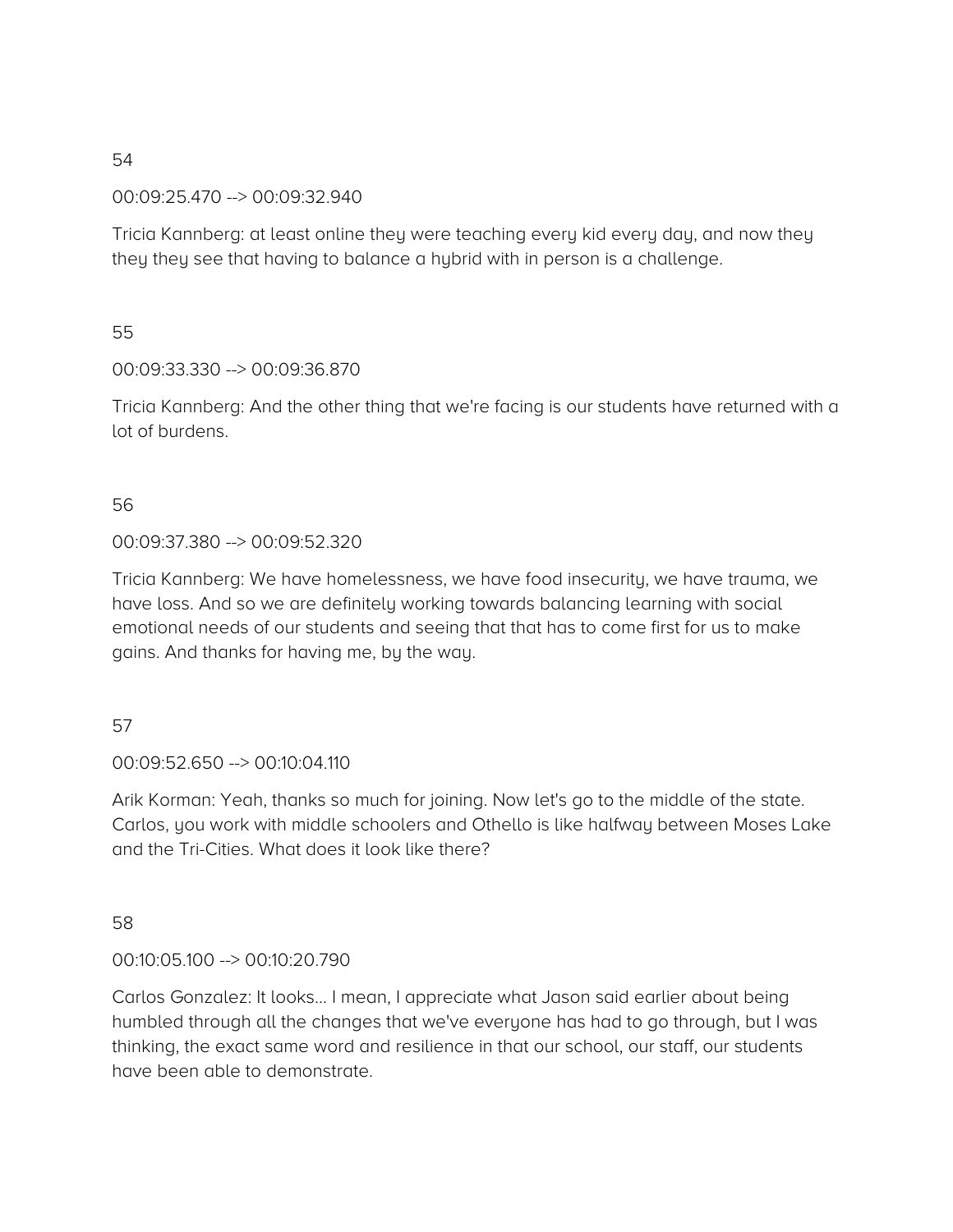54

00:09:25.470 --> 00:09:32.940

Tricia Kannberg: at least online they were teaching every kid every day, and now they they they see that having to balance a hybrid with in person is a challenge.

55

00:09:33.330 --> 00:09:36.870

Tricia Kannberg: And the other thing that we're facing is our students have returned with a lot of burdens.

56

00:09:37.380 --> 00:09:52.320

Tricia Kannberg: We have homelessness, we have food insecurity, we have trauma, we have loss. And so we are definitely working towards balancing learning with social emotional needs of our students and seeing that that has to come first for us to make gains. And thanks for having me, by the way.

57

00:09:52.650 --> 00:10:04.110

Arik Korman: Yeah, thanks so much for joining. Now let's go to the middle of the state. Carlos, you work with middle schoolers and Othello is like halfway between Moses Lake and the Tri-Cities. What does it look like there?

58

00:10:05.100 --> 00:10:20.790

Carlos Gonzalez: It looks... I mean, I appreciate what Jason said earlier about being humbled through all the changes that we've everyone has had to go through, but I was thinking, the exact same word and resilience in that our school, our staff, our students have been able to demonstrate.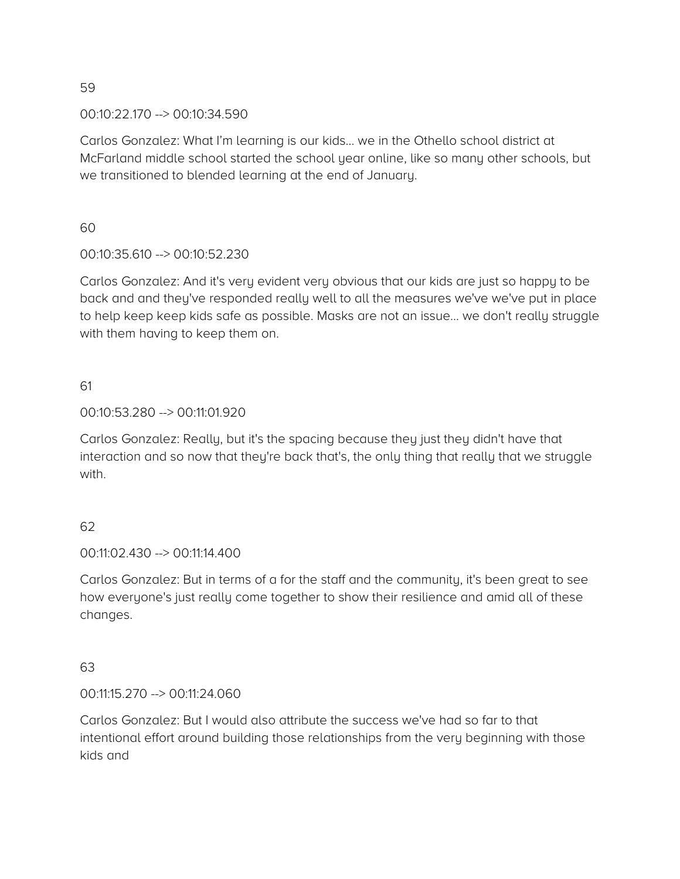59

00:10:22.170 --> 00:10:34.590

Carlos Gonzalez: What I'm learning is our kids... we in the Othello school district at McFarland middle school started the school year online, like so many other schools, but we transitioned to blended learning at the end of January.

60

00:10:35.610 --> 00:10:52.230

Carlos Gonzalez: And it's very evident very obvious that our kids are just so happy to be back and and they've responded really well to all the measures we we've put in place to help keep keep kids safe as possible. Masks are not an issue... we don't really struggle with them having to keep them on.

61

00:10:53.280 --> 00:11:01.920

Carlos Gonzalez: Really, but it's the spacing because they just they didn't have that interaction and so now that they're back that's, the only thing that really that we struggle with.

62

00:11:02.430 --> 00:11:14.400

Carlos Gonzalez: But in terms of a for the staff and the community, it's been great to see how everyone's just really come together to show their resilience and amid all of these changes.

63

00:11:15.270 --> 00:11:24.060

Carlos Gonzalez: But I would also attribute the success we've had so far to that intentional effort around building those relationships from the very beginning with those kids and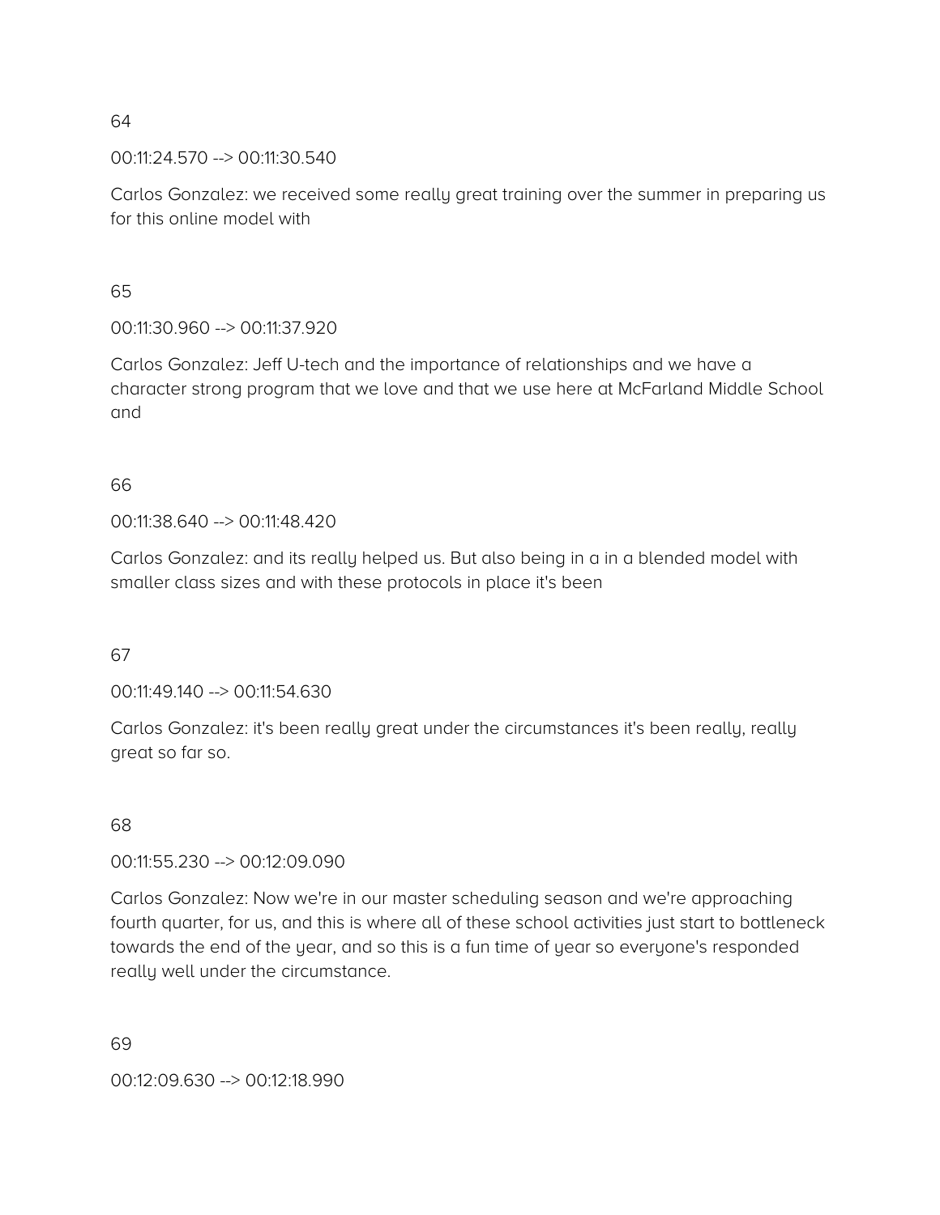64

00:11:24.570 --> 00:11:30.540

Carlos Gonzalez: we received some really great training over the summer in preparing us for this online model with

65

00:11:30.960 --> 00:11:37.920

Carlos Gonzalez: Jeff U-tech and the importance of relationships and we have a character strong program that we love and that we use here at McFarland Middle School and

66

00:11:38.640 --> 00:11:48.420

Carlos Gonzalez: and its really helped us. But also being in a in a blended model with smaller class sizes and with these protocols in place it's been

67

00:11:49.140 --> 00:11:54.630

Carlos Gonzalez: it's been really great under the circumstances it's been really, really great so far so.

68

00:11:55.230 --> 00:12:09.090

Carlos Gonzalez: Now we're in our master scheduling season and we're approaching fourth quarter, for us, and this is where all of these school activities just start to bottleneck towards the end of the year, and so this is a fun time of year so everyone's responded really well under the circumstance.

69

00:12:09.630 --> 00:12:18.990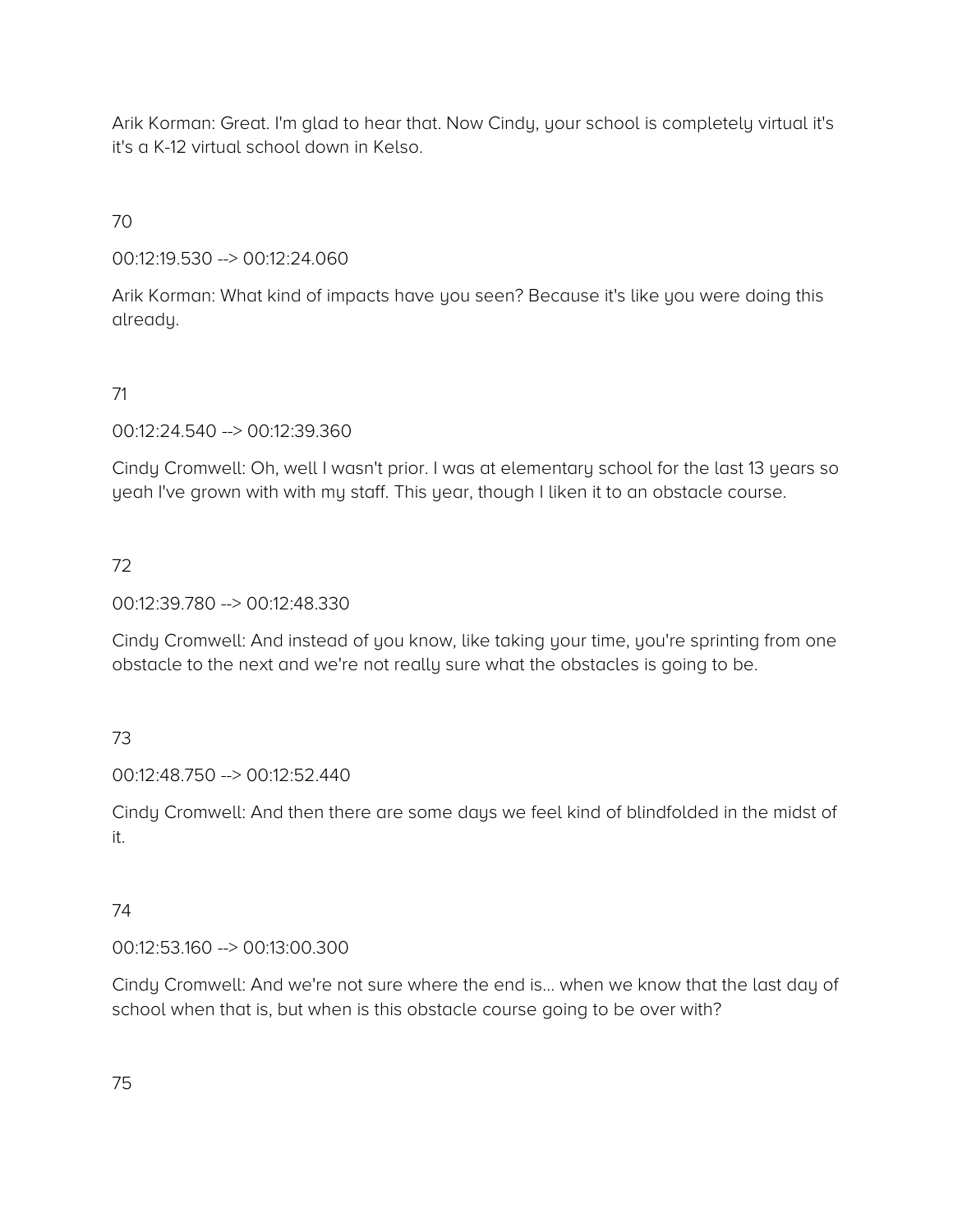Arik Korman: Great. I'm glad to hear that. Now Cindy, your school is completely virtual it's it's a K-12 virtual school down in Kelso.

70

00:12:19.530 --> 00:12:24.060

Arik Korman: What kind of impacts have you seen? Because it's like you were doing this already.

71

00:12:24.540 --> 00:12:39.360

Cindy Cromwell: Oh, well I wasn't prior. I was at elementary school for the last 13 years so yeah I've grown with with my staff. This year, though I liken it to an obstacle course.

72

00:12:39.780 --> 00:12:48.330

Cindy Cromwell: And instead of you know, like taking your time, you're sprinting from one obstacle to the next and we're not really sure what the obstacles is going to be.

73

00:12:48.750 --> 00:12:52.440

Cindy Cromwell: And then there are some days we feel kind of blindfolded in the midst of it.

74

00:12:53.160 --> 00:13:00.300

Cindy Cromwell: And we're not sure where the end is… when we know that the last day of school when that is, but when is this obstacle course going to be over with?

75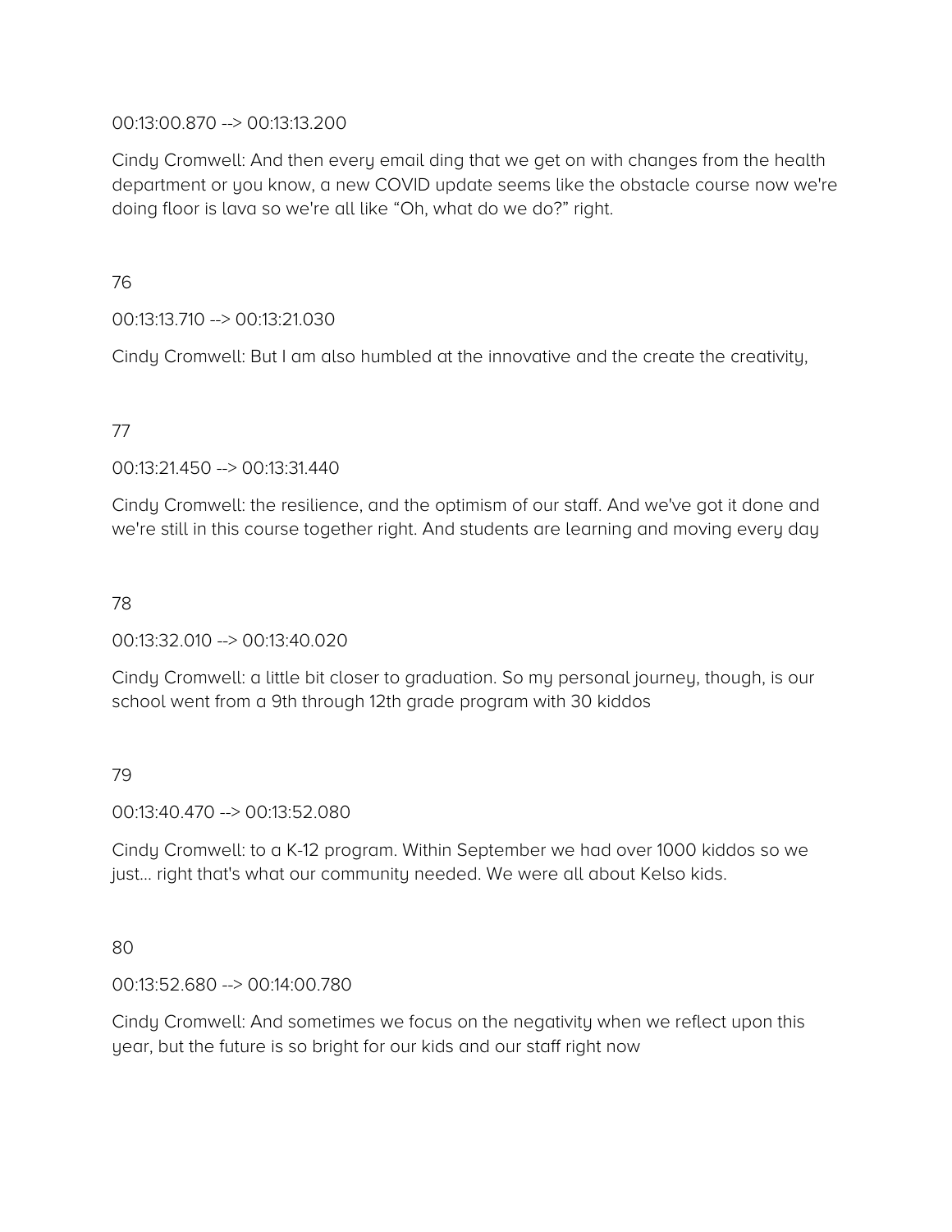00:13:00.870 --> 00:13:13.200

Cindy Cromwell: And then every email ding that we get on with changes from the health department or you know, a new COVID update seems like the obstacle course now we're doing floor is lava so we're all like “Oh, what do we do?” right.

76

00:13:13.710 --> 00:13:21.030

Cindy Cromwell: But I am also humbled at the innovative and the create the creativity,

77

00:13:21.450 --> 00:13:31.440

Cindy Cromwell: the resilience, and the optimism of our staff. And we've got it done and we're still in this course together right. And students are learning and moving every day

78

00:13:32.010 --> 00:13:40.020

Cindy Cromwell: a little bit closer to graduation. So my personal journey, though, is our school went from a 9th through 12th grade program with 30 kiddos

79

00:13:40.470 --> 00:13:52.080

Cindy Cromwell: to a K-12 program. Within September we had over 1000 kiddos so we just… right that's what our community needed. We were all about Kelso kids.

80

00:13:52.680 --> 00:14:00.780

Cindy Cromwell: And sometimes we focus on the negativity when we reflect upon this year, but the future is so bright for our kids and our staff right now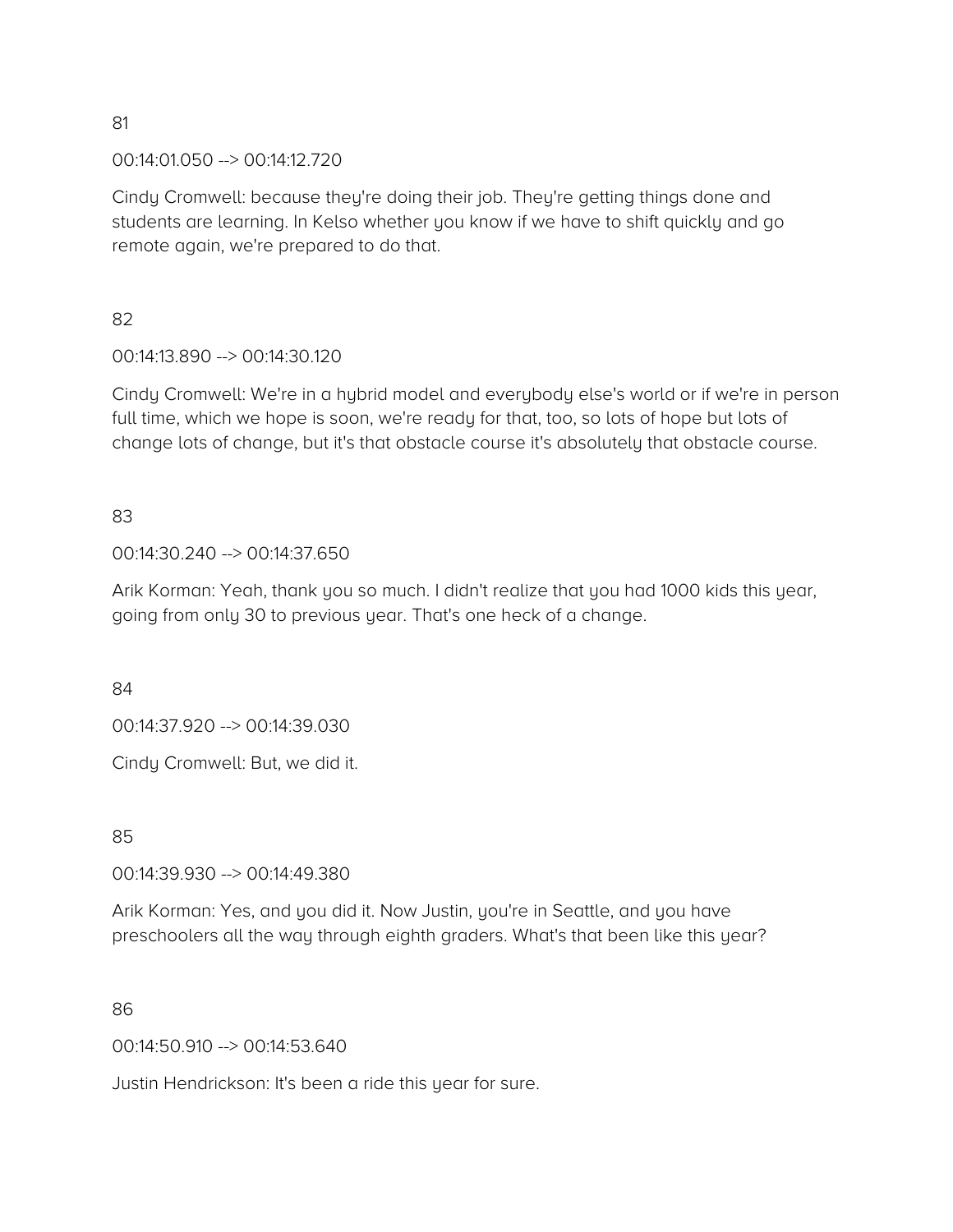81

00:14:01.050 --> 00:14:12.720

Cindy Cromwell: because they're doing their job. They're getting things done and students are learning. In Kelso whether you know if we have to shift quickly and go remote again, we're prepared to do that.

82

00:14:13.890 --> 00:14:30.120

Cindy Cromwell: We're in a hybrid model and everybody else's world or if we're in person full time, which we hope is soon, we're ready for that, too, so lots of hope but lots of change lots of change, but it's that obstacle course it's absolutely that obstacle course.

83

00:14:30.240 --> 00:14:37.650

Arik Korman: Yeah, thank you so much. I didn't realize that you had 1000 kids this year, going from only 30 to previous year. That's one heck of a change.

84

00:14:37.920 --> 00:14:39.030

Cindy Cromwell: But, we did it.

85

00:14:39.930 --> 00:14:49.380

Arik Korman: Yes, and you did it. Now Justin, you're in Seattle, and you have preschoolers all the way through eighth graders. What's that been like this year?

86

00:14:50.910 --> 00:14:53.640

Justin Hendrickson: It's been a ride this year for sure.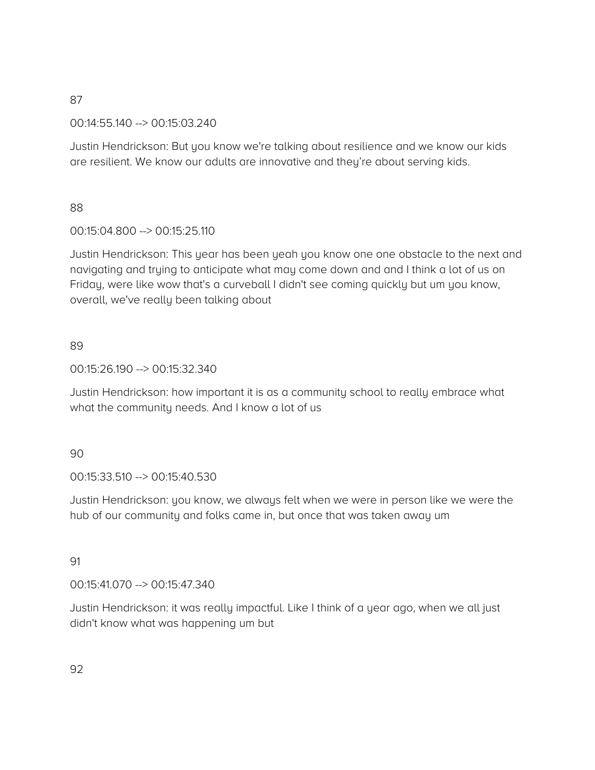87

00:14:55.140 --> 00:15:03.240

Justin Hendrickson: But you know we're talking about resilience and we know our kids are resilient. We know our adults are innovative and they're about serving kids.

88

00:15:04.800 --> 00:15:25.110

Justin Hendrickson: This year has been yeah you know one one obstacle to the next and navigating and trying to anticipate what may come down and and I think a lot of us on Friday, were like wow that's a curveball I didn't see coming quickly but um you know, overall, we've really been talking about

89

00:15:26.190 --> 00:15:32.340

Justin Hendrickson: how important it is as a community school to really embrace what what the community needs. And I know a lot of us

90

00:15:33.510 --> 00:15:40.530

Justin Hendrickson: you know, we always felt when we were in person like we were the hub of our community and folks came in, but once that was taken away um

91

00:15:41.070 --> 00:15:47.340

Justin Hendrickson: it was really impactful. Like I think of a year ago, when we all just didn't know what was happening um but

92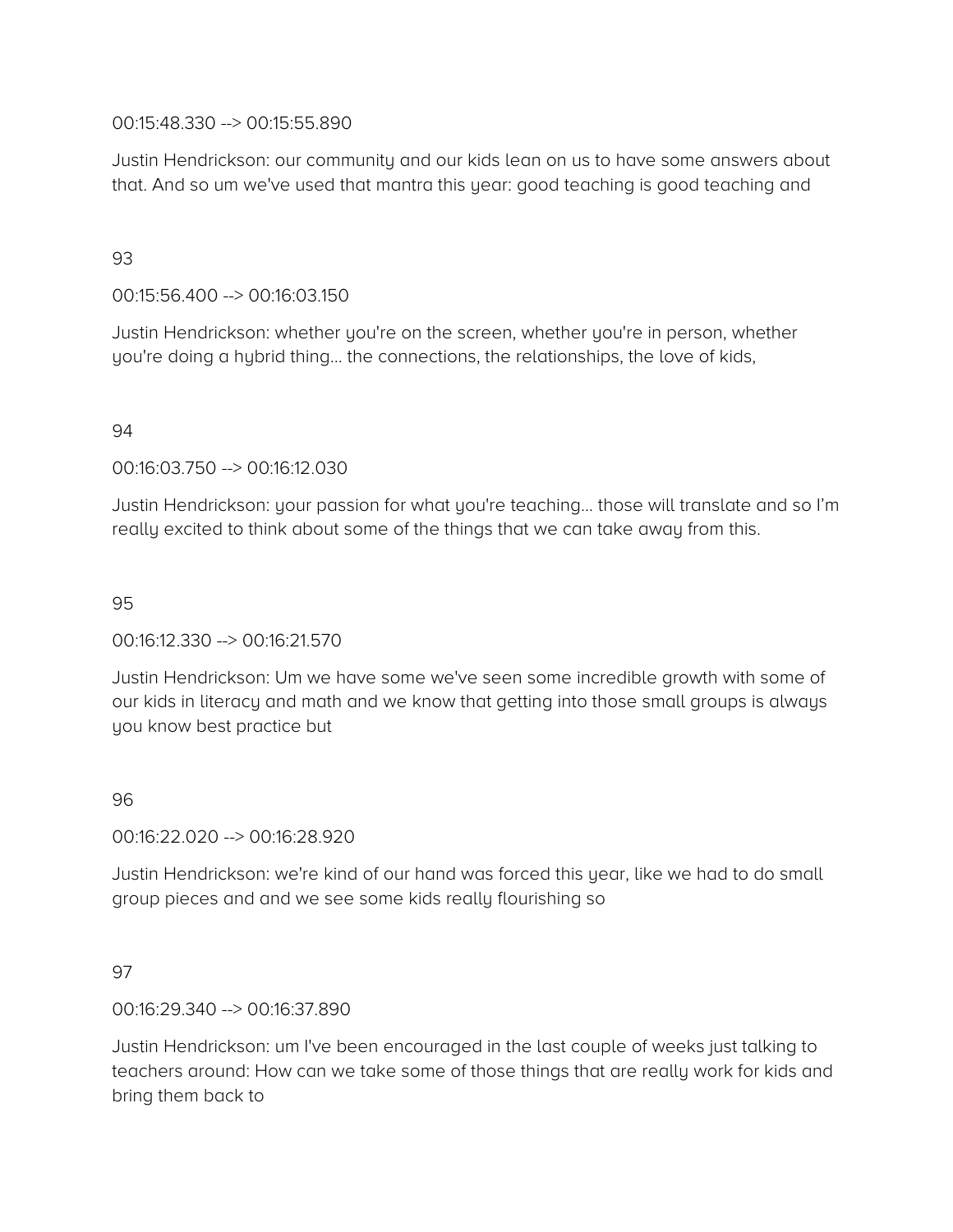00:15:48.330 --> 00:15:55.890

Justin Hendrickson: our community and our kids lean on us to have some answers about that. And so um we've used that mantra this year: good teaching is good teaching and

93

00:15:56.400 --> 00:16:03.150

Justin Hendrickson: whether you're on the screen, whether you're in person, whether you're doing a hybrid thing… the connections, the relationships, the love of kids,

94

00:16:03.750 --> 00:16:12.030

Justin Hendrickson: your passion for what you're teaching… those will translate and so I'm really excited to think about some of the things that we can take away from this.

95

00:16:12.330 --> 00:16:21.570

Justin Hendrickson: Um we have some we've seen some incredible growth with some of our kids in literacy and math and we know that getting into those small groups is always you know best practice but

96

00:16:22.020 --> 00:16:28.920

Justin Hendrickson: we're kind of our hand was forced this year, like we had to do small group pieces and and we see some kids really flourishing so

97

00:16:29.340 --> 00:16:37.890

Justin Hendrickson: um I've been encouraged in the last couple of weeks just talking to teachers around: How can we take some of those things that are really work for kids and bring them back to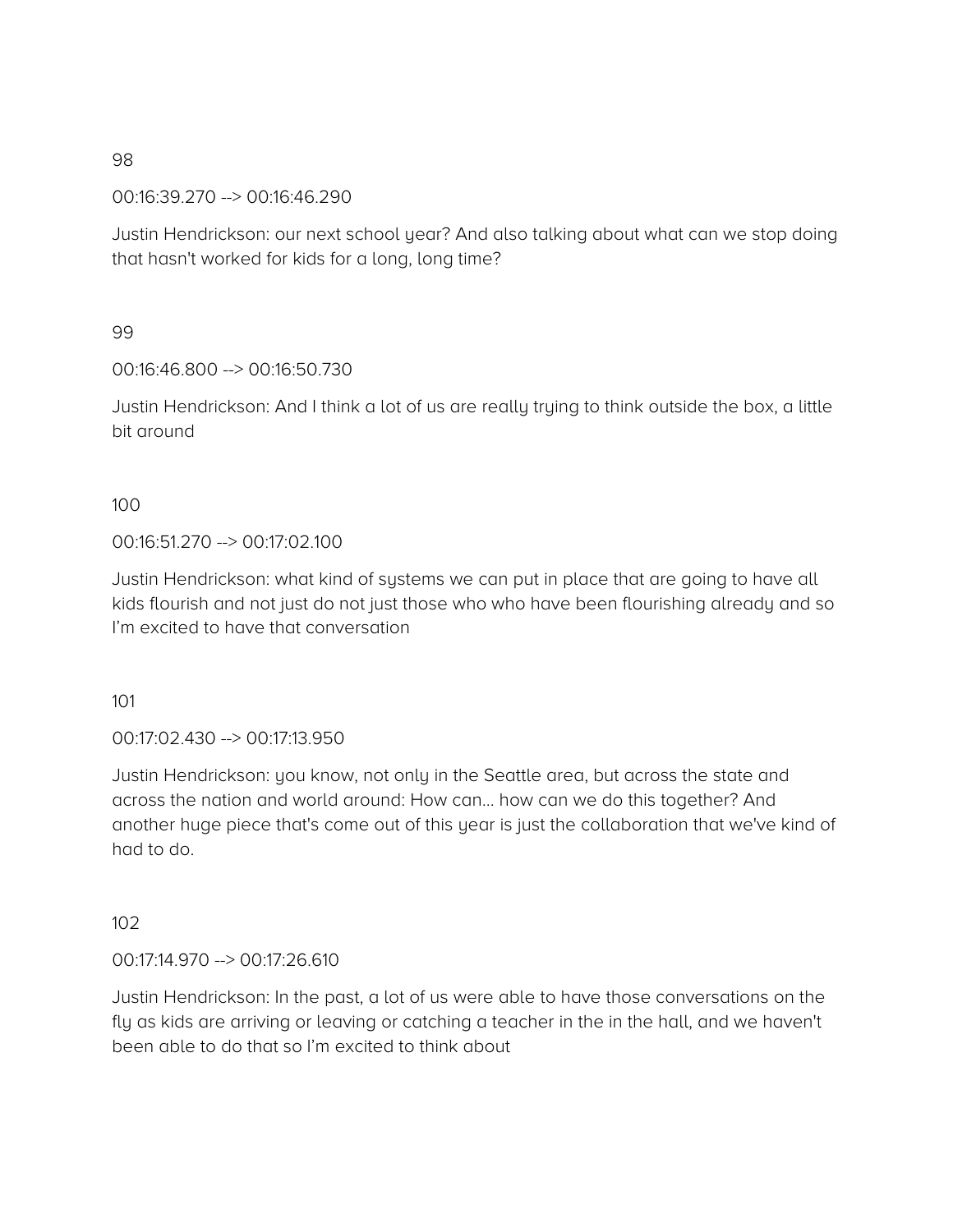98

00:16:39.270 --> 00:16:46.290

Justin Hendrickson: our next school year? And also talking about what can we stop doing that hasn't worked for kids for a long, long time?

99

00:16:46.800 --> 00:16:50.730

Justin Hendrickson: And I think a lot of us are really trying to think outside the box, a little bit around

100

00:16:51.270 --> 00:17:02.100

Justin Hendrickson: what kind of systems we can put in place that are going to have all kids flourish and not just do not just those who who have been flourishing already and so I'm excited to have that conversation

101

00:17:02.430 --> 00:17:13.950

Justin Hendrickson: you know, not only in the Seattle area, but across the state and across the nation and world around: How can… how can we do this together? And another huge piece that's come out of this year is just the collaboration that we've kind of had to do.

102

00:17:14.970 --> 00:17:26.610

Justin Hendrickson: In the past, a lot of us were able to have those conversations on the fly as kids are arriving or leaving or catching a teacher in the in the hall, and we haven't been able to do that so I'm excited to think about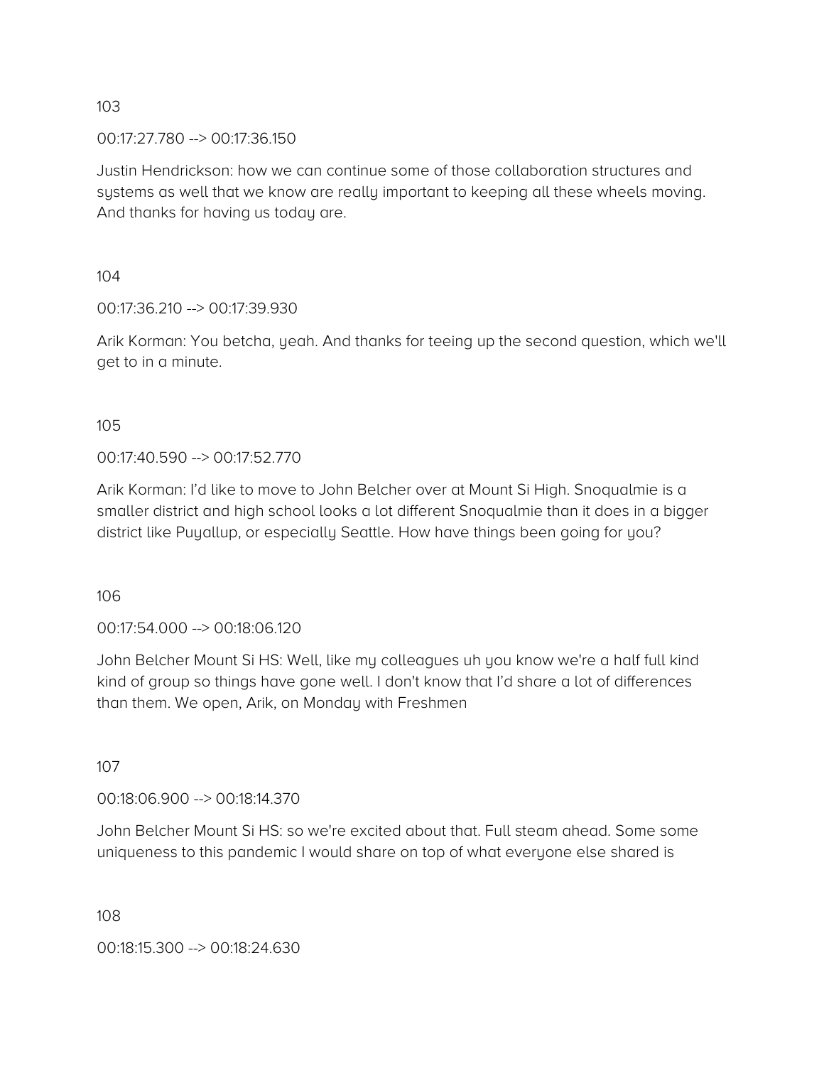103

00:17:27.780 --> 00:17:36.150

Justin Hendrickson: how we can continue some of those collaboration structures and systems as well that we know are really important to keeping all these wheels moving. And thanks for having us today are.

104

00:17:36.210 --> 00:17:39.930

Arik Korman: You betcha, yeah. And thanks for teeing up the second question, which we'll get to in a minute.

105

00:17:40.590 --> 00:17:52.770

Arik Korman: I'd like to move to John Belcher over at Mount Si High. Snoqualmie is a smaller district and high school looks a lot different Snoqualmie than it does in a bigger district like Puyallup, or especially Seattle. How have things been going for you?

106

00:17:54.000 --> 00:18:06.120

John Belcher Mount Si HS: Well, like my colleagues uh you know we're a half full kind kind of group so things have gone well. I don't know that I'd share a lot of differences than them. We open, Arik, on Monday with Freshmen

107

00:18:06.900 --> 00:18:14.370

John Belcher Mount Si HS: so we're excited about that. Full steam ahead. Some some uniqueness to this pandemic I would share on top of what everyone else shared is

108

00:18:15.300 --> 00:18:24.630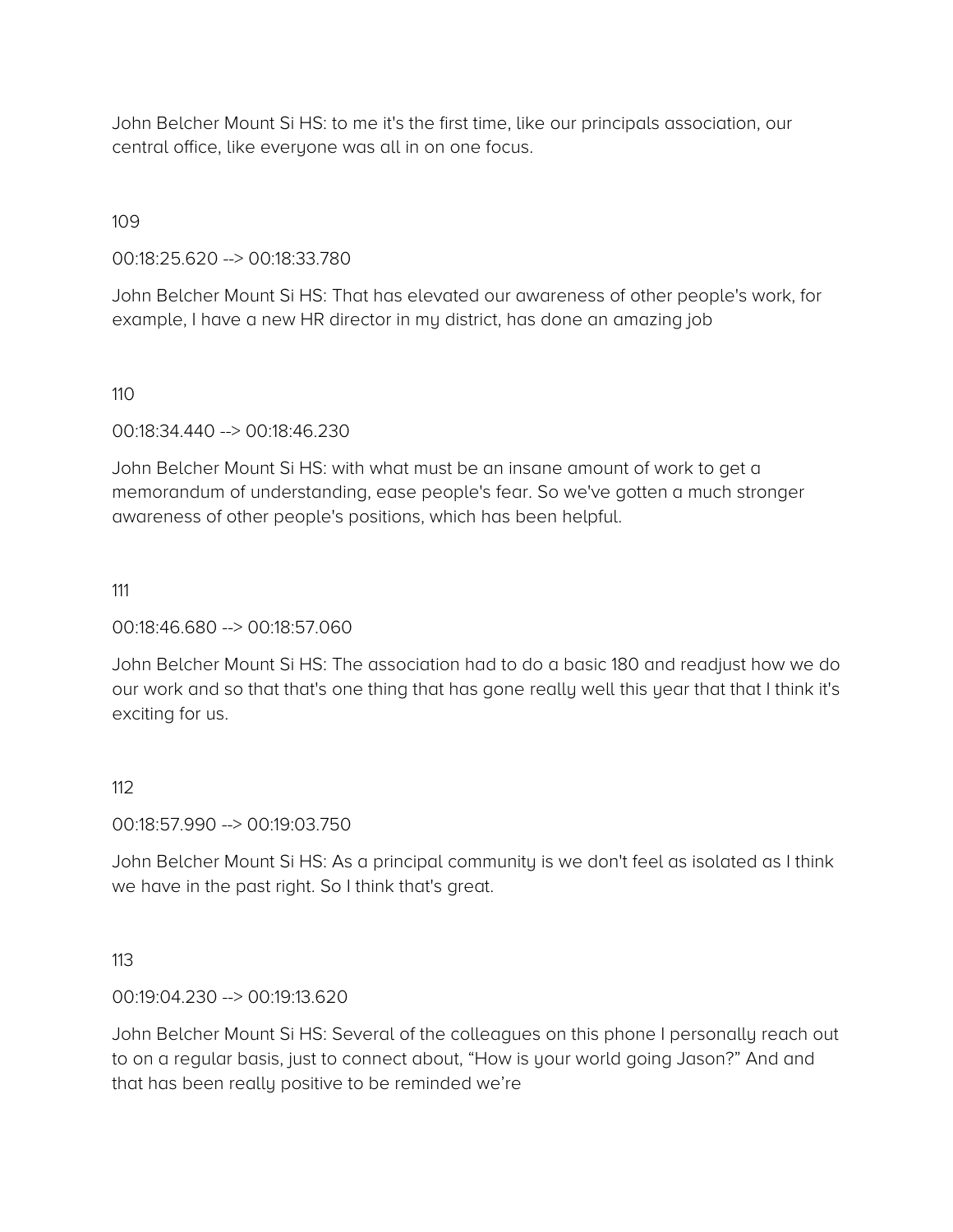John Belcher Mount Si HS: to me it's the first time, like our principals association, our central office, like everyone was all in on one focus.

109

00:18:25.620 --> 00:18:33.780

John Belcher Mount Si HS: That has elevated our awareness of other people's work, for example, I have a new HR director in my district, has done an amazing job

110

00:18:34.440 --> 00:18:46.230

John Belcher Mount Si HS: with what must be an insane amount of work to get a memorandum of understanding, ease people's fear. So we've gotten a much stronger awareness of other people's positions, which has been helpful.

111

00:18:46.680 --> 00:18:57.060

John Belcher Mount Si HS: The association had to do a basic 180 and readjust how we do our work and so that that's one thing that has gone really well this year that that I think it's exciting for us.

112

00:18:57.990 --> 00:19:03.750

John Belcher Mount Si HS: As a principal community is we don't feel as isolated as I think we have in the past right. So I think that's great.

113

00:19:04.230 --> 00:19:13.620

John Belcher Mount Si HS: Several of the colleagues on this phone I personally reach out to on a regular basis, just to connect about, "How is your world going Jason?" And and that has been really positive to be reminded we're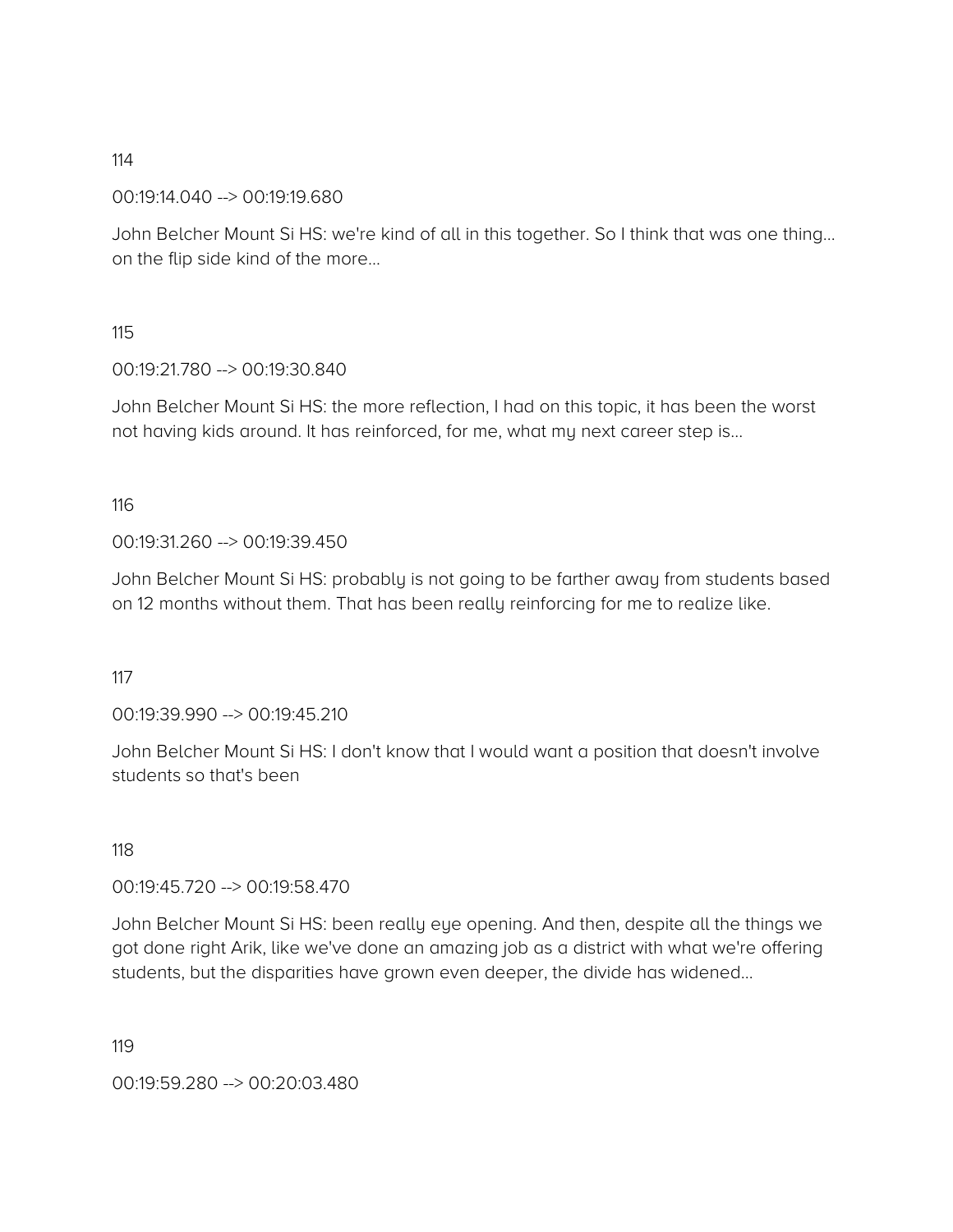114

00:19:14.040 --> 00:19:19.680

John Belcher Mount Si HS: we're kind of all in this together. So I think that was one thing... on the flip side kind of the more...

115

00:19:21.780 --> 00:19:30.840

John Belcher Mount Si HS: the more reflection, I had on this topic, it has been the worst not having kids around. It has reinforced, for me, what my next career step is...

116

00:19:31.260 --> 00:19:39.450

John Belcher Mount Si HS: probably is not going to be farther away from students based on 12 months without them. That has been really reinforcing for me to realize like.

117

00:19:39.990 --> 00:19:45.210

John Belcher Mount Si HS: I don't know that I would want a position that doesn't involve students so that's been

118

00:19:45.720 --> 00:19:58.470

John Belcher Mount Si HS: been really eye opening. And then, despite all the things we got done right Arik, like we've done an amazing job as a district with what we're offering students, but the disparities have grown even deeper, the divide has widened...

119

00:19:59.280 --> 00:20:03.480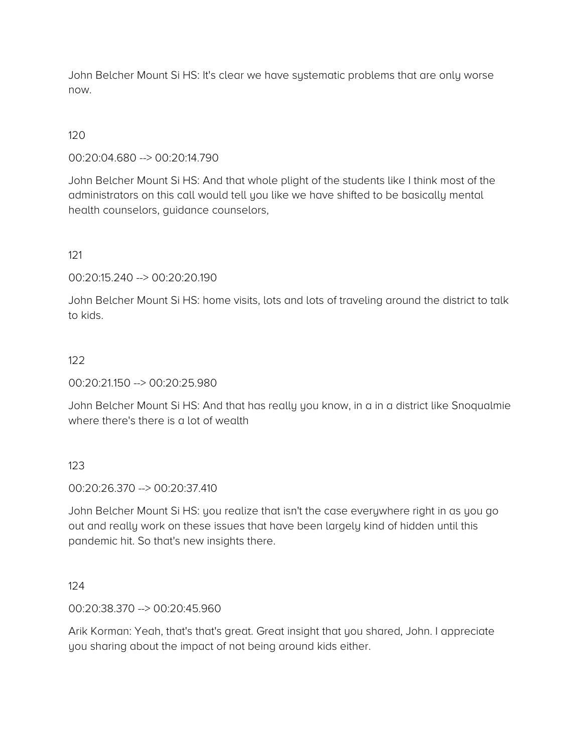John Belcher Mount Si HS: It's clear we have systematic problems that are only worse now.

120

00:20:04.680 --> 00:20:14.790

John Belcher Mount Si HS: And that whole plight of the students like I think most of the administrators on this call would tell you like we have shifted to be basically mental health counselors, guidance counselors,

121

00:20:15.240 --> 00:20:20.190

John Belcher Mount Si HS: home visits, lots and lots of traveling around the district to talk to kids.

122

00:20:21.150 --> 00:20:25.980

John Belcher Mount Si HS: And that has really you know, in a in a district like Snoqualmie where there's there is a lot of wealth

123

00:20:26.370 --> 00:20:37.410

John Belcher Mount Si HS: you realize that isn't the case everywhere right in as you go out and really work on these issues that have been largely kind of hidden until this pandemic hit. So that's new insights there.

124

00:20:38.370 --> 00:20:45.960

Arik Korman: Yeah, that's that's great. Great insight that you shared, John. I appreciate you sharing about the impact of not being around kids either.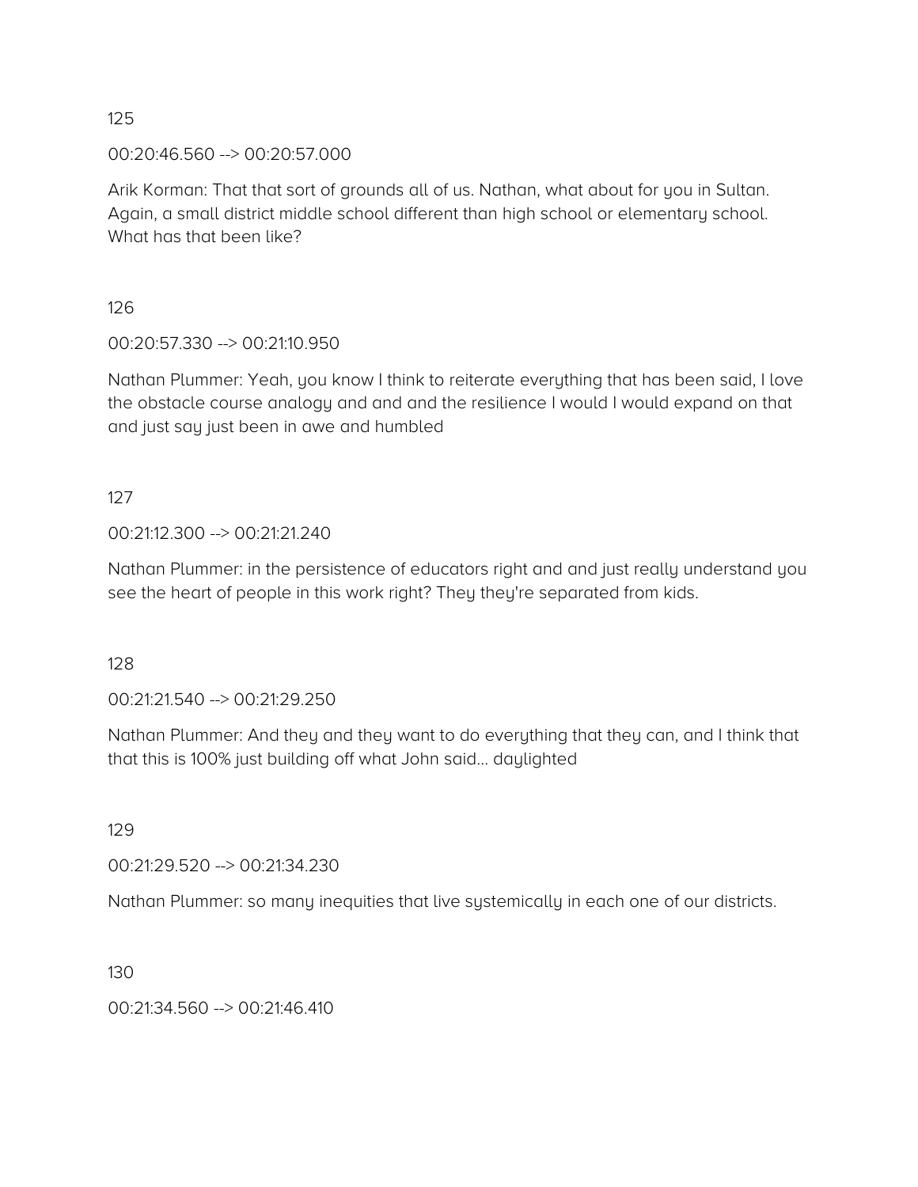125

00:20:46.560 --> 00:20:57.000

Arik Korman: That that sort of grounds all of us. Nathan, what about for you in Sultan. Again, a small district middle school different than high school or elementary school. What has that been like?

126

00:20:57.330 --> 00:21:10.950

Nathan Plummer: Yeah, you know I think to reiterate everything that has been said, I love the obstacle course analogy and and and the resilience I would I would expand on that and just say just been in awe and humbled

127

00:21:12.300 --> 00:21:21.240

Nathan Plummer: in the persistence of educators right and and just really understand you see the heart of people in this work right? They they're separated from kids.

128

00:21:21.540 --> 00:21:29.250

Nathan Plummer: And they and they want to do everything that they can, and I think that that this is 100% just building off what John said… daylighted

129

00:21:29.520 --> 00:21:34.230

Nathan Plummer: so many inequities that live systemically in each one of our districts.

130

00:21:34.560 --> 00:21:46.410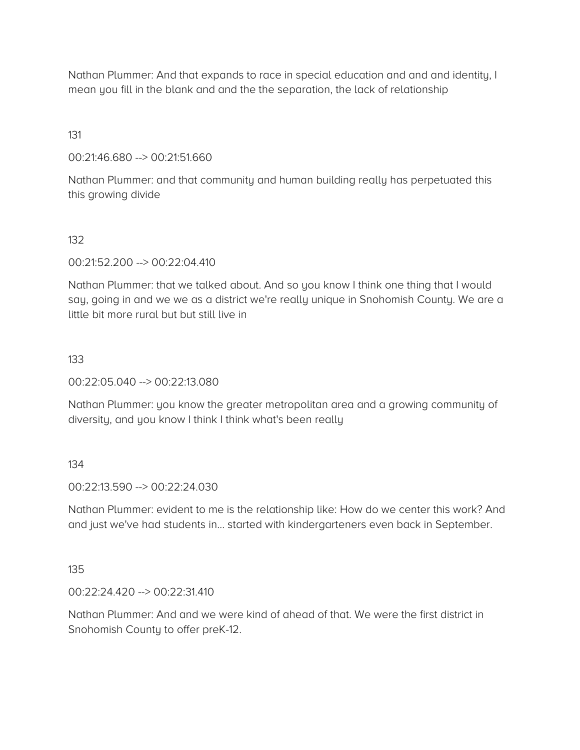Nathan Plummer: And that expands to race in special education and and and identity, I mean you fill in the blank and and the the separation, the lack of relationship

131

00:21:46.680 --> 00:21:51.660

Nathan Plummer: and that community and human building really has perpetuated this this growing divide

132

00:21:52.200 --> 00:22:04.410

Nathan Plummer: that we talked about. And so you know I think one thing that I would say, going in and we we as a district we're really unique in Snohomish County. We are a little bit more rural but but still live in

133

00:22:05.040 --> 00:22:13.080

Nathan Plummer: you know the greater metropolitan area and a growing community of diversity, and you know I think I think what's been really

134

00:22:13.590 --> 00:22:24.030

Nathan Plummer: evident to me is the relationship like: How do we center this work? And and just we've had students in... started with kindergarteners even back in September.

135

00:22:24.420 --> 00:22:31.410

Nathan Plummer: And and we were kind of ahead of that. We were the first district in Snohomish County to offer preK-12.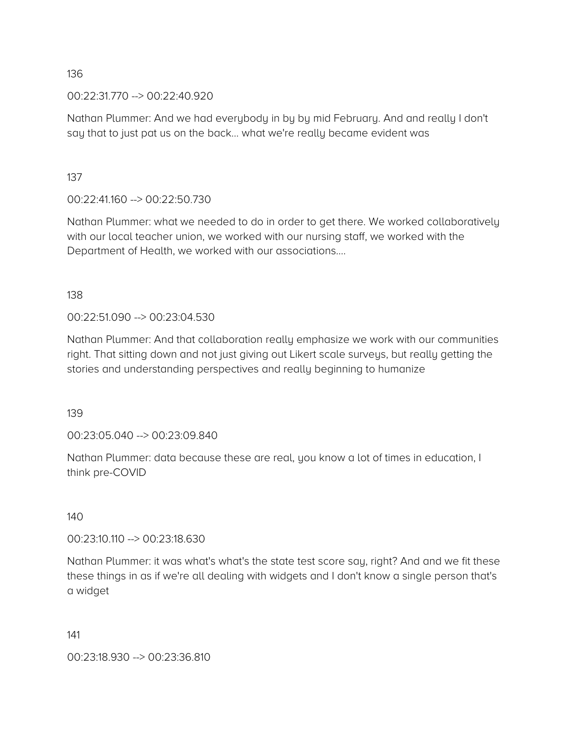136

00:22:31.770 --> 00:22:40.920

Nathan Plummer: And we had everybody in by by mid February. And and really I don't say that to just pat us on the back... what we're really became evident was

137

00:22:41.160 --> 00:22:50.730

Nathan Plummer: what we needed to do in order to get there. We worked collaboratively with our local teacher union, we worked with our nursing staff, we worked with the Department of Health, we worked with our associations....

138

00:22:51.090 --> 00:23:04.530

Nathan Plummer: And that collaboration really emphasize we work with our communities right. That sitting down and not just giving out Likert scale surveys, but really getting the stories and understanding perspectives and really beginning to humanize

139

00:23:05.040 --> 00:23:09.840

Nathan Plummer: data because these are real, you know a lot of times in education, I think pre-COVID

140

00:23:10.110 --> 00:23:18.630

Nathan Plummer: it was what's what's the state test score say, right? And and we fit these these things in as if we're all dealing with widgets and I don't know a single person that's a widget

141

00:23:18.930 --> 00:23:36.810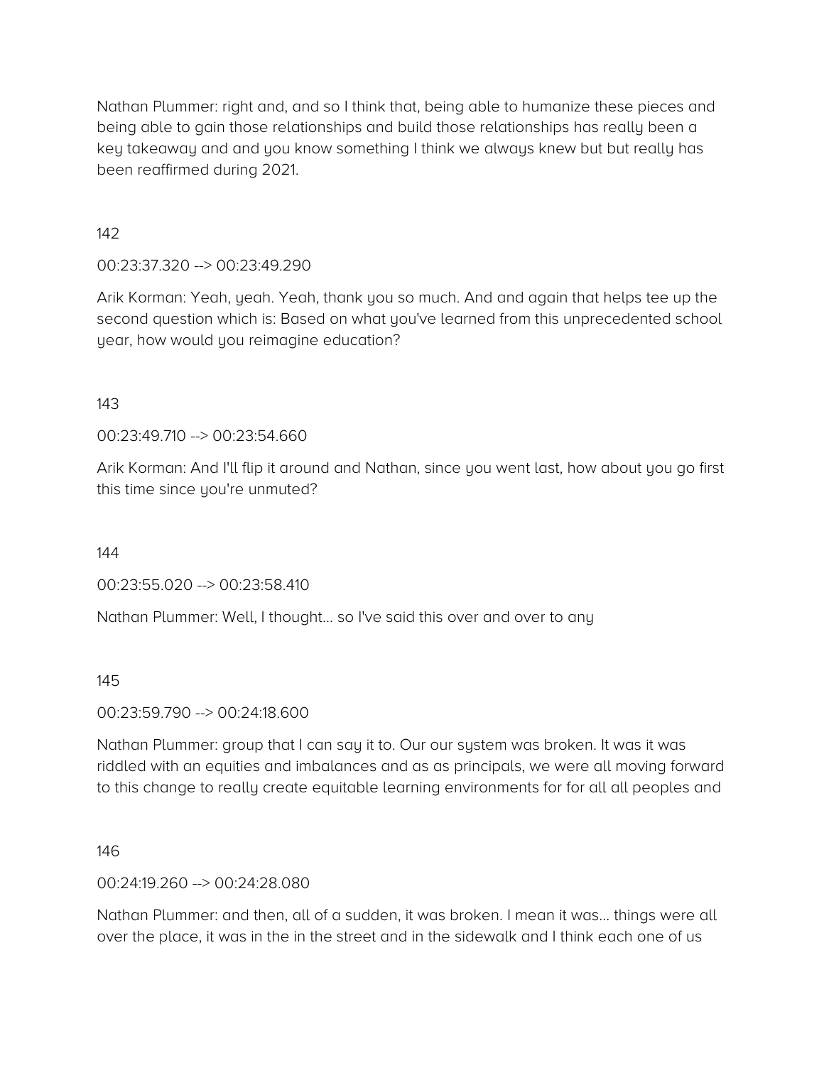Nathan Plummer: right and, and so I think that, being able to humanize these pieces and being able to gain those relationships and build those relationships has really been a key takeaway and and you know something I think we always knew but but really has been reaffirmed during 2021.

142

00:23:37.320 --> 00:23:49.290

Arik Korman: Yeah, yeah. Yeah, thank you so much. And and again that helps tee up the second question which is: Based on what you've learned from this unprecedented school year, how would you reimagine education?

143

00:23:49.710 --> 00:23:54.660

Arik Korman: And I'll flip it around and Nathan, since you went last, how about you go first this time since you're unmuted?

144

00:23:55.020 --> 00:23:58.410

Nathan Plummer: Well, I thought... so I've said this over and over to any

145

00:23:59.790 --> 00:24:18.600

Nathan Plummer: group that I can say it to. Our our system was broken. It was it was riddled with an equities and imbalances and as as principals, we were all moving forward to this change to really create equitable learning environments for for all all peoples and

146

00:24:19.260 --> 00:24:28.080

Nathan Plummer: and then, all of a sudden, it was broken. I mean it was... things were all over the place, it was in the in the street and in the sidewalk and I think each one of us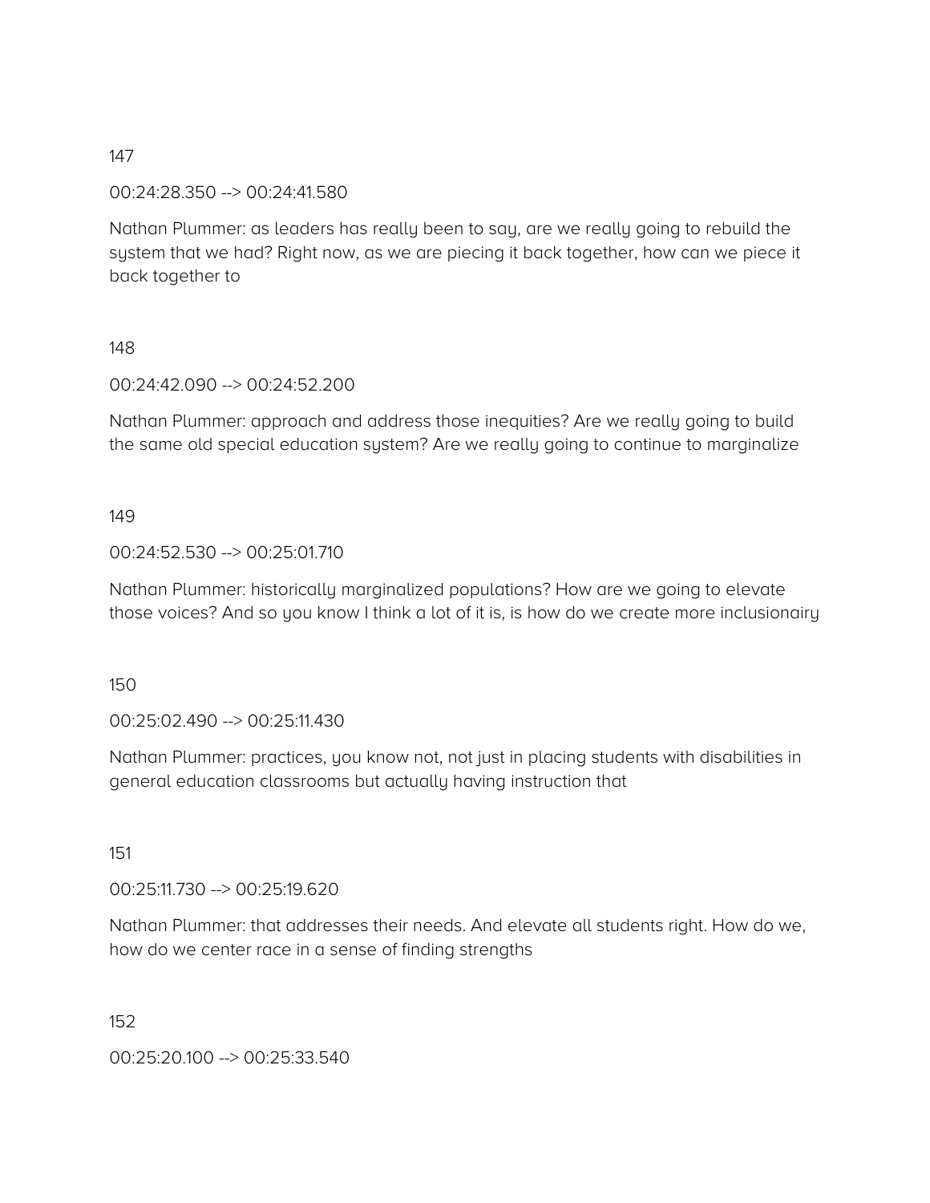147

00:24:28.350 --> 00:24:41.580

Nathan Plummer: as leaders has really been to say, are we really going to rebuild the system that we had? Right now, as we are piecing it back together, how can we piece it back together to

148

00:24:42.090 --> 00:24:52.200

Nathan Plummer: approach and address those inequities? Are we really going to build the same old special education system? Are we really going to continue to marginalize

149

00:24:52.530 --> 00:25:01.710

Nathan Plummer: historically marginalized populations? How are we going to elevate those voices? And so you know I think a lot of it is, is how do we create more inclusionairy

150

00:25:02.490 --> 00:25:11.430

Nathan Plummer: practices, you know not, not just in placing students with disabilities in general education classrooms but actually having instruction that

151

00:25:11.730 --> 00:25:19.620

Nathan Plummer: that addresses their needs. And elevate all students right. How do we, how do we center race in a sense of finding strengths

152

00:25:20.100 --> 00:25:33.540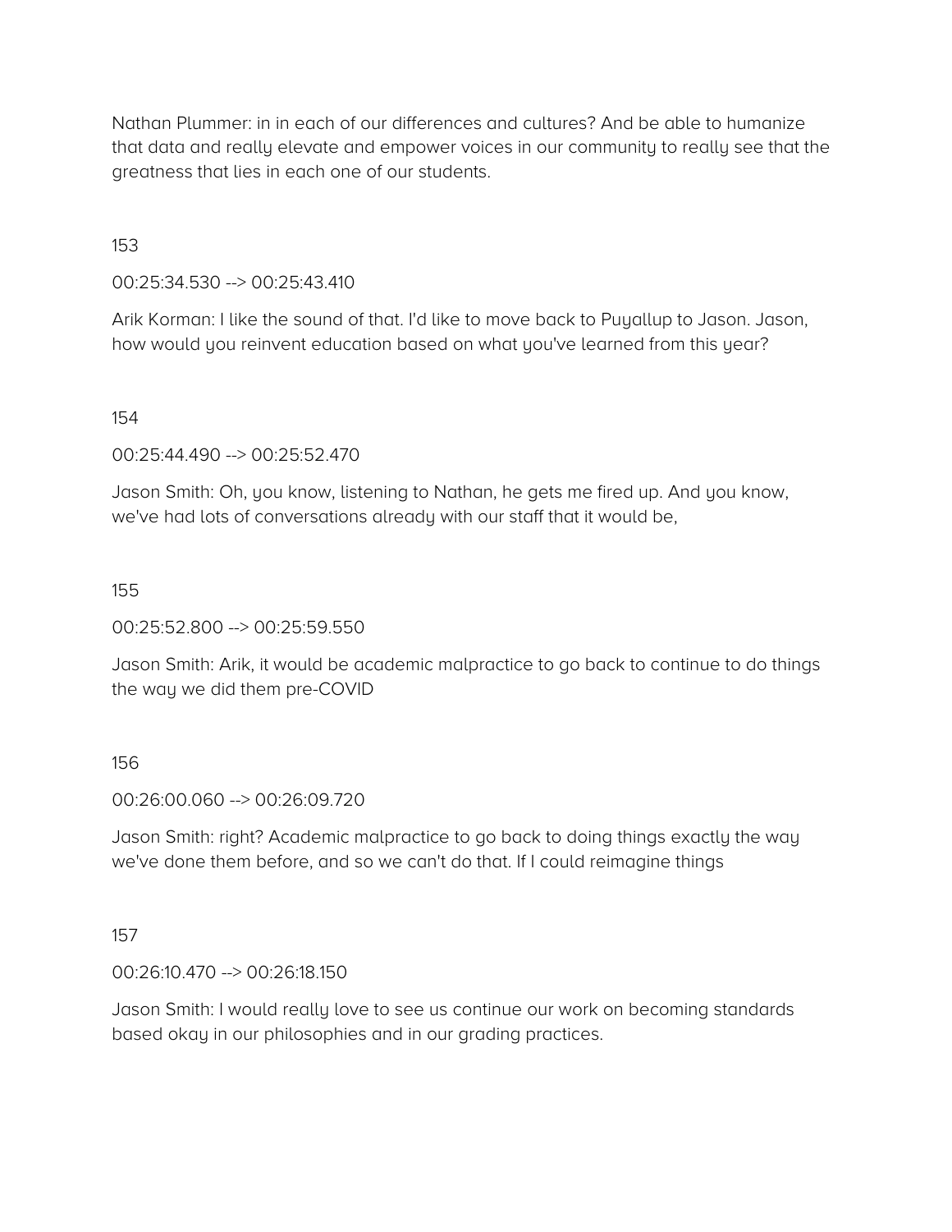Nathan Plummer: in in each of our differences and cultures? And be able to humanize that data and really elevate and empower voices in our community to really see that the greatness that lies in each one of our students.

153

00:25:34.530 --> 00:25:43.410

Arik Korman: I like the sound of that. I'd like to move back to Puyallup to Jason. Jason, how would you reinvent education based on what you've learned from this year?

154

00:25:44.490 --> 00:25:52.470

Jason Smith: Oh, you know, listening to Nathan, he gets me fired up. And you know, we've had lots of conversations already with our staff that it would be,

155

00:25:52.800 --> 00:25:59.550

Jason Smith: Arik, it would be academic malpractice to go back to continue to do things the way we did them pre-COVID

156

00:26:00.060 --> 00:26:09.720

Jason Smith: right? Academic malpractice to go back to doing things exactly the way we've done them before, and so we can't do that. If I could reimagine things

157

00:26:10.470 --> 00:26:18.150

Jason Smith: I would really love to see us continue our work on becoming standards based okay in our philosophies and in our grading practices.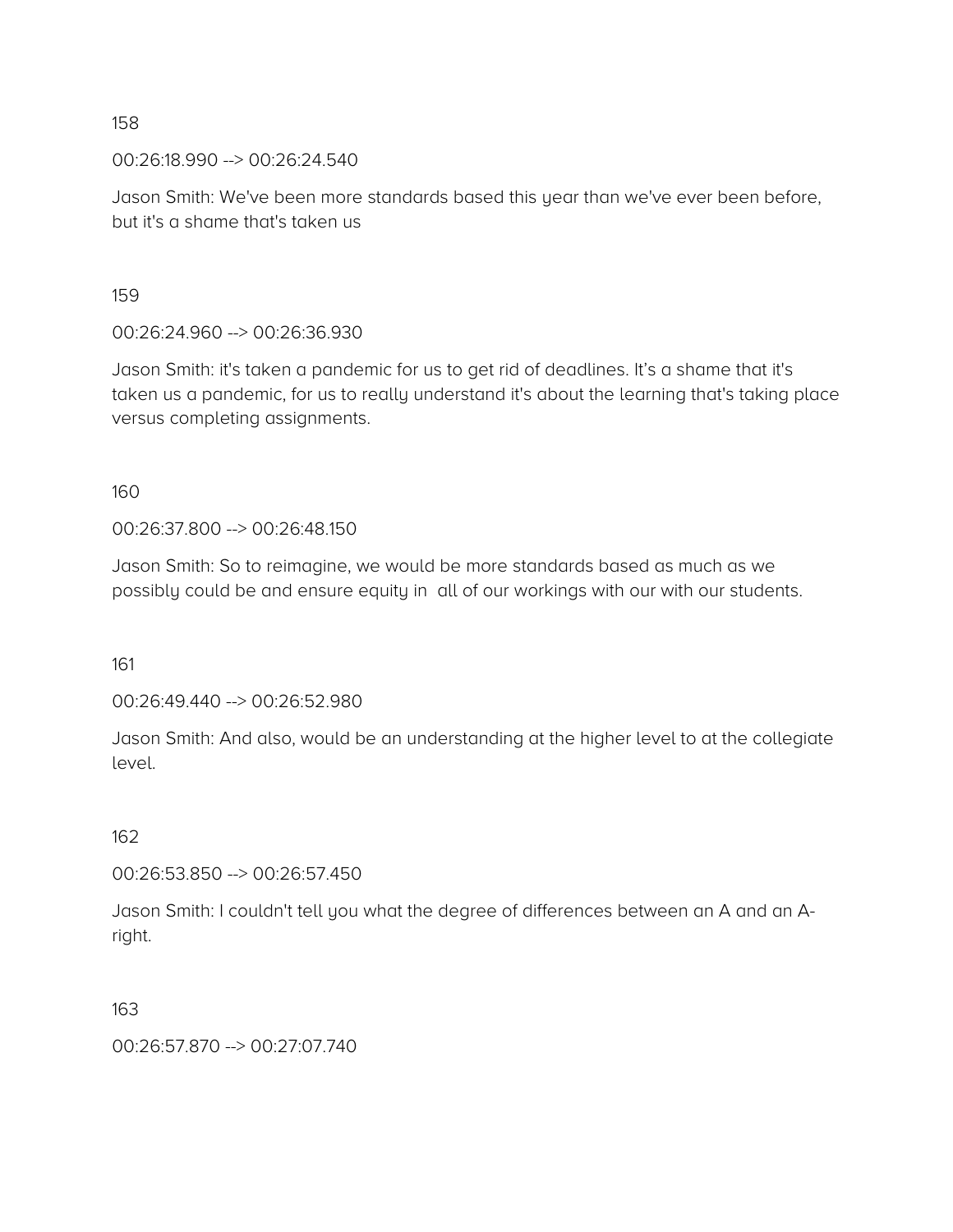158

00:26:18.990 --> 00:26:24.540

Jason Smith: We've been more standards based this year than we've ever been before, but it's a shame that's taken us

159

00:26:24.960 --> 00:26:36.930

Jason Smith: it's taken a pandemic for us to get rid of deadlines. It's a shame that it's taken us a pandemic, for us to really understand it's about the learning that's taking place versus completing assignments.

160

00:26:37.800 --> 00:26:48.150

Jason Smith: So to reimagine, we would be more standards based as much as we possibly could be and ensure equity in  all of our workings with our with our students.

161

00:26:49.440 --> 00:26:52.980

Jason Smith: And also, would be an understanding at the higher level to at the collegiate level.

162

00:26:53.850 --> 00:26:57.450

Jason Smith: I couldn't tell you what the degree of differences between an A and an A- right.

163

00:26:57.870 --> 00:27:07.740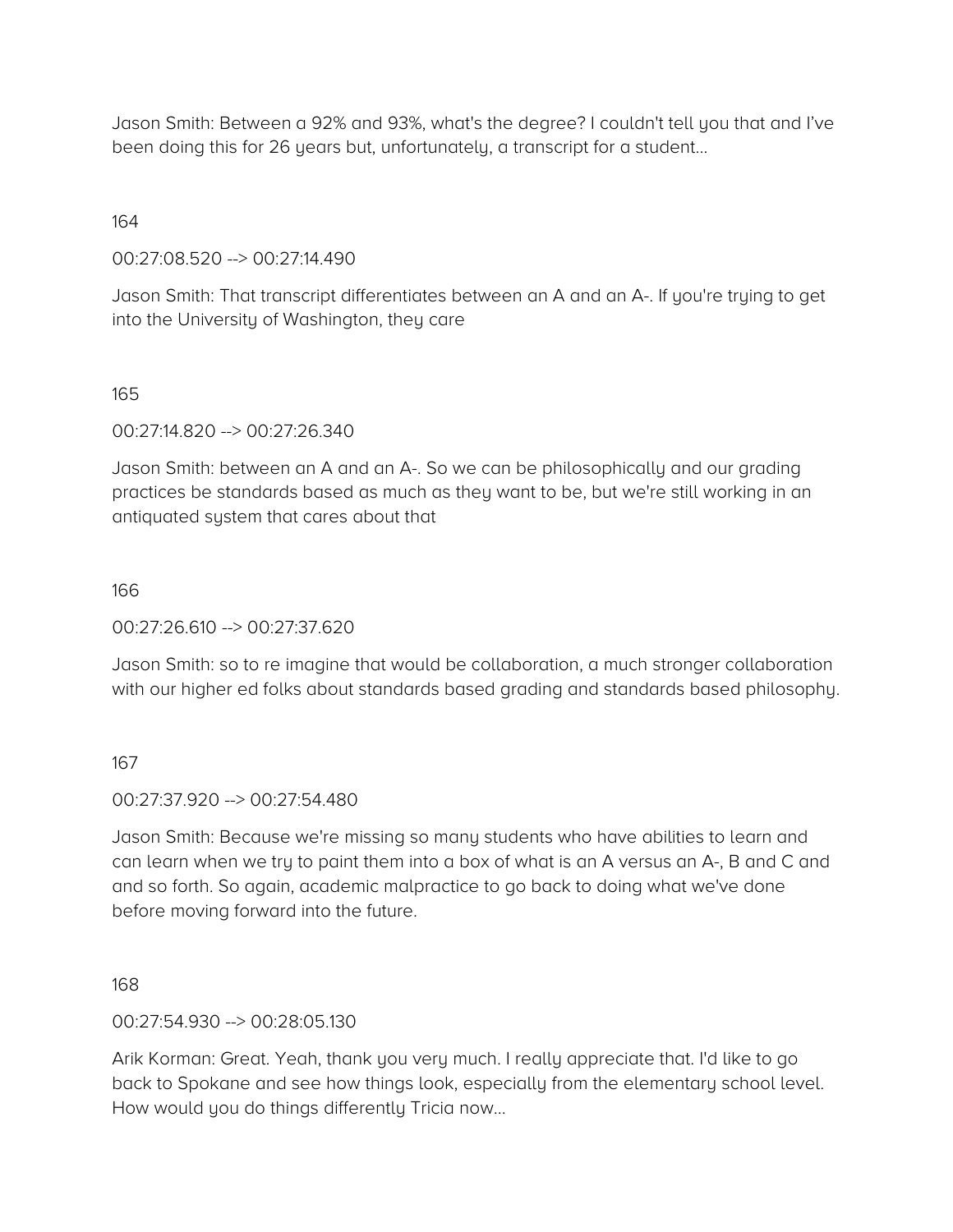Jason Smith: Between a 92% and 93%, what's the degree? I couldn't tell you that and I've been doing this for 26 years but, unfortunately, a transcript for a student...

164

00:27:08.520 --> 00:27:14.490

Jason Smith: That transcript differentiates between an A and an A-. If you're trying to get into the University of Washington, they care

165

00:27:14.820 --> 00:27:26.340

Jason Smith: between an A and an A-. So we can be philosophically and our grading practices be standards based as much as they want to be, but we're still working in an antiquated system that cares about that

166

00:27:26.610 --> 00:27:37.620

Jason Smith: so to re imagine that would be collaboration, a much stronger collaboration with our higher ed folks about standards based grading and standards based philosophy.

167

00:27:37.920 --> 00:27:54.480

Jason Smith: Because we're missing so many students who have abilities to learn and can learn when we try to paint them into a box of what is an A versus an A-, B and C and and so forth. So again, academic malpractice to go back to doing what we've done before moving forward into the future.

168

00:27:54.930 --> 00:28:05.130

Arik Korman: Great. Yeah, thank you very much. I really appreciate that. I'd like to go back to Spokane and see how things look, especially from the elementary school level. How would you do things differently Tricia now...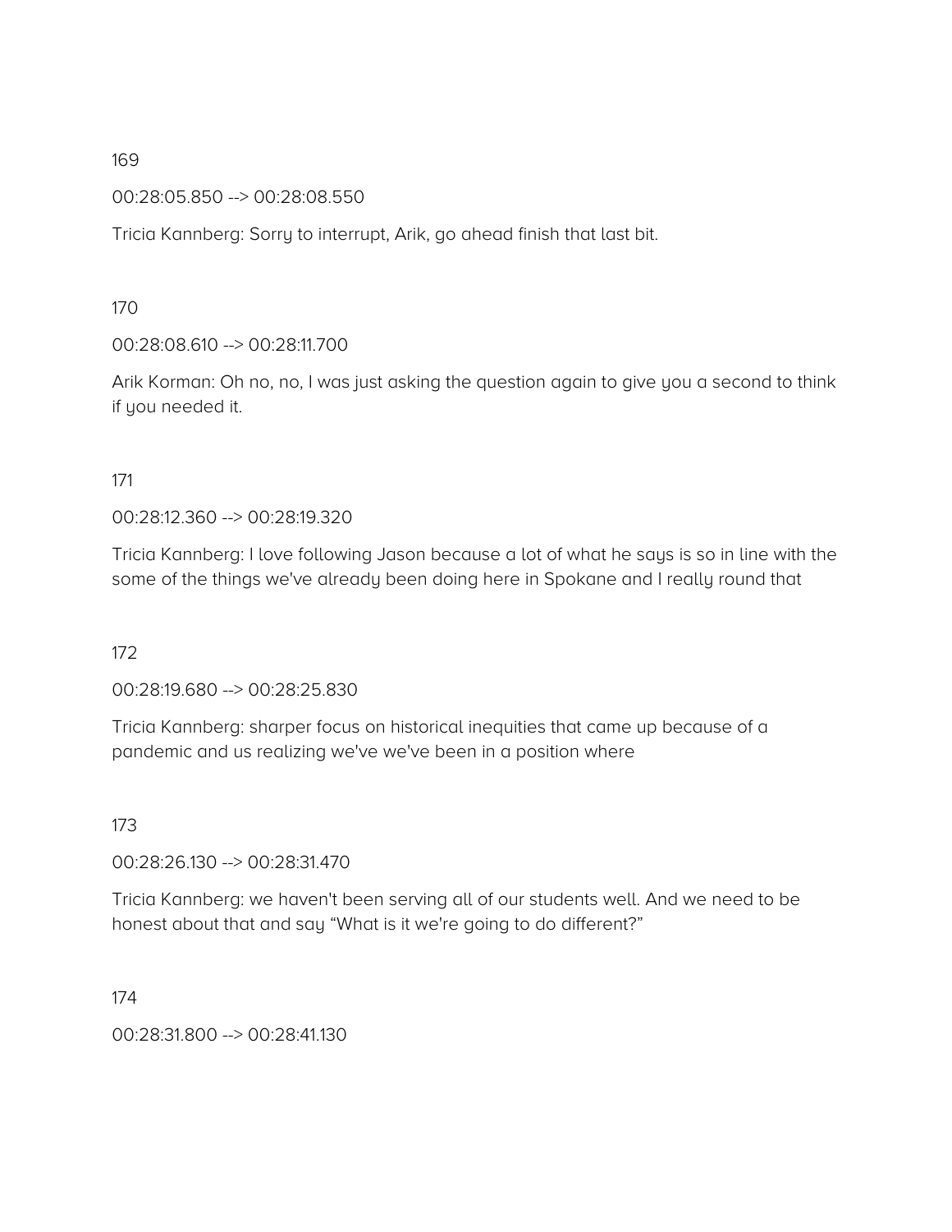169

00:28:05.850 --> 00:28:08.550

Tricia Kannberg: Sorry to interrupt, Arik, go ahead finish that last bit.

170

00:28:08.610 --> 00:28:11.700

Arik Korman: Oh no, no, I was just asking the question again to give you a second to think if you needed it.

171

00:28:12.360 --> 00:28:19.320

Tricia Kannberg: I love following Jason because a lot of what he says is so in line with the some of the things we've already been doing here in Spokane and I really round that

172

00:28:19.680 --> 00:28:25.830

Tricia Kannberg: sharper focus on historical inequities that came up because of a pandemic and us realizing we've we've been in a position where

173

00:28:26.130 --> 00:28:31.470

Tricia Kannberg: we haven't been serving all of our students well. And we need to be honest about that and say "What is it we're going to do different?"

174

00:28:31.800 --> 00:28:41.130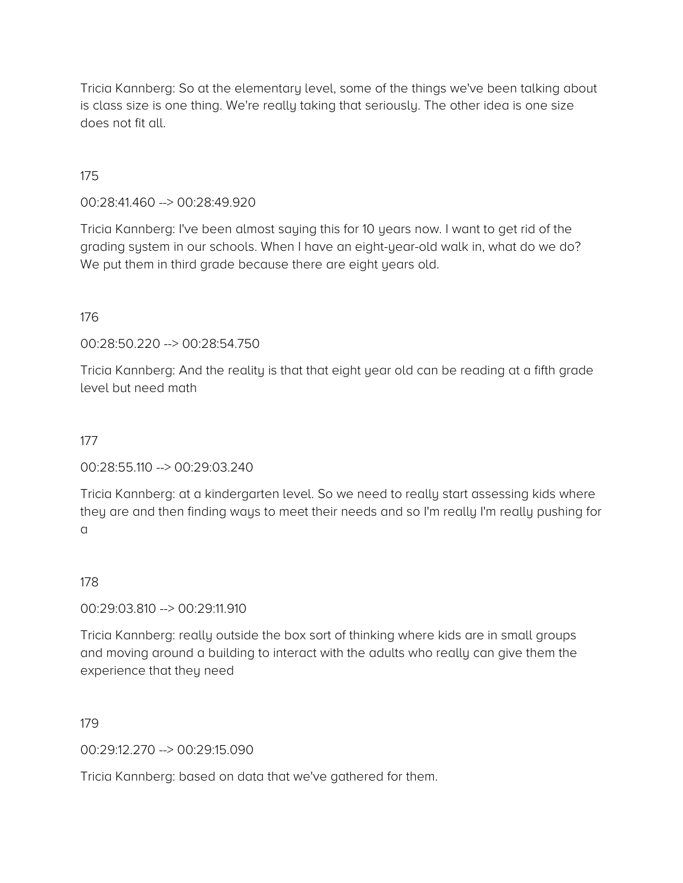Tricia Kannberg: So at the elementary level, some of the things we've been talking about is class size is one thing. We're really taking that seriously. The other idea is one size does not fit all.

175

00:28:41.460 --> 00:28:49.920

Tricia Kannberg: I've been almost saying this for 10 years now. I want to get rid of the grading system in our schools. When I have an eight-year-old walk in, what do we do? We put them in third grade because there are eight years old.

176

00:28:50.220 --> 00:28:54.750

Tricia Kannberg: And the reality is that that eight year old can be reading at a fifth grade level but need math

177

00:28:55.110 --> 00:29:03.240

Tricia Kannberg: at a kindergarten level. So we need to really start assessing kids where they are and then finding ways to meet their needs and so I'm really I'm really pushing for a

178

00:29:03.810 --> 00:29:11.910

Tricia Kannberg: really outside the box sort of thinking where kids are in small groups and moving around a building to interact with the adults who really can give them the experience that they need

179

00:29:12.270 --> 00:29:15.090

Tricia Kannberg: based on data that we've gathered for them.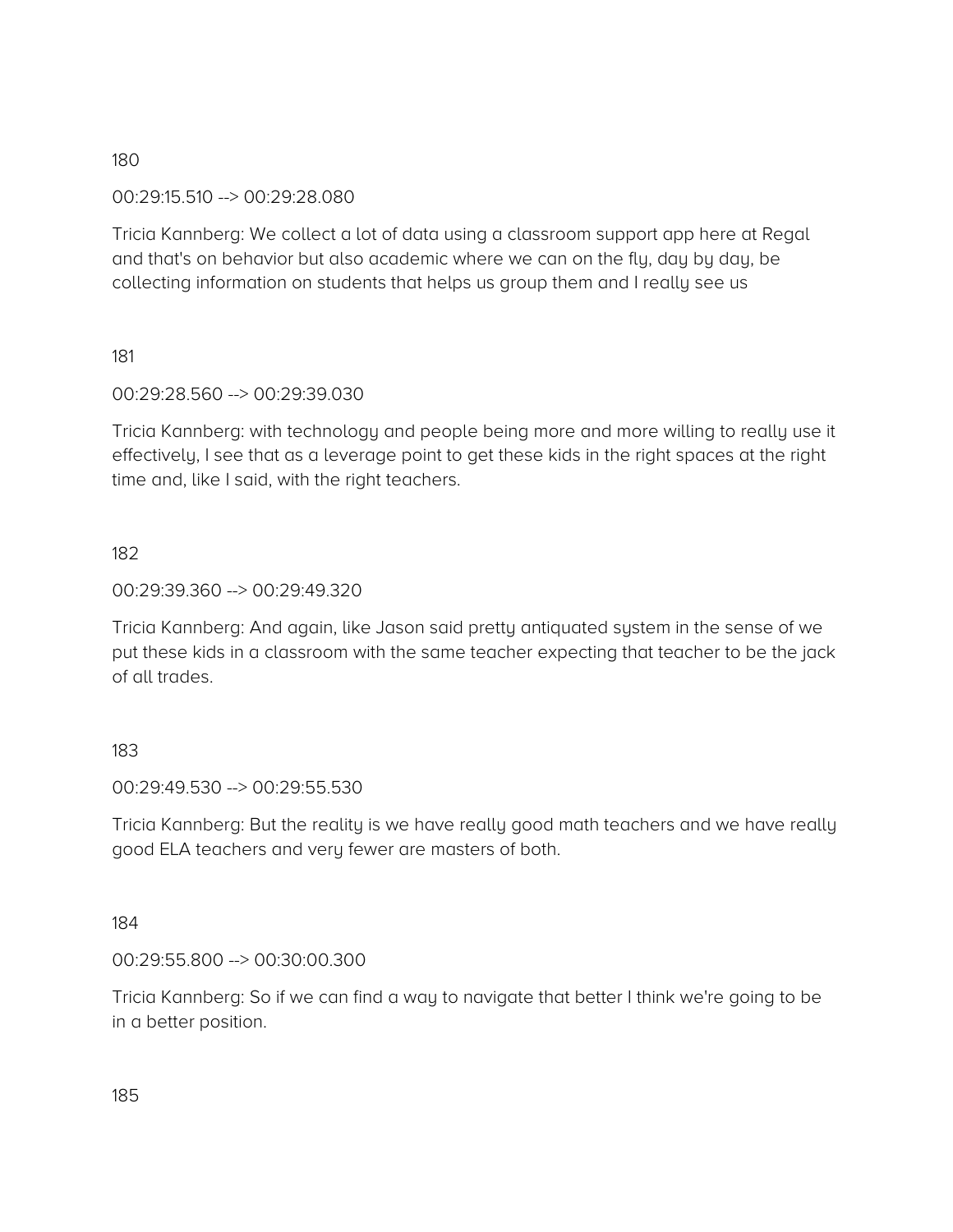180

00:29:15.510 --> 00:29:28.080

Tricia Kannberg: We collect a lot of data using a classroom support app here at Regal and that's on behavior but also academic where we can on the fly, day by day, be collecting information on students that helps us group them and I really see us

181

00:29:28.560 --> 00:29:39.030

Tricia Kannberg: with technology and people being more and more willing to really use it effectively, I see that as a leverage point to get these kids in the right spaces at the right time and, like I said, with the right teachers.

182

00:29:39.360 --> 00:29:49.320

Tricia Kannberg: And again, like Jason said pretty antiquated system in the sense of we put these kids in a classroom with the same teacher expecting that teacher to be the jack of all trades.

183

00:29:49.530 --> 00:29:55.530

Tricia Kannberg: But the reality is we have really good math teachers and we have really good ELA teachers and very fewer are masters of both.

184

00:29:55.800 --> 00:30:00.300

Tricia Kannberg: So if we can find a way to navigate that better I think we're going to be in a better position.

185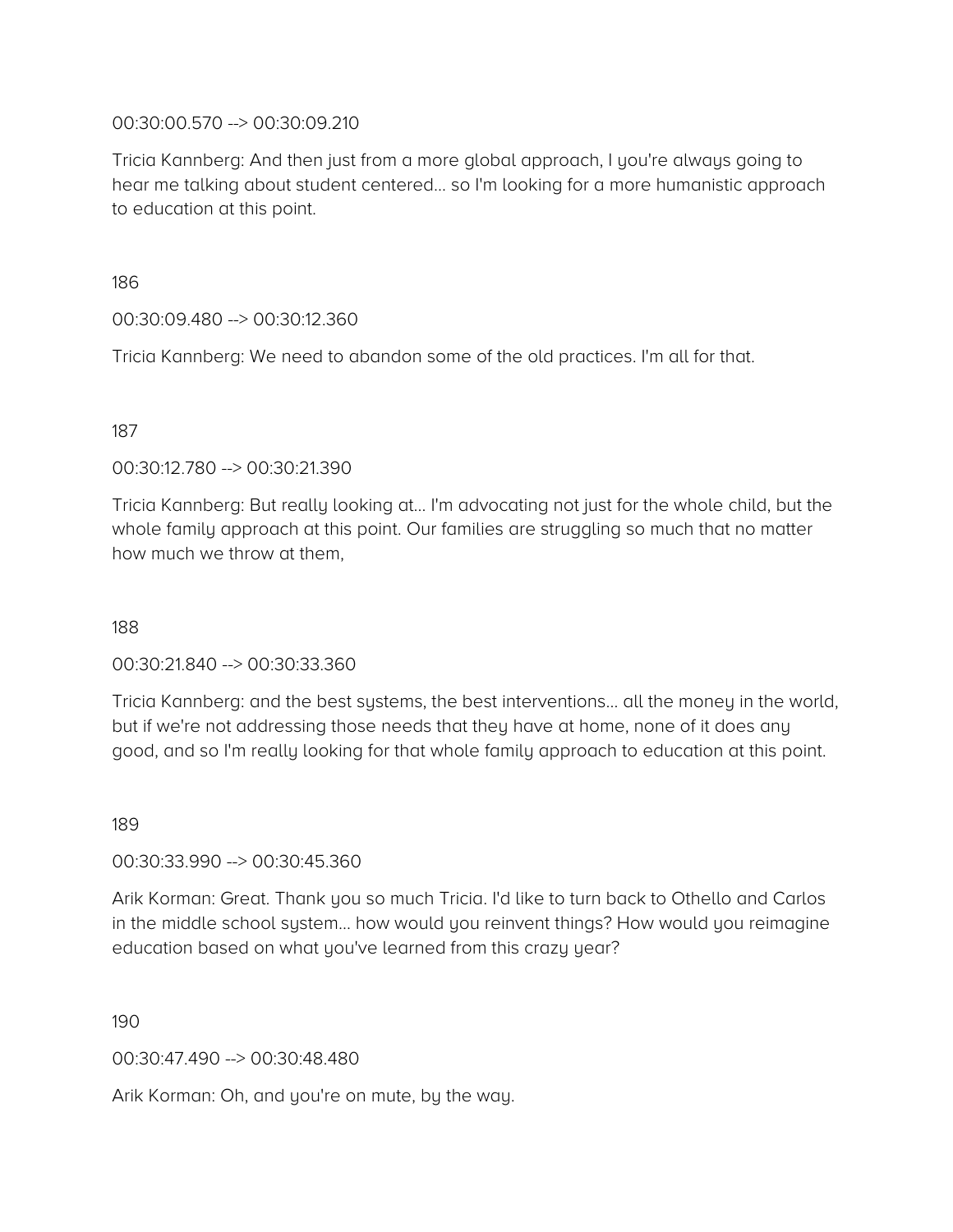00:30:00.570 --> 00:30:09.210

Tricia Kannberg: And then just from a more global approach, I you're always going to hear me talking about student centered... so I'm looking for a more humanistic approach to education at this point.

186

00:30:09.480 --> 00:30:12.360

Tricia Kannberg: We need to abandon some of the old practices. I'm all for that.

187

00:30:12.780 --> 00:30:21.390

Tricia Kannberg: But really looking at... I'm advocating not just for the whole child, but the whole family approach at this point. Our families are struggling so much that no matter how much we throw at them,

188

00:30:21.840 --> 00:30:33.360

Tricia Kannberg: and the best systems, the best interventions... all the money in the world, but if we're not addressing those needs that they have at home, none of it does any good, and so I'm really looking for that whole family approach to education at this point.

189

00:30:33.990 --> 00:30:45.360

Arik Korman: Great. Thank you so much Tricia. I'd like to turn back to Othello and Carlos in the middle school system... how would you reinvent things? How would you reimagine education based on what you've learned from this crazy year?

190

00:30:47.490 --> 00:30:48.480

Arik Korman: Oh, and you're on mute, by the way.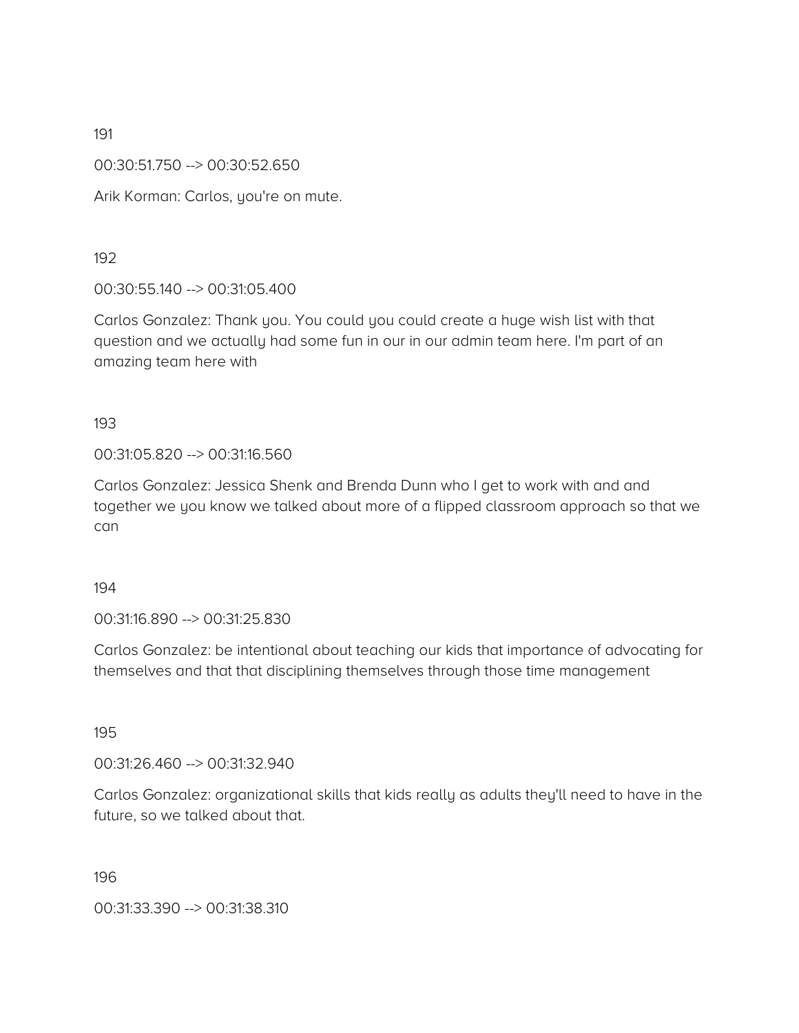191

00:30:51.750 --> 00:30:52.650

Arik Korman: Carlos, you're on mute.

192

00:30:55.140 --> 00:31:05.400

Carlos Gonzalez: Thank you. You could you could create a huge wish list with that question and we actually had some fun in our in our admin team here. I'm part of an amazing team here with

193

00:31:05.820 --> 00:31:16.560

Carlos Gonzalez: Jessica Shenk and Brenda Dunn who I get to work with and and together we you know we talked about more of a flipped classroom approach so that we can

194

00:31:16.890 --> 00:31:25.830

Carlos Gonzalez: be intentional about teaching our kids that importance of advocating for themselves and that that disciplining themselves through those time management

195

00:31:26.460 --> 00:31:32.940

Carlos Gonzalez: organizational skills that kids really as adults they'll need to have in the future, so we talked about that.

196

00:31:33.390 --> 00:31:38.310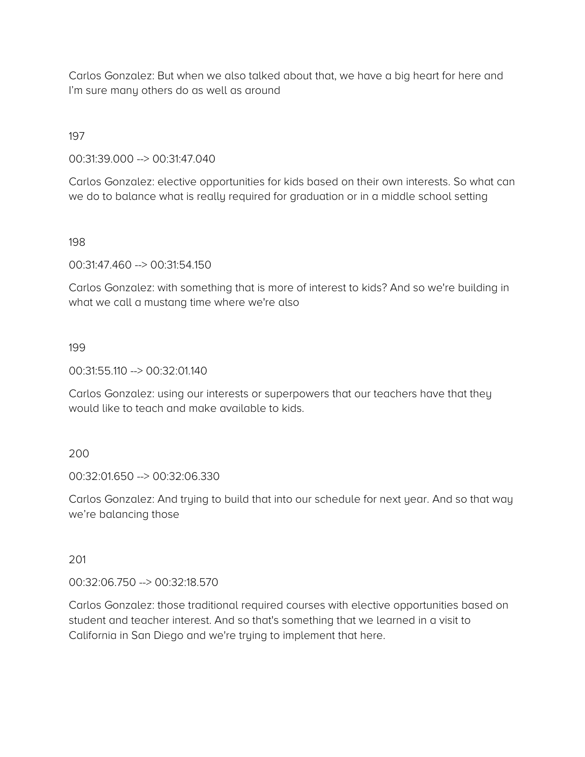Carlos Gonzalez: But when we also talked about that, we have a big heart for here and I'm sure many others do as well as around

197

00:31:39.000 --> 00:31:47.040

Carlos Gonzalez: elective opportunities for kids based on their own interests. So what can we do to balance what is really required for graduation or in a middle school setting

198

00:31:47.460 --> 00:31:54.150

Carlos Gonzalez: with something that is more of interest to kids? And so we're building in what we call a mustang time where we're also

199

00:31:55.110 --> 00:32:01.140

Carlos Gonzalez: using our interests or superpowers that our teachers have that they would like to teach and make available to kids.

200

00:32:01.650 --> 00:32:06.330

Carlos Gonzalez: And trying to build that into our schedule for next year. And so that way we're balancing those

201

00:32:06.750 --> 00:32:18.570

Carlos Gonzalez: those traditional required courses with elective opportunities based on student and teacher interest. And so that's something that we learned in a visit to California in San Diego and we're trying to implement that here.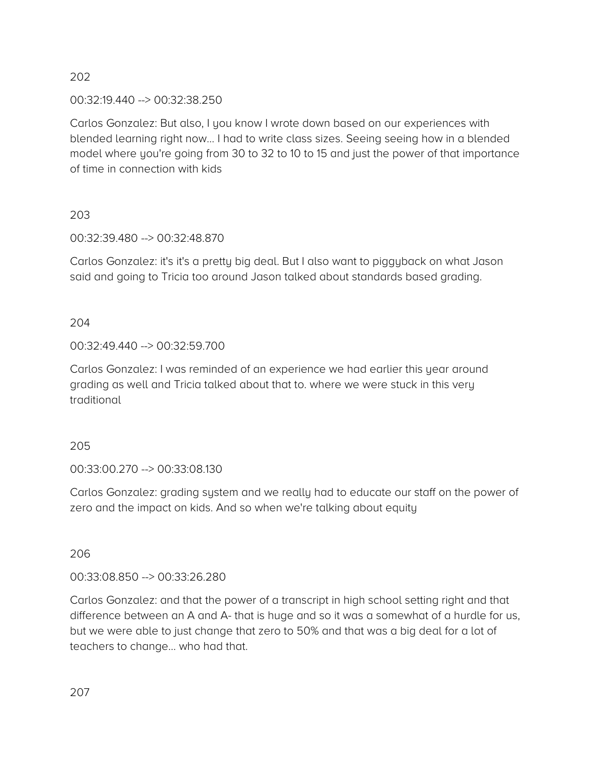202

00:32:19.440 --> 00:32:38.250

Carlos Gonzalez: But also, I you know I wrote down based on our experiences with blended learning right now... I had to write class sizes. Seeing seeing how in a blended model where you're going from 30 to 32 to 10 to 15 and just the power of that importance of time in connection with kids

203

00:32:39.480 --> 00:32:48.870

Carlos Gonzalez: it's it's a pretty big deal. But I also want to piggyback on what Jason said and going to Tricia too around Jason talked about standards based grading.

204

00:32:49.440 --> 00:32:59.700

Carlos Gonzalez: I was reminded of an experience we had earlier this year around grading as well and Tricia talked about that to. where we were stuck in this very traditional

205

00:33:00.270 --> 00:33:08.130

Carlos Gonzalez: grading system and we really had to educate our staff on the power of zero and the impact on kids. And so when we're talking about equity

206

00:33:08.850 --> 00:33:26.280

Carlos Gonzalez: and that the power of a transcript in high school setting right and that difference between an A and A- that is huge and so it was a somewhat of a hurdle for us, but we were able to just change that zero to 50% and that was a big deal for a lot of teachers to change... who had that.

207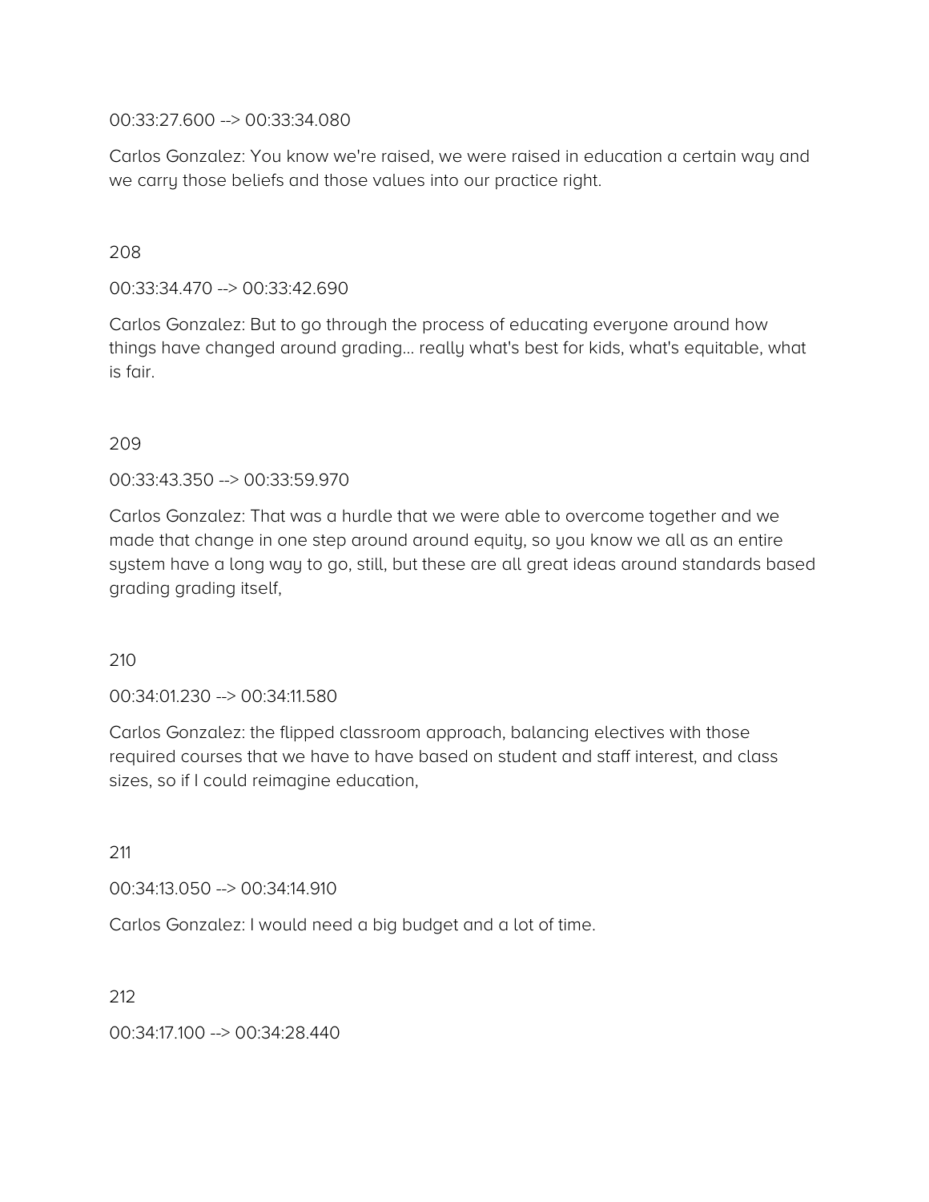00:33:27.600 --> 00:33:34.080

Carlos Gonzalez: You know we're raised, we were raised in education a certain way and we carry those beliefs and those values into our practice right.

208

00:33:34.470 --> 00:33:42.690

Carlos Gonzalez: But to go through the process of educating everyone around how things have changed around grading... really what's best for kids, what's equitable, what is fair.

209

00:33:43.350 --> 00:33:59.970

Carlos Gonzalez: That was a hurdle that we were able to overcome together and we made that change in one step around around equity, so you know we all as an entire system have a long way to go, still, but these are all great ideas around standards based grading grading itself,

210

00:34:01.230 --> 00:34:11.580

Carlos Gonzalez: the flipped classroom approach, balancing electives with those required courses that we have to have based on student and staff interest, and class sizes, so if I could reimagine education,

211

00:34:13.050 --> 00:34:14.910

Carlos Gonzalez: I would need a big budget and a lot of time.

212

00:34:17.100 --> 00:34:28.440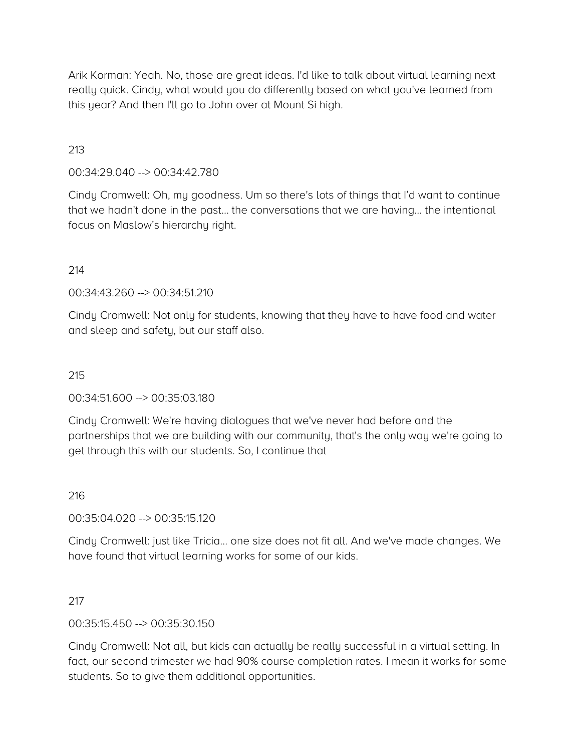Arik Korman: Yeah. No, those are great ideas. I'd like to talk about virtual learning next really quick. Cindy, what would you do differently based on what you've learned from this year? And then I'll go to John over at Mount Si high.

213

00:34:29.040 --> 00:34:42.780

Cindy Cromwell: Oh, my goodness. Um so there's lots of things that I'd want to continue that we hadn't done in the past… the conversations that we are having… the intentional focus on Maslow's hierarchy right.

214

00:34:43.260 --> 00:34:51.210

Cindy Cromwell: Not only for students, knowing that they have to have food and water and sleep and safety, but our staff also.

215

00:34:51.600 --> 00:35:03.180

Cindy Cromwell: We're having dialogues that we've never had before and the partnerships that we are building with our community, that's the only way we're going to get through this with our students. So, I continue that

216

00:35:04.020 --> 00:35:15.120

Cindy Cromwell: just like Tricia… one size does not fit all. And we've made changes. We have found that virtual learning works for some of our kids.

217

00:35:15.450 --> 00:35:30.150

Cindy Cromwell: Not all, but kids can actually be really successful in a virtual setting. In fact, our second trimester we had 90% course completion rates. I mean it works for some students. So to give them additional opportunities.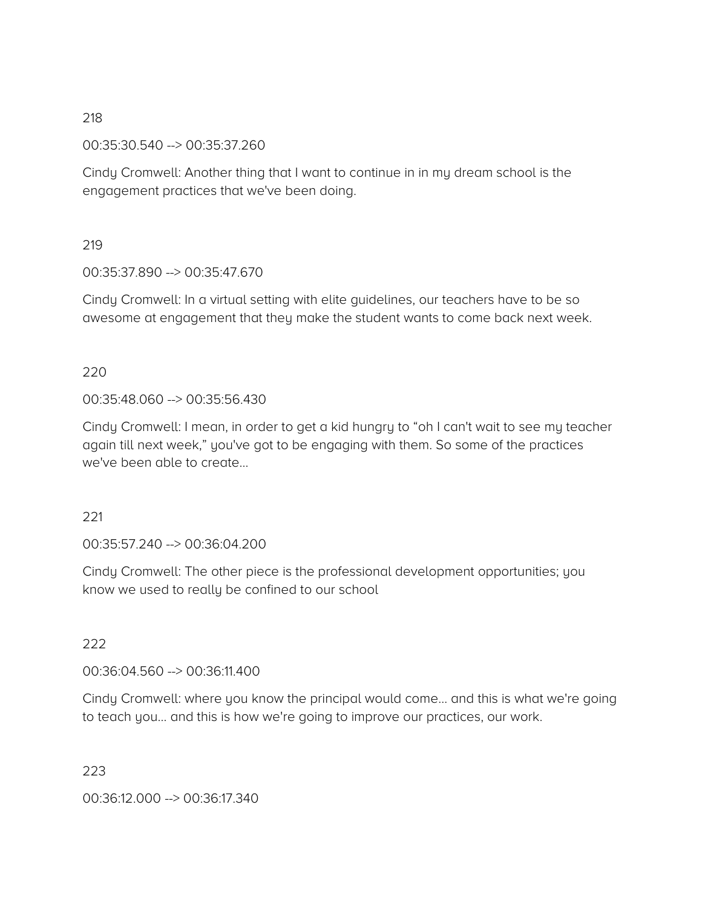218

00:35:30.540 --> 00:35:37.260

Cindy Cromwell: Another thing that I want to continue in in my dream school is the engagement practices that we've been doing.

219

00:35:37.890 --> 00:35:47.670

Cindy Cromwell: In a virtual setting with elite guidelines, our teachers have to be so awesome at engagement that they make the student wants to come back next week.

220

00:35:48.060 --> 00:35:56.430

Cindy Cromwell: I mean, in order to get a kid hungry to “oh I can't wait to see my teacher again till next week,” you've got to be engaging with them. So some of the practices we've been able to create…

221

00:35:57.240 --> 00:36:04.200

Cindy Cromwell: The other piece is the professional development opportunities; you know we used to really be confined to our school

222

00:36:04.560 --> 00:36:11.400

Cindy Cromwell: where you know the principal would come… and this is what we're going to teach you… and this is how we're going to improve our practices, our work.

223

00:36:12.000 --> 00:36:17.340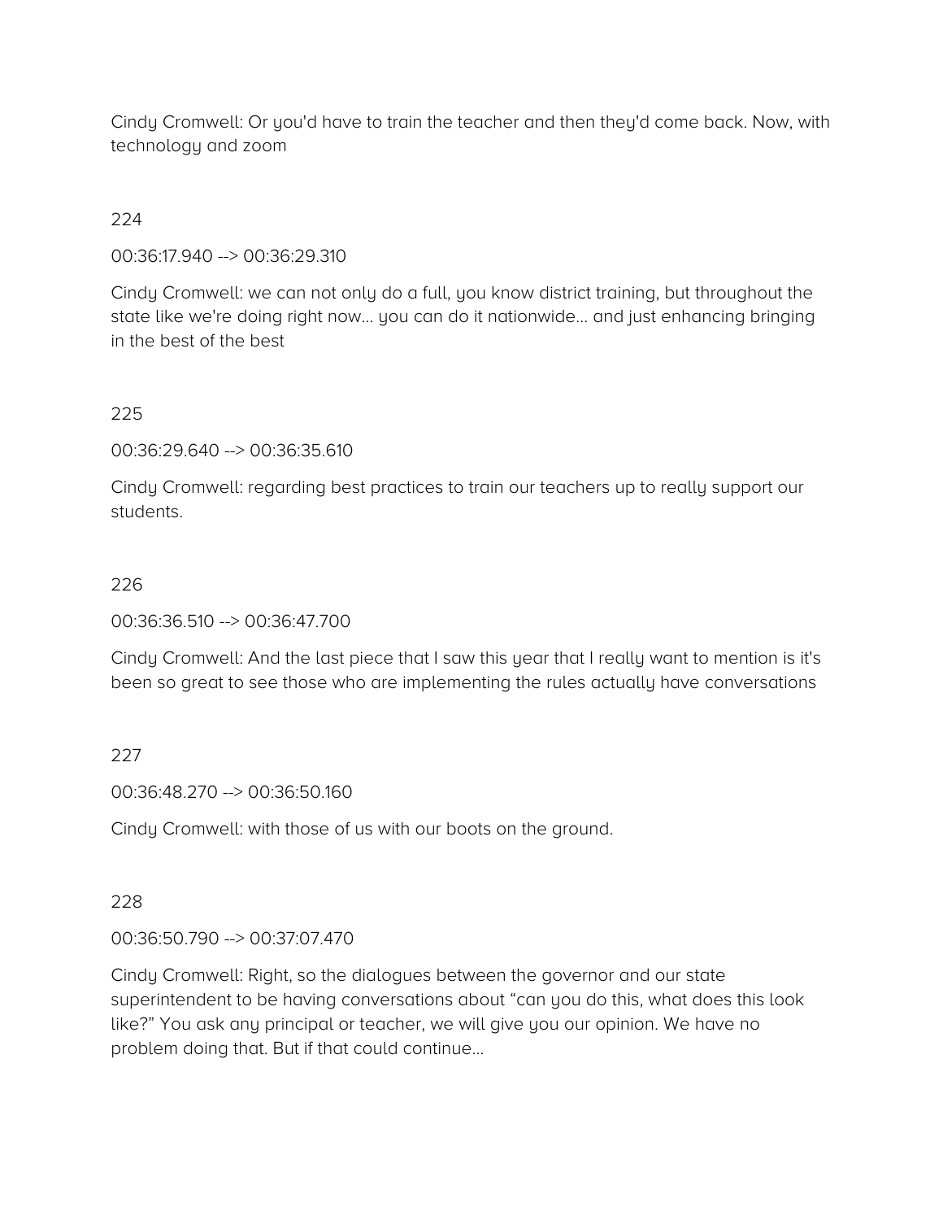Cindy Cromwell: Or you'd have to train the teacher and then they'd come back. Now, with technology and zoom

224

00:36:17.940 --> 00:36:29.310

Cindy Cromwell: we can not only do a full, you know district training, but throughout the state like we're doing right now… you can do it nationwide… and just enhancing bringing in the best of the best

225

00:36:29.640 --> 00:36:35.610

Cindy Cromwell: regarding best practices to train our teachers up to really support our students.

226

00:36:36.510 --> 00:36:47.700

Cindy Cromwell: And the last piece that I saw this year that I really want to mention is it's been so great to see those who are implementing the rules actually have conversations

227

00:36:48.270 --> 00:36:50.160

Cindy Cromwell: with those of us with our boots on the ground.

228

00:36:50.790 --> 00:37:07.470

Cindy Cromwell: Right, so the dialogues between the governor and our state superintendent to be having conversations about "can you do this, what does this look like?" You ask any principal or teacher, we will give you our opinion. We have no problem doing that. But if that could continue…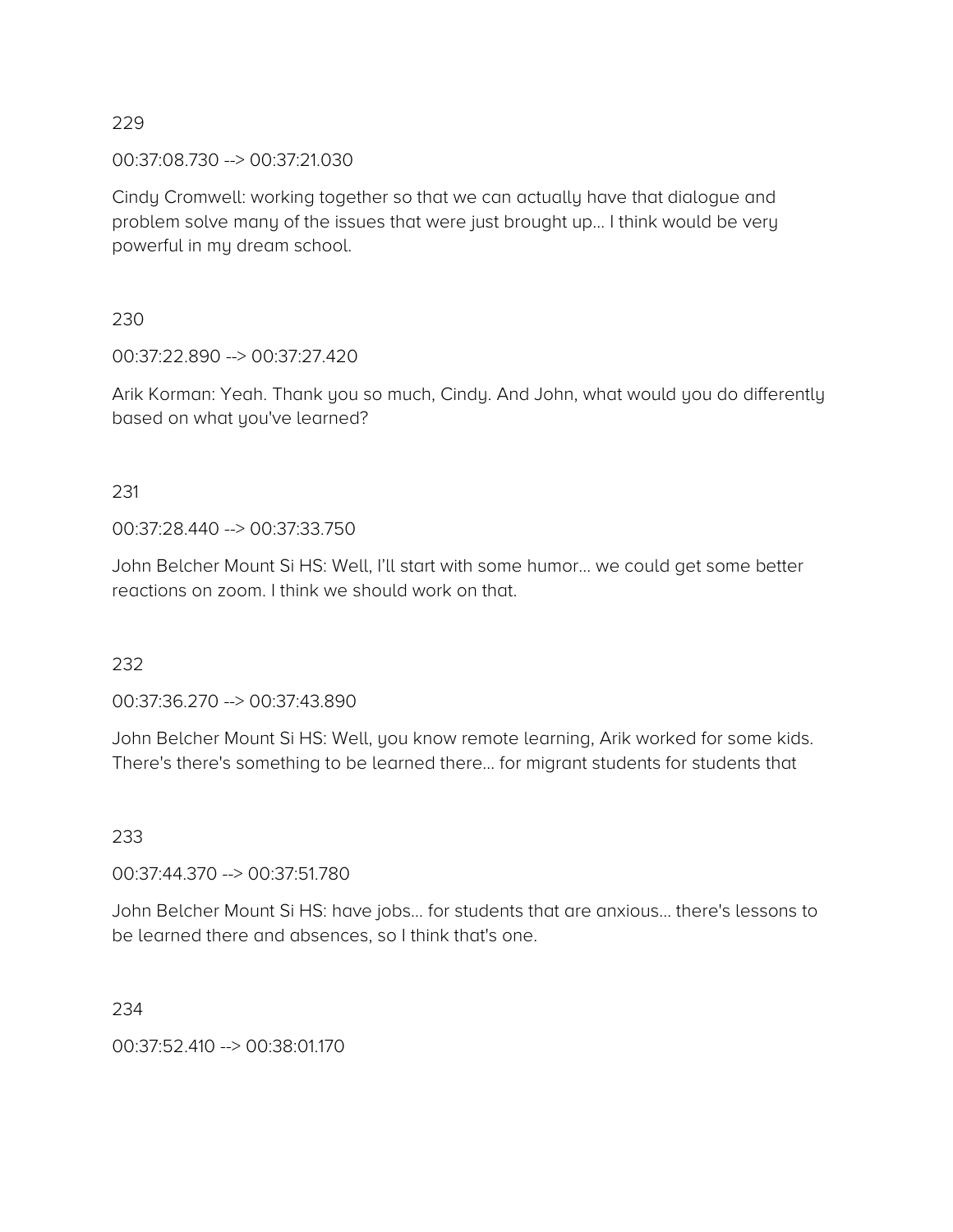229

00:37:08.730 --> 00:37:21.030

Cindy Cromwell: working together so that we can actually have that dialogue and problem solve many of the issues that were just brought up... I think would be very powerful in my dream school.

230

00:37:22.890 --> 00:37:27.420

Arik Korman: Yeah. Thank you so much, Cindy. And John, what would you do differently based on what you've learned?

231

00:37:28.440 --> 00:37:33.750

John Belcher Mount Si HS: Well, I'll start with some humor... we could get some better reactions on zoom. I think we should work on that.

232

00:37:36.270 --> 00:37:43.890

John Belcher Mount Si HS: Well, you know remote learning, Arik worked for some kids. There's there's something to be learned there... for migrant students for students that

233

00:37:44.370 --> 00:37:51.780

John Belcher Mount Si HS: have jobs... for students that are anxious... there's lessons to be learned there and absences, so I think that's one.

234

00:37:52.410 --> 00:38:01.170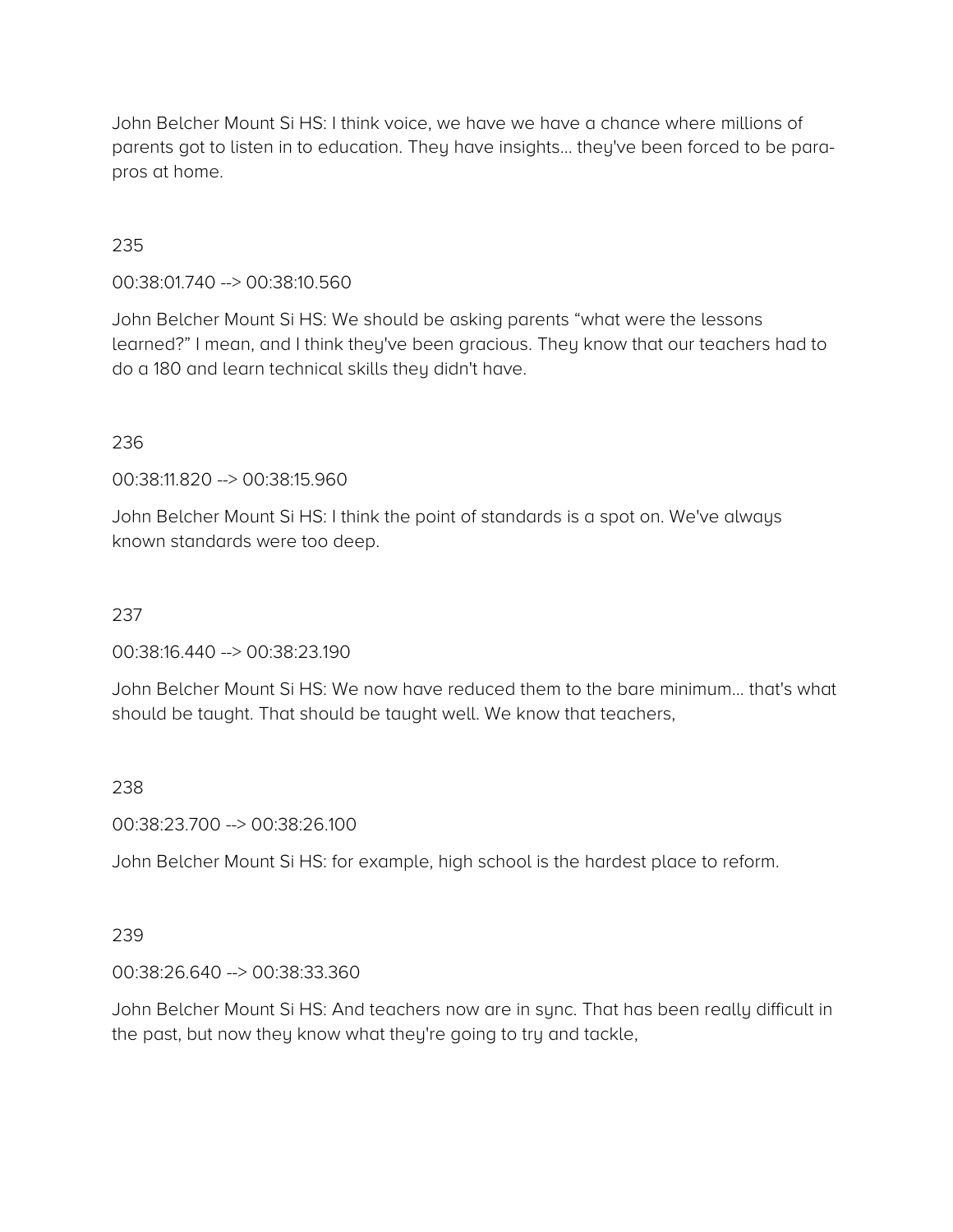John Belcher Mount Si HS: I think voice, we have we have a chance where millions of parents got to listen in to education. They have insights... they've been forced to be para-pros at home.

235

00:38:01.740 --> 00:38:10.560

John Belcher Mount Si HS: We should be asking parents “what were the lessons learned?” I mean, and I think they've been gracious. They know that our teachers had to do a 180 and learn technical skills they didn't have.

236

00:38:11.820 --> 00:38:15.960

John Belcher Mount Si HS: I think the point of standards is a spot on. We've always known standards were too deep.

237

00:38:16.440 --> 00:38:23.190

John Belcher Mount Si HS: We now have reduced them to the bare minimum... that's what should be taught. That should be taught well. We know that teachers,

238

00:38:23.700 --> 00:38:26.100

John Belcher Mount Si HS: for example, high school is the hardest place to reform.

239

00:38:26.640 --> 00:38:33.360

John Belcher Mount Si HS: And teachers now are in sync. That has been really difficult in the past, but now they know what they're going to try and tackle,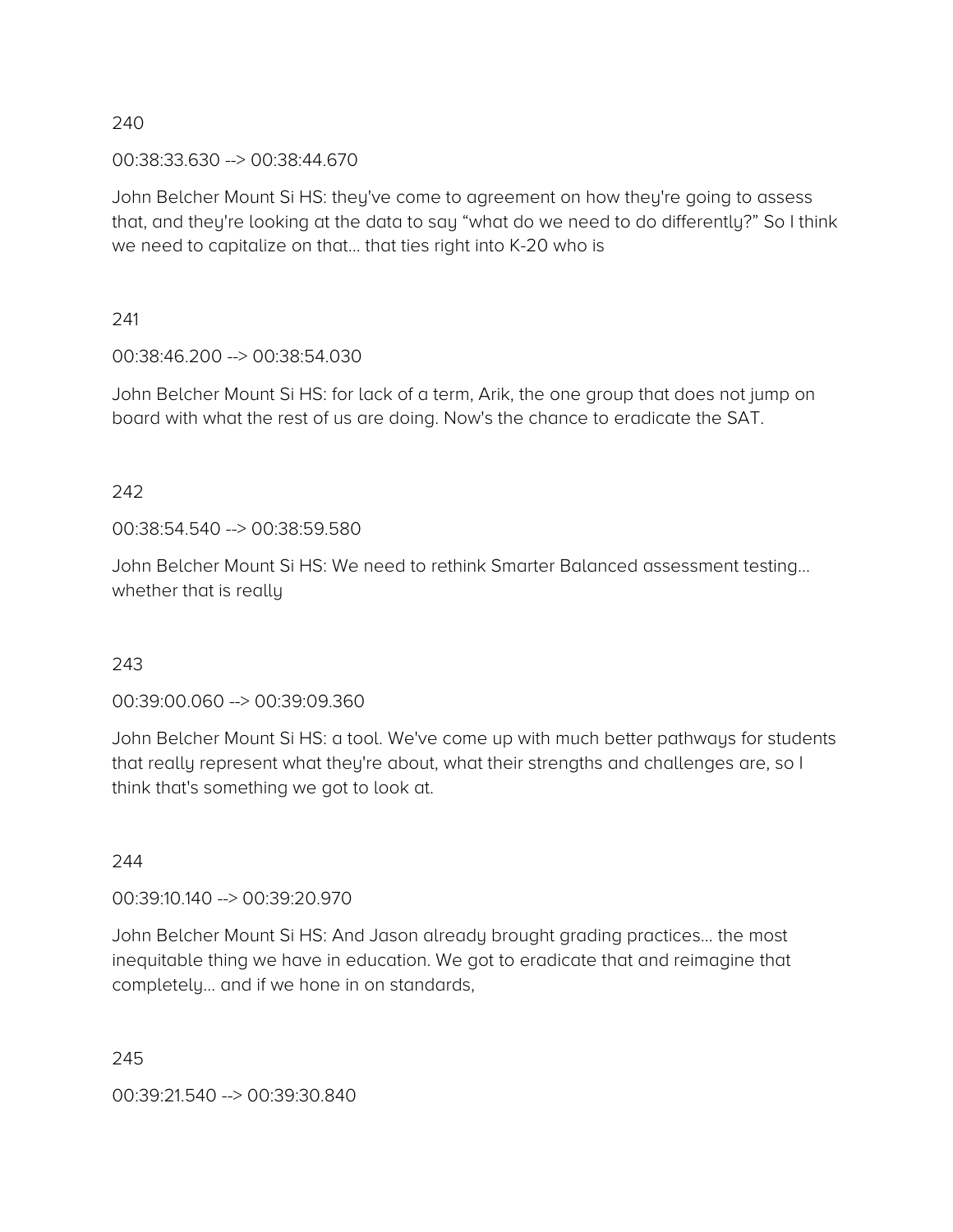240

00:38:33.630 --> 00:38:44.670

John Belcher Mount Si HS: they've come to agreement on how they're going to assess that, and they're looking at the data to say “what do we need to do differently?” So I think we need to capitalize on that… that ties right into K-20 who is

241

00:38:46.200 --> 00:38:54.030

John Belcher Mount Si HS: for lack of a term, Arik, the one group that does not jump on board with what the rest of us are doing. Now's the chance to eradicate the SAT.

242

00:38:54.540 --> 00:38:59.580

John Belcher Mount Si HS: We need to rethink Smarter Balanced assessment testing… whether that is really

243

00:39:00.060 --> 00:39:09.360

John Belcher Mount Si HS: a tool. We've come up with much better pathways for students that really represent what they're about, what their strengths and challenges are, so I think that's something we got to look at.

244

00:39:10.140 --> 00:39:20.970

John Belcher Mount Si HS: And Jason already brought grading practices… the most inequitable thing we have in education. We got to eradicate that and reimagine that completely… and if we hone in on standards,

245

00:39:21.540 --> 00:39:30.840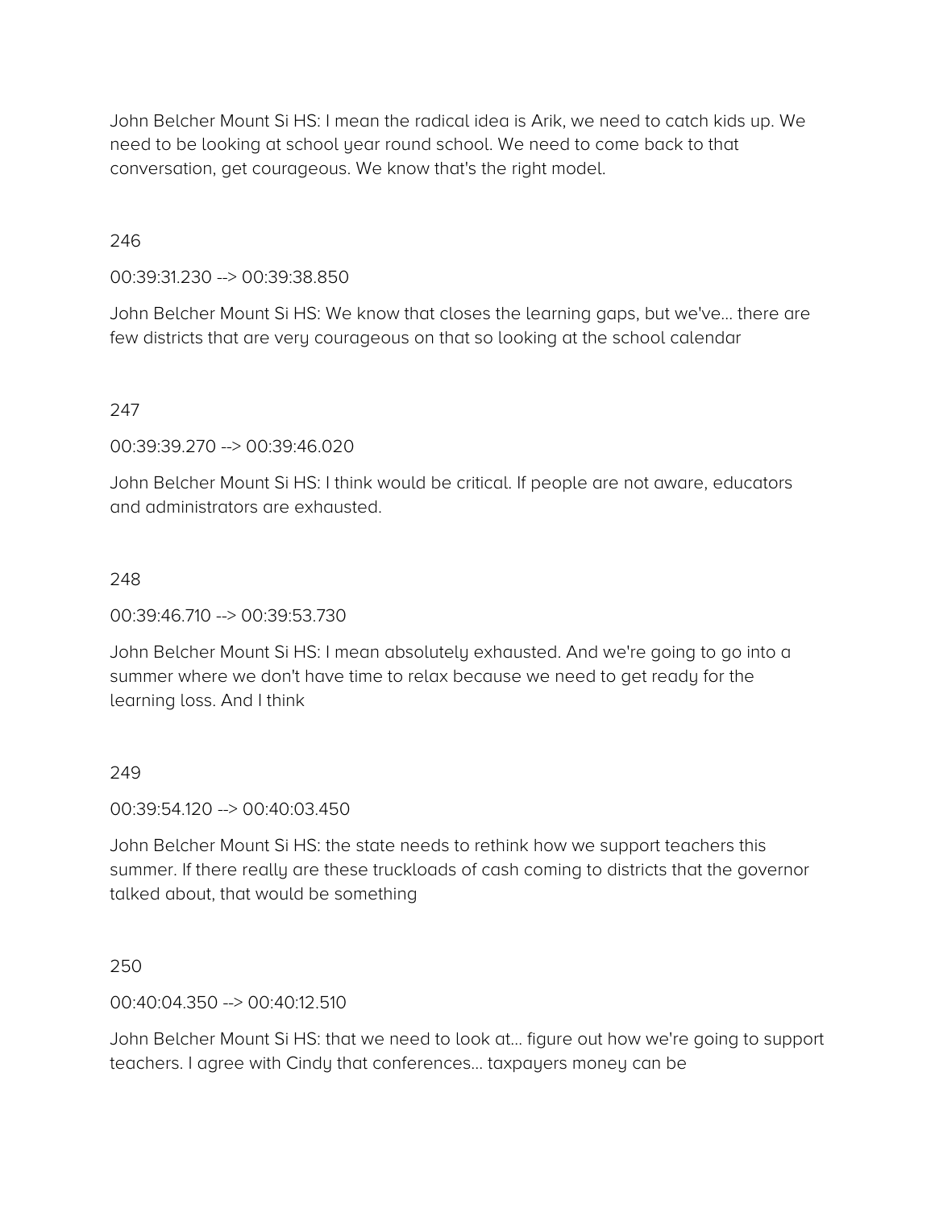John Belcher Mount Si HS: I mean the radical idea is Arik, we need to catch kids up. We need to be looking at school year round school. We need to come back to that conversation, get courageous. We know that's the right model.

246

00:39:31.230 --> 00:39:38.850

John Belcher Mount Si HS: We know that closes the learning gaps, but we've... there are few districts that are very courageous on that so looking at the school calendar

247

00:39:39.270 --> 00:39:46.020

John Belcher Mount Si HS: I think would be critical. If people are not aware, educators and administrators are exhausted.

248

00:39:46.710 --> 00:39:53.730

John Belcher Mount Si HS: I mean absolutely exhausted. And we're going to go into a summer where we don't have time to relax because we need to get ready for the learning loss. And I think

249

00:39:54.120 --> 00:40:03.450

John Belcher Mount Si HS: the state needs to rethink how we support teachers this summer. If there really are these truckloads of cash coming to districts that the governor talked about, that would be something

250

00:40:04.350 --> 00:40:12.510

John Belcher Mount Si HS: that we need to look at... figure out how we're going to support teachers. I agree with Cindy that conferences... taxpayers money can be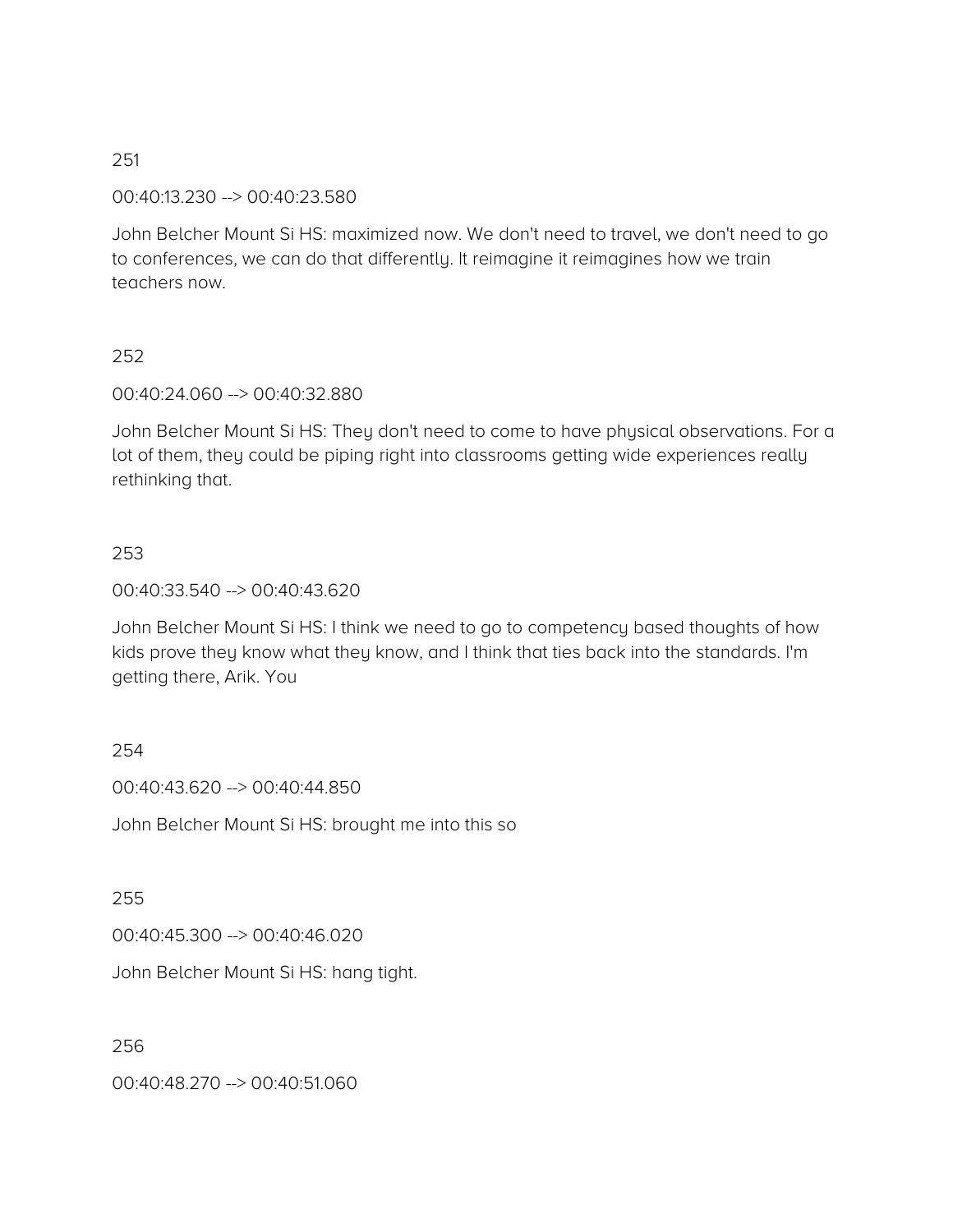251

00:40:13.230 --> 00:40:23.580

John Belcher Mount Si HS: maximized now. We don't need to travel, we don't need to go to conferences, we can do that differently. It reimagine it reimagines how we train teachers now.

252

00:40:24.060 --> 00:40:32.880

John Belcher Mount Si HS: They don't need to come to have physical observations. For a lot of them, they could be piping right into classrooms getting wide experiences really rethinking that.

253

00:40:33.540 --> 00:40:43.620

John Belcher Mount Si HS: I think we need to go to competency based thoughts of how kids prove they know what they know, and I think that ties back into the standards. I'm getting there, Arik. You

254

00:40:43.620 --> 00:40:44.850

John Belcher Mount Si HS: brought me into this so

255

00:40:45.300 --> 00:40:46.020

John Belcher Mount Si HS: hang tight.

256

00:40:48.270 --> 00:40:51.060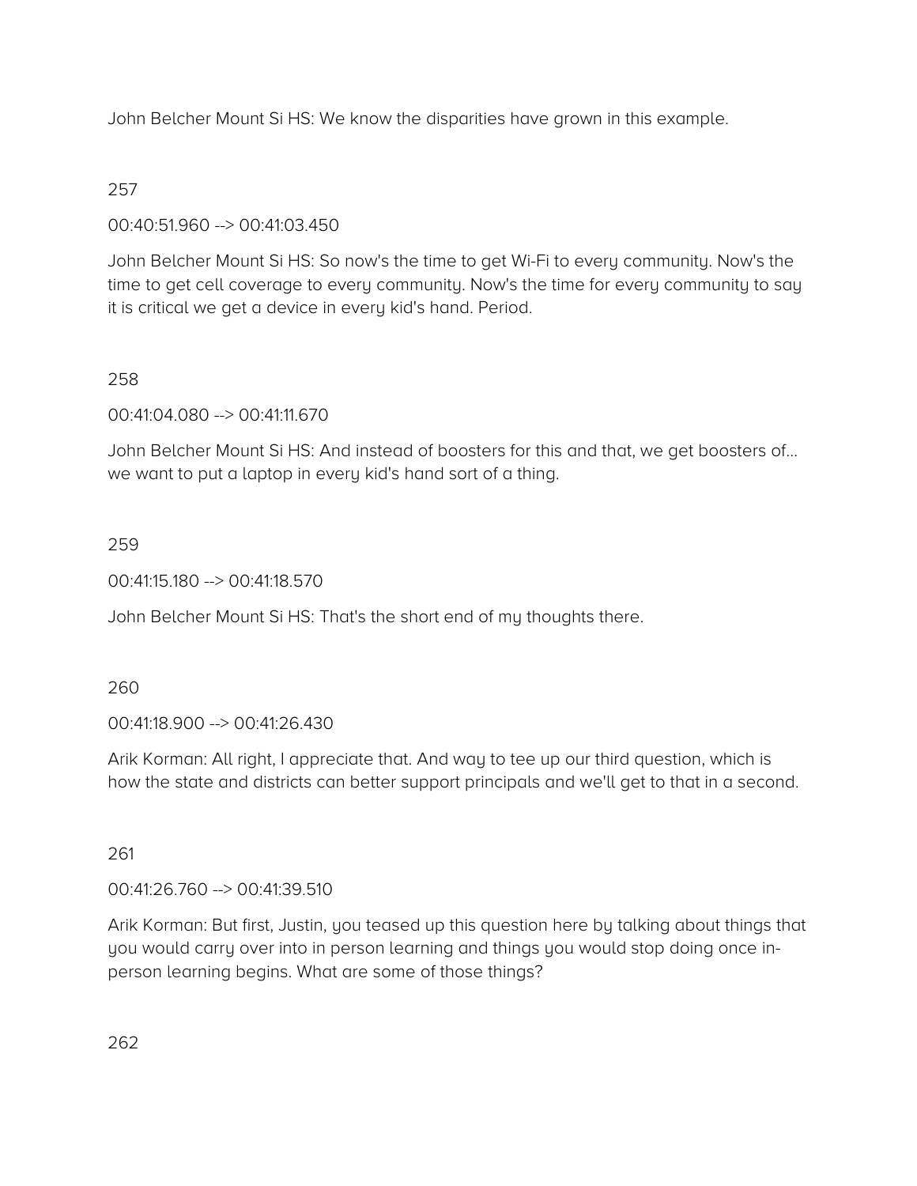John Belcher Mount Si HS: We know the disparities have grown in this example.

257

00:40:51.960 --> 00:41:03.450

John Belcher Mount Si HS: So now's the time to get Wi-Fi to every community. Now's the time to get cell coverage to every community. Now's the time for every community to say it is critical we get a device in every kid's hand. Period.

258

00:41:04.080 --> 00:41:11.670

John Belcher Mount Si HS: And instead of boosters for this and that, we get boosters of... we want to put a laptop in every kid's hand sort of a thing.

259

00:41:15.180 --> 00:41:18.570

John Belcher Mount Si HS: That's the short end of my thoughts there.

260

00:41:18.900 --> 00:41:26.430

Arik Korman: All right, I appreciate that. And way to tee up our third question, which is how the state and districts can better support principals and we'll get to that in a second.

261

00:41:26.760 --> 00:41:39.510

Arik Korman: But first, Justin, you teased up this question here by talking about things that you would carry over into in person learning and things you would stop doing once in-person learning begins. What are some of those things?

262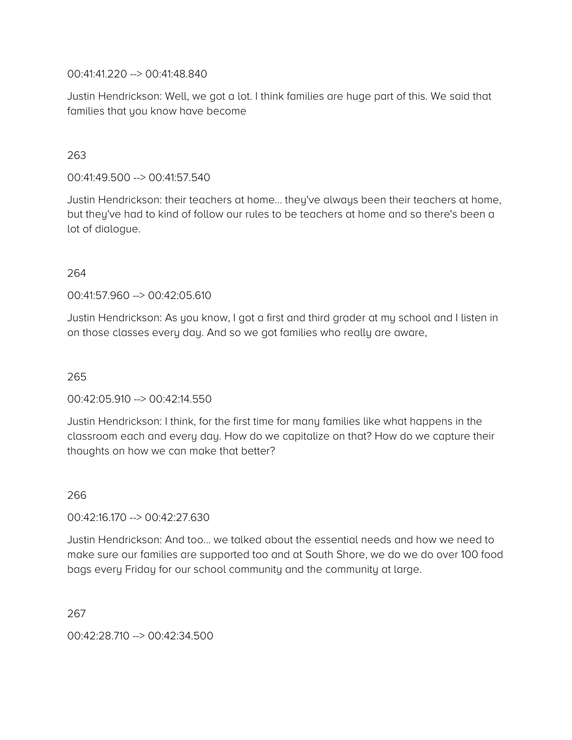00:41:41.220 --> 00:41:48.840

Justin Hendrickson: Well, we got a lot. I think families are huge part of this. We said that families that you know have become

263

00:41:49.500 --> 00:41:57.540

Justin Hendrickson: their teachers at home... they've always been their teachers at home, but they've had to kind of follow our rules to be teachers at home and so there's been a lot of dialogue.

264

00:41:57.960 --> 00:42:05.610

Justin Hendrickson: As you know, I got a first and third grader at my school and I listen in on those classes every day. And so we got families who really are aware,

265

00:42:05.910 --> 00:42:14.550

Justin Hendrickson: I think, for the first time for many families like what happens in the classroom each and every day. How do we capitalize on that? How do we capture their thoughts on how we can make that better?

266

00:42:16.170 --> 00:42:27.630

Justin Hendrickson: And too... we talked about the essential needs and how we need to make sure our families are supported too and at South Shore, we do we do over 100 food bags every Friday for our school community and the community at large.

267

00:42:28.710 --> 00:42:34.500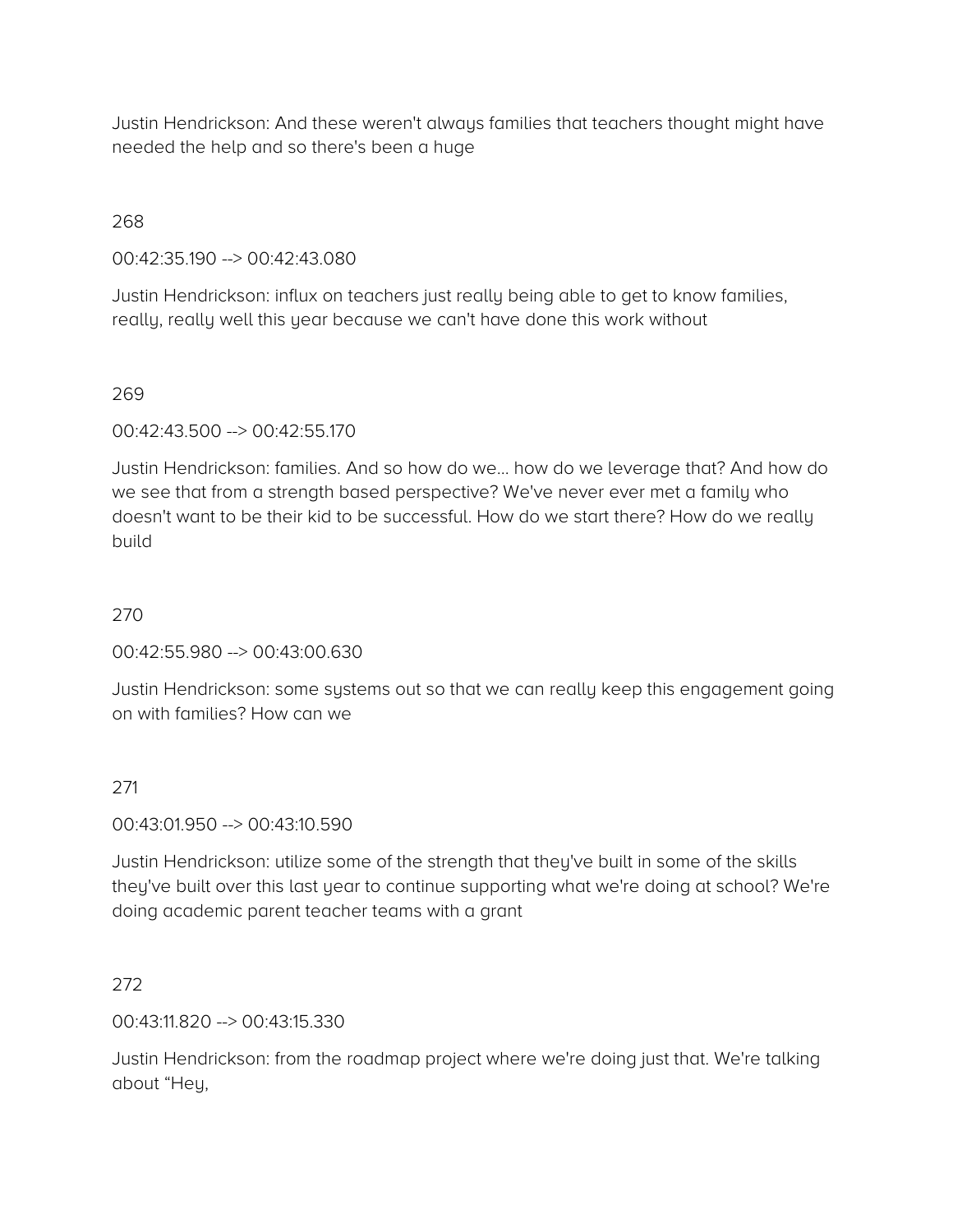Justin Hendrickson: And these weren't always families that teachers thought might have needed the help and so there's been a huge

268

00:42:35.190 --> 00:42:43.080

Justin Hendrickson: influx on teachers just really being able to get to know families, really, really well this year because we can't have done this work without

269

00:42:43.500 --> 00:42:55.170

Justin Hendrickson: families. And so how do we… how do we leverage that? And how do we see that from a strength based perspective? We've never ever met a family who doesn't want to be their kid to be successful. How do we start there? How do we really build

270

00:42:55.980 --> 00:43:00.630

Justin Hendrickson: some systems out so that we can really keep this engagement going on with families? How can we

271

00:43:01.950 --> 00:43:10.590

Justin Hendrickson: utilize some of the strength that they've built in some of the skills they've built over this last year to continue supporting what we're doing at school? We're doing academic parent teacher teams with a grant

272

00:43:11.820 --> 00:43:15.330

Justin Hendrickson: from the roadmap project where we're doing just that. We're talking about "Hey,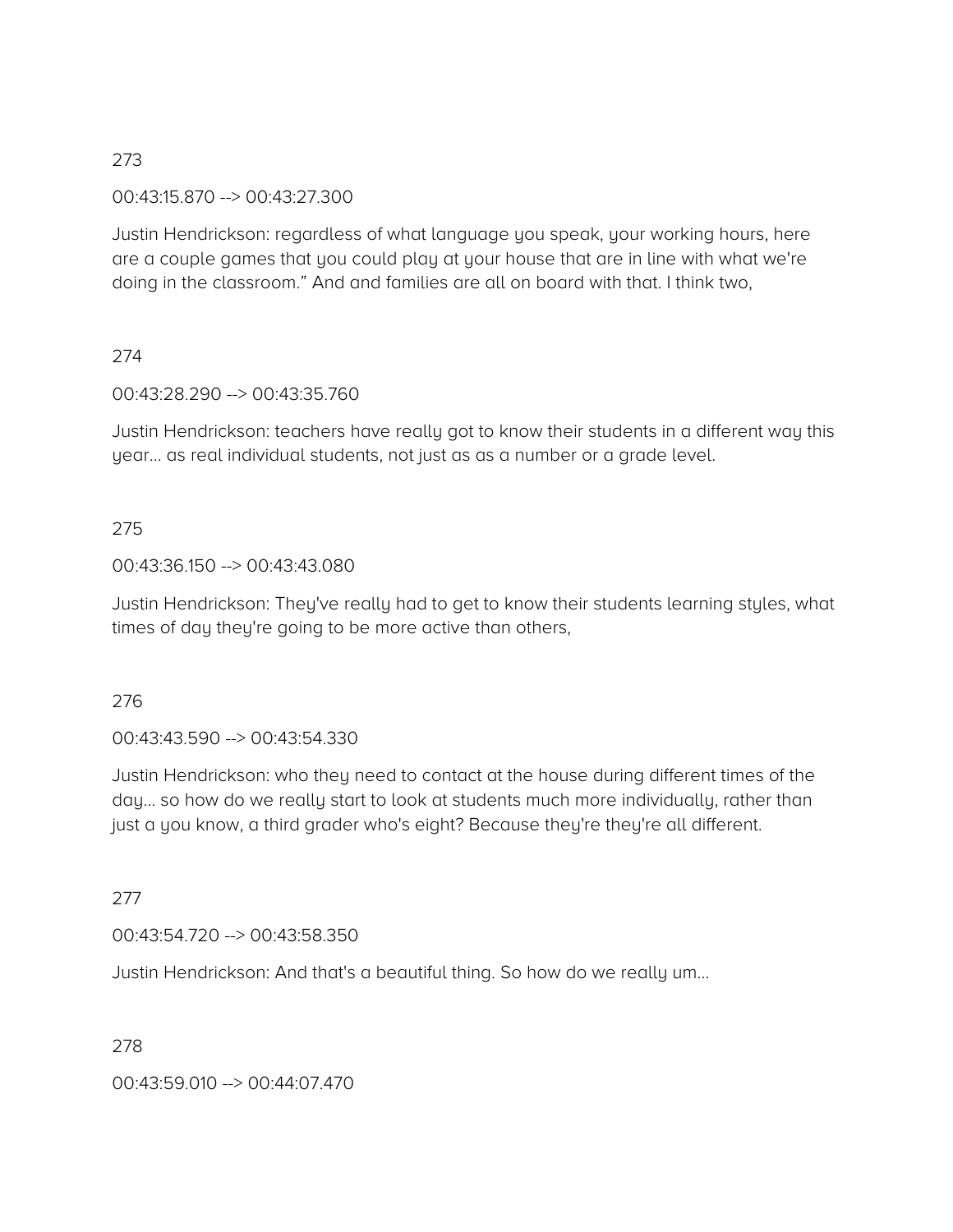273

00:43:15.870 --> 00:43:27.300

Justin Hendrickson: regardless of what language you speak, your working hours, here are a couple games that you could play at your house that are in line with what we're doing in the classroom." And and families are all on board with that. I think two,

274

00:43:28.290 --> 00:43:35.760

Justin Hendrickson: teachers have really got to know their students in a different way this year... as real individual students, not just as as a number or a grade level.

275

00:43:36.150 --> 00:43:43.080

Justin Hendrickson: They've really had to get to know their students learning styles, what times of day they're going to be more active than others,

276

00:43:43.590 --> 00:43:54.330

Justin Hendrickson: who they need to contact at the house during different times of the day... so how do we really start to look at students much more individually, rather than just a you know, a third grader who's eight? Because they're they're all different.

277

00:43:54.720 --> 00:43:58.350

Justin Hendrickson: And that's a beautiful thing. So how do we really um...

278

00:43:59.010 --> 00:44:07.470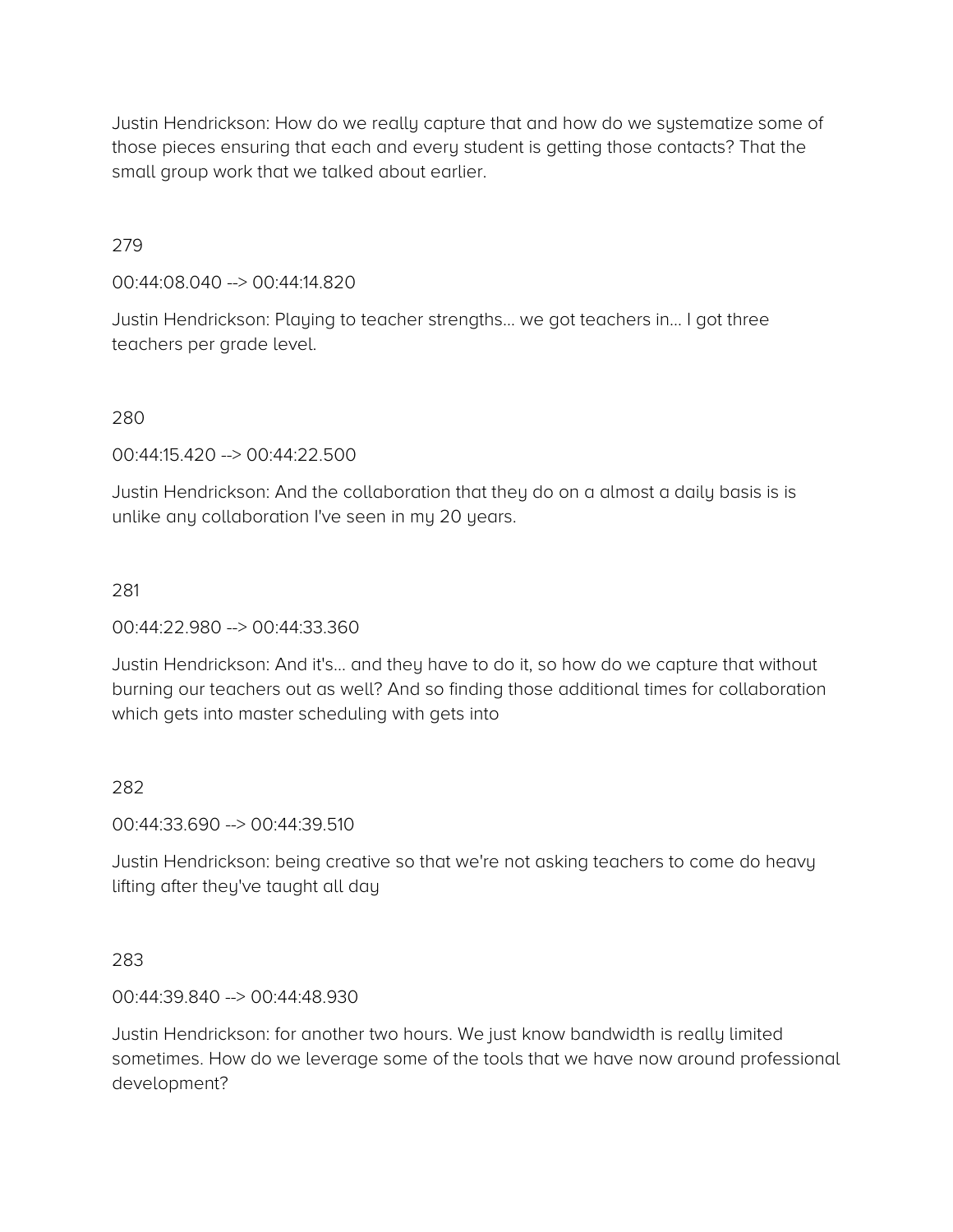Justin Hendrickson: How do we really capture that and how do we systematize some of those pieces ensuring that each and every student is getting those contacts? That the small group work that we talked about earlier.

279

00:44:08.040 --> 00:44:14.820

Justin Hendrickson: Playing to teacher strengths... we got teachers in... I got three teachers per grade level.

280

00:44:15.420 --> 00:44:22.500

Justin Hendrickson: And the collaboration that they do on a almost a daily basis is is unlike any collaboration I've seen in my 20 years.

281

00:44:22.980 --> 00:44:33.360

Justin Hendrickson: And it's... and they have to do it, so how do we capture that without burning our teachers out as well? And so finding those additional times for collaboration which gets into master scheduling with gets into

282

00:44:33.690 --> 00:44:39.510

Justin Hendrickson: being creative so that we're not asking teachers to come do heavy lifting after they've taught all day

283

00:44:39.840 --> 00:44:48.930

Justin Hendrickson: for another two hours. We just know bandwidth is really limited sometimes. How do we leverage some of the tools that we have now around professional development?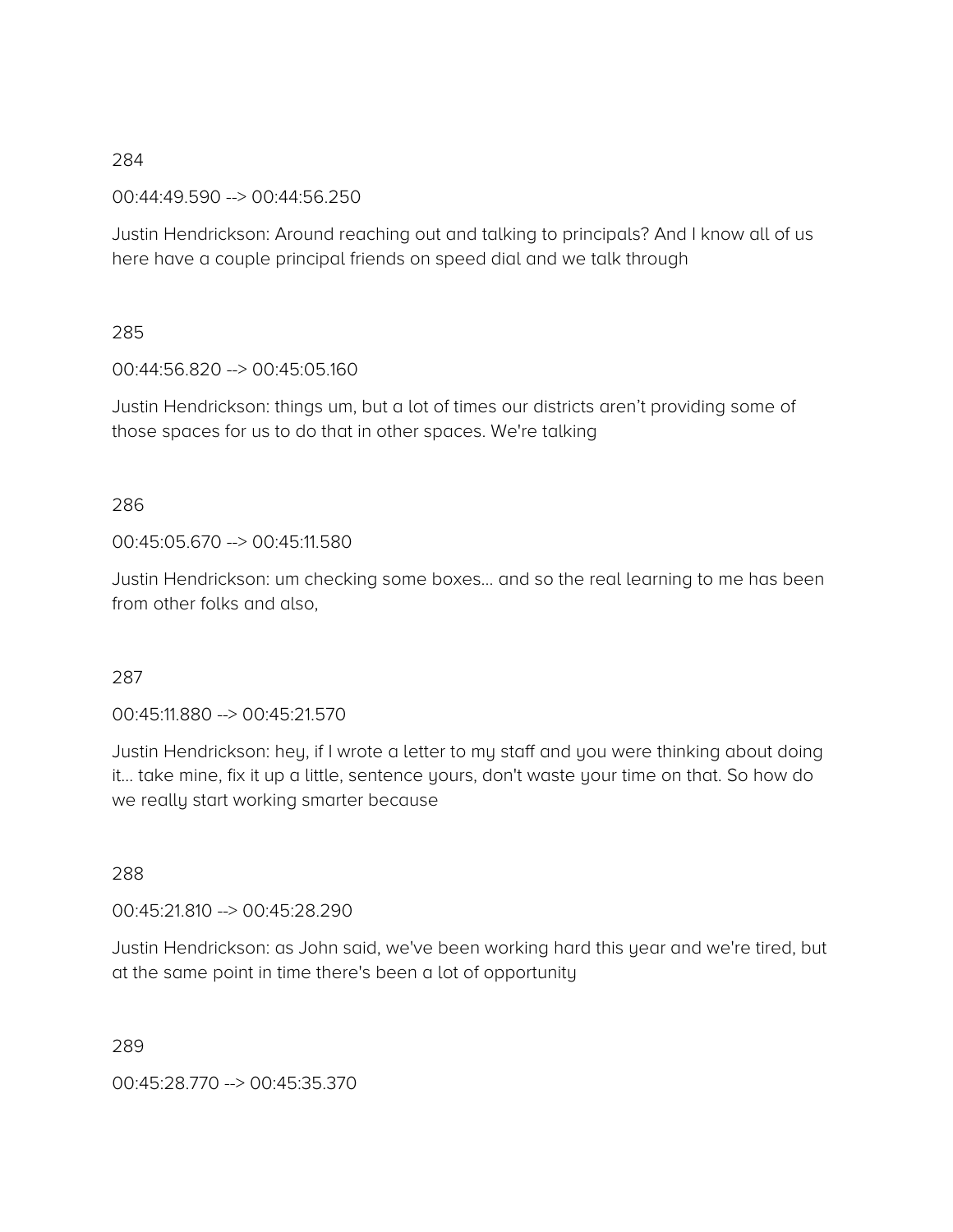284

00:44:49.590 --> 00:44:56.250

Justin Hendrickson: Around reaching out and talking to principals? And I know all of us here have a couple principal friends on speed dial and we talk through

285

00:44:56.820 --> 00:45:05.160

Justin Hendrickson: things um, but a lot of times our districts aren't providing some of those spaces for us to do that in other spaces. We're talking

286

00:45:05.670 --> 00:45:11.580

Justin Hendrickson: um checking some boxes... and so the real learning to me has been from other folks and also,

287

00:45:11.880 --> 00:45:21.570

Justin Hendrickson: hey, if I wrote a letter to my staff and you were thinking about doing it... take mine, fix it up a little, sentence yours, don't waste your time on that. So how do we really start working smarter because

288

00:45:21.810 --> 00:45:28.290

Justin Hendrickson: as John said, we've been working hard this year and we're tired, but at the same point in time there's been a lot of opportunity

289

00:45:28.770 --> 00:45:35.370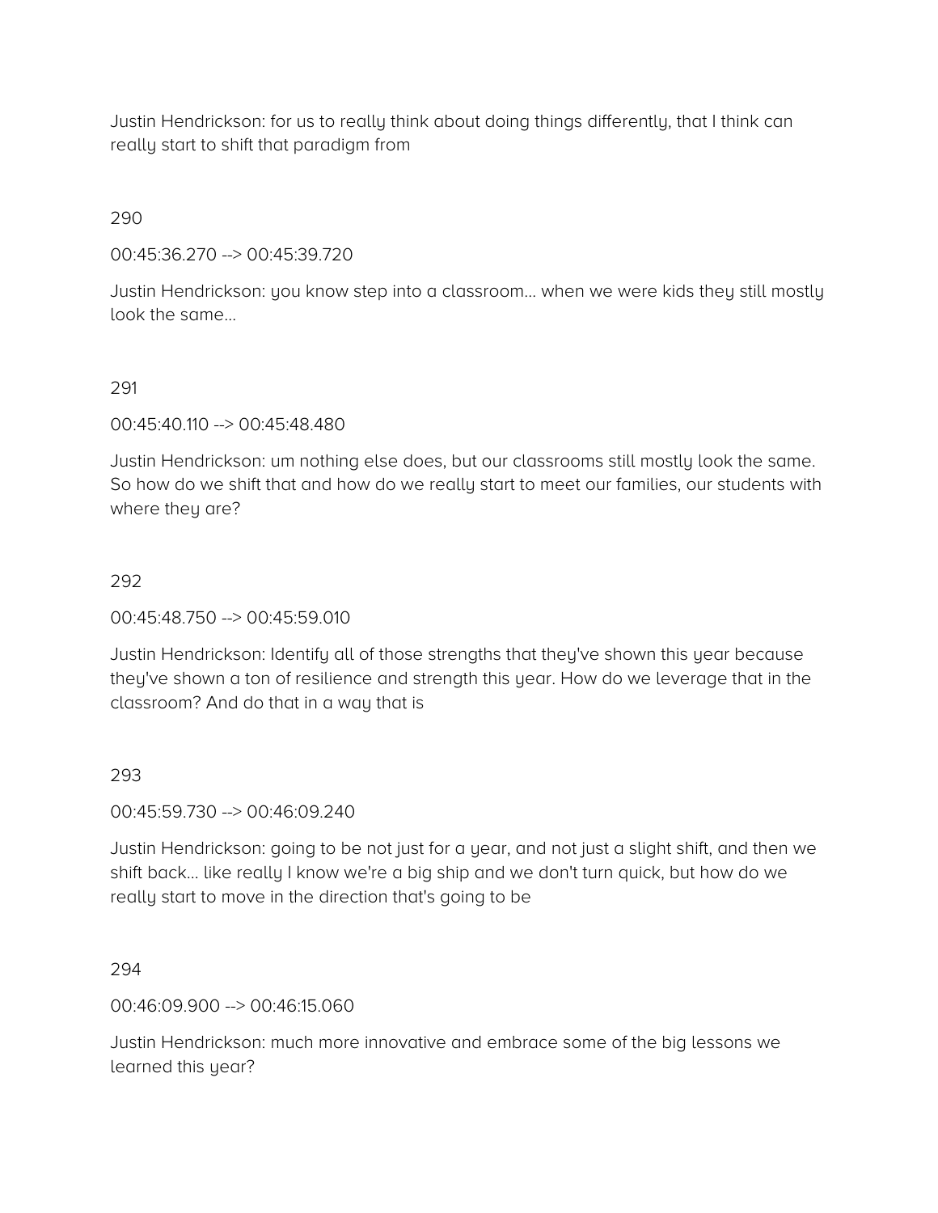Justin Hendrickson: for us to really think about doing things differently, that I think can really start to shift that paradigm from

290

00:45:36.270 --> 00:45:39.720

Justin Hendrickson: you know step into a classroom... when we were kids they still mostly look the same...

291

00:45:40.110 --> 00:45:48.480

Justin Hendrickson: um nothing else does, but our classrooms still mostly look the same. So how do we shift that and how do we really start to meet our families, our students with where they are?

292

00:45:48.750 --> 00:45:59.010

Justin Hendrickson: Identify all of those strengths that they've shown this year because they've shown a ton of resilience and strength this year. How do we leverage that in the classroom? And do that in a way that is

293

00:45:59.730 --> 00:46:09.240

Justin Hendrickson: going to be not just for a year, and not just a slight shift, and then we shift back... like really I know we're a big ship and we don't turn quick, but how do we really start to move in the direction that's going to be

294

00:46:09.900 --> 00:46:15.060

Justin Hendrickson: much more innovative and embrace some of the big lessons we learned this year?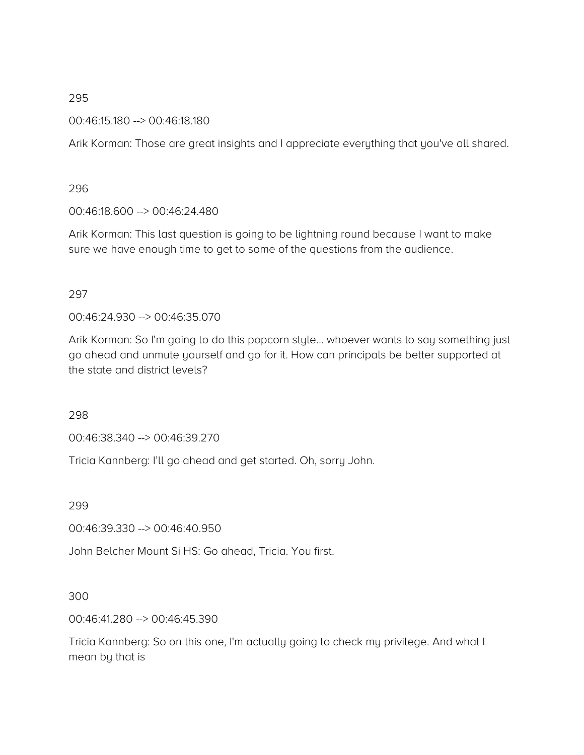295

00:46:15.180 --> 00:46:18.180

Arik Korman: Those are great insights and I appreciate everything that you've all shared.

296

00:46:18.600 --> 00:46:24.480

Arik Korman: This last question is going to be lightning round because I want to make sure we have enough time to get to some of the questions from the audience.

297

00:46:24.930 --> 00:46:35.070

Arik Korman: So I'm going to do this popcorn style... whoever wants to say something just go ahead and unmute yourself and go for it. How can principals be better supported at the state and district levels?

298

00:46:38.340 --> 00:46:39.270

Tricia Kannberg: I'll go ahead and get started. Oh, sorry John.

299

00:46:39.330 --> 00:46:40.950

John Belcher Mount Si HS: Go ahead, Tricia. You first.

300

00:46:41.280 --> 00:46:45.390

Tricia Kannberg: So on this one, I'm actually going to check my privilege. And what I mean by that is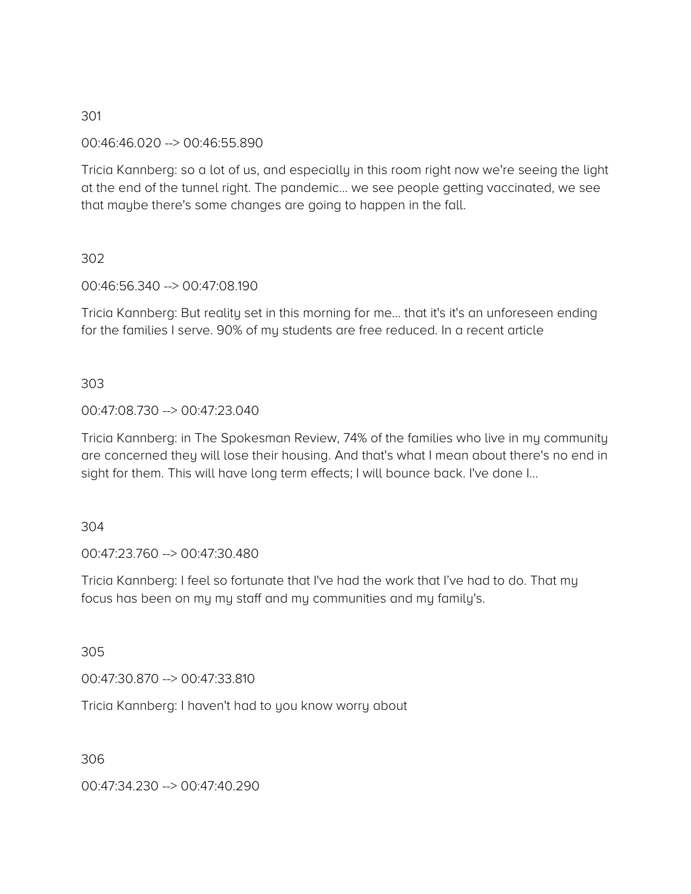301

00:46:46.020 --> 00:46:55.890

Tricia Kannberg: so a lot of us, and especially in this room right now we're seeing the light at the end of the tunnel right. The pandemic... we see people getting vaccinated, we see that maybe there's some changes are going to happen in the fall.

302

00:46:56.340 --> 00:47:08.190

Tricia Kannberg: But reality set in this morning for me... that it's it's an unforeseen ending for the families I serve. 90% of my students are free reduced. In a recent article

303

00:47:08.730 --> 00:47:23.040

Tricia Kannberg: in The Spokesman Review, 74% of the families who live in my community are concerned they will lose their housing. And that's what I mean about there's no end in sight for them. This will have long term effects; I will bounce back. I've done I...

304

00:47:23.760 --> 00:47:30.480

Tricia Kannberg: I feel so fortunate that I've had the work that I've had to do. That my focus has been on my my staff and my communities and my family's.

305

00:47:30.870 --> 00:47:33.810

Tricia Kannberg: I haven't had to you know worry about

306

00:47:34.230 --> 00:47:40.290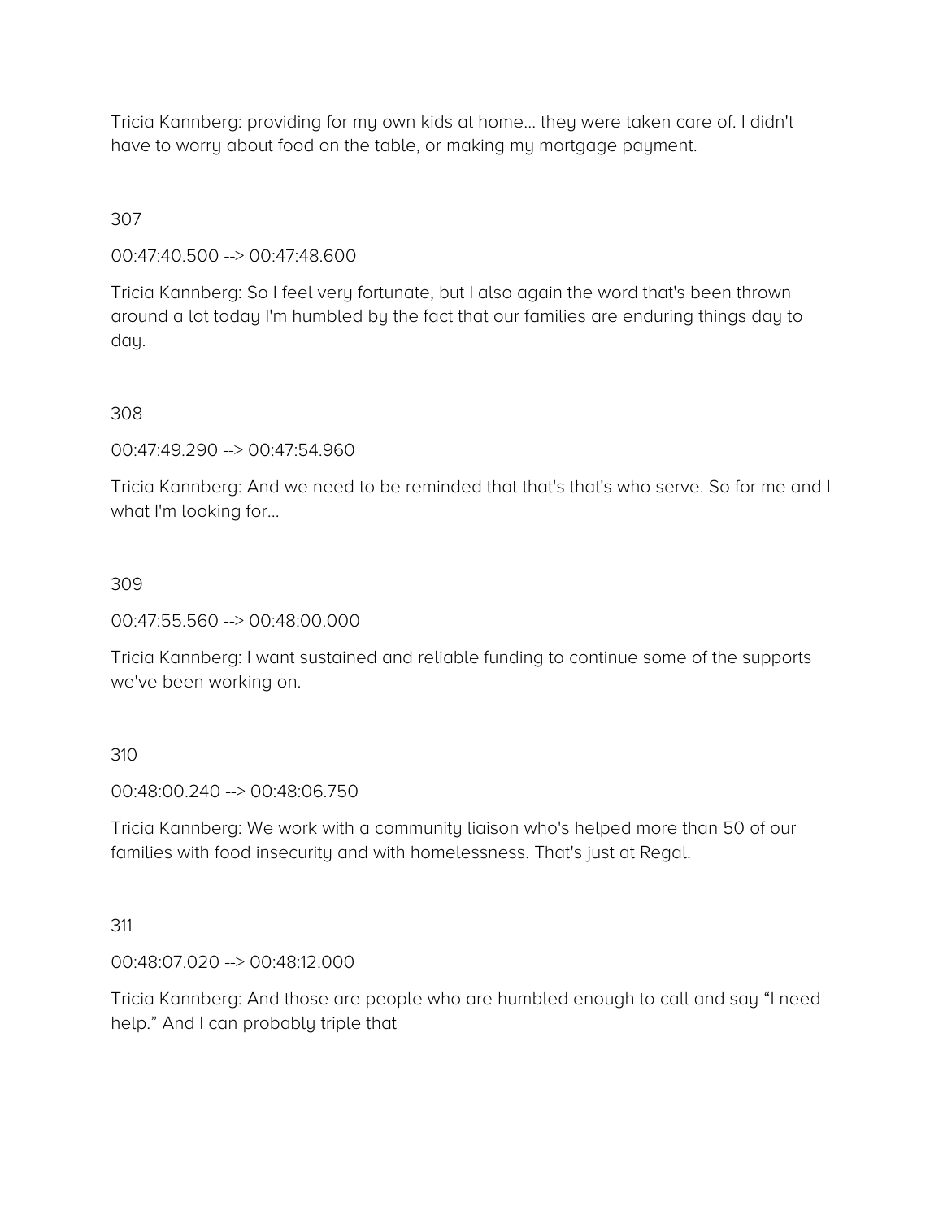Tricia Kannberg: providing for my own kids at home... they were taken care of. I didn't have to worry about food on the table, or making my mortgage payment.

307

00:47:40.500 --> 00:47:48.600

Tricia Kannberg: So I feel very fortunate, but I also again the word that's been thrown around a lot today I'm humbled by the fact that our families are enduring things day to day.

308

00:47:49.290 --> 00:47:54.960

Tricia Kannberg: And we need to be reminded that that's that's who serve. So for me and I what I'm looking for...

309

00:47:55.560 --> 00:48:00.000

Tricia Kannberg: I want sustained and reliable funding to continue some of the supports we've been working on.

310

00:48:00.240 --> 00:48:06.750

Tricia Kannberg: We work with a community liaison who's helped more than 50 of our families with food insecurity and with homelessness. That's just at Regal.

311

00:48:07.020 --> 00:48:12.000

Tricia Kannberg: And those are people who are humbled enough to call and say “I need help.” And I can probably triple that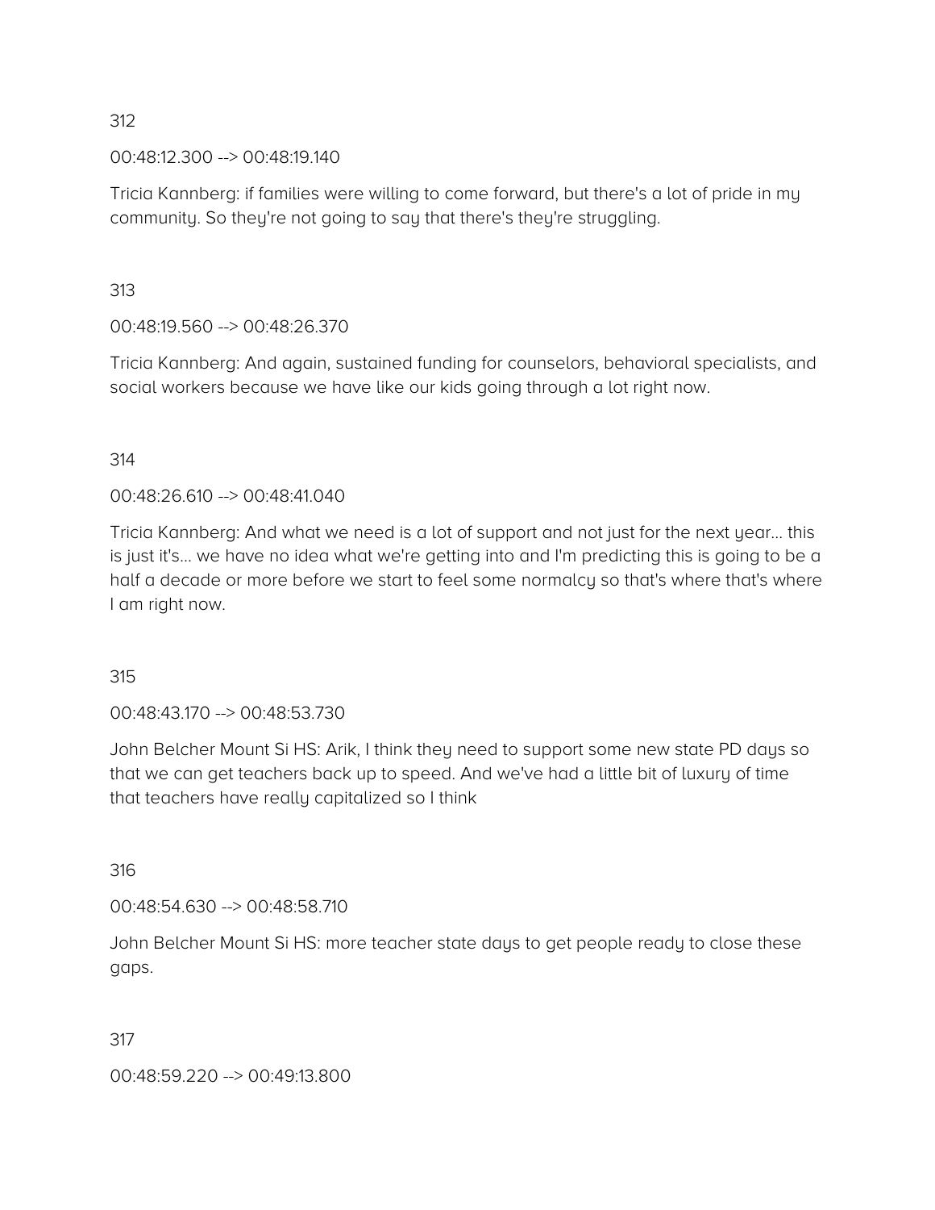312

00:48:12.300 --> 00:48:19.140

Tricia Kannberg: if families were willing to come forward, but there's a lot of pride in my community. So they're not going to say that there's they're struggling.

313

00:48:19.560 --> 00:48:26.370

Tricia Kannberg: And again, sustained funding for counselors, behavioral specialists, and social workers because we have like our kids going through a lot right now.

314

00:48:26.610 --> 00:48:41.040

Tricia Kannberg: And what we need is a lot of support and not just for the next year... this is just it's... we have no idea what we're getting into and I'm predicting this is going to be a half a decade or more before we start to feel some normalcy so that's where that's where I am right now.

315

00:48:43.170 --> 00:48:53.730

John Belcher Mount Si HS: Arik, I think they need to support some new state PD days so that we can get teachers back up to speed. And we've had a little bit of luxury of time that teachers have really capitalized so I think

316

00:48:54.630 --> 00:48:58.710

John Belcher Mount Si HS: more teacher state days to get people ready to close these gaps.

317

00:48:59.220 --> 00:49:13.800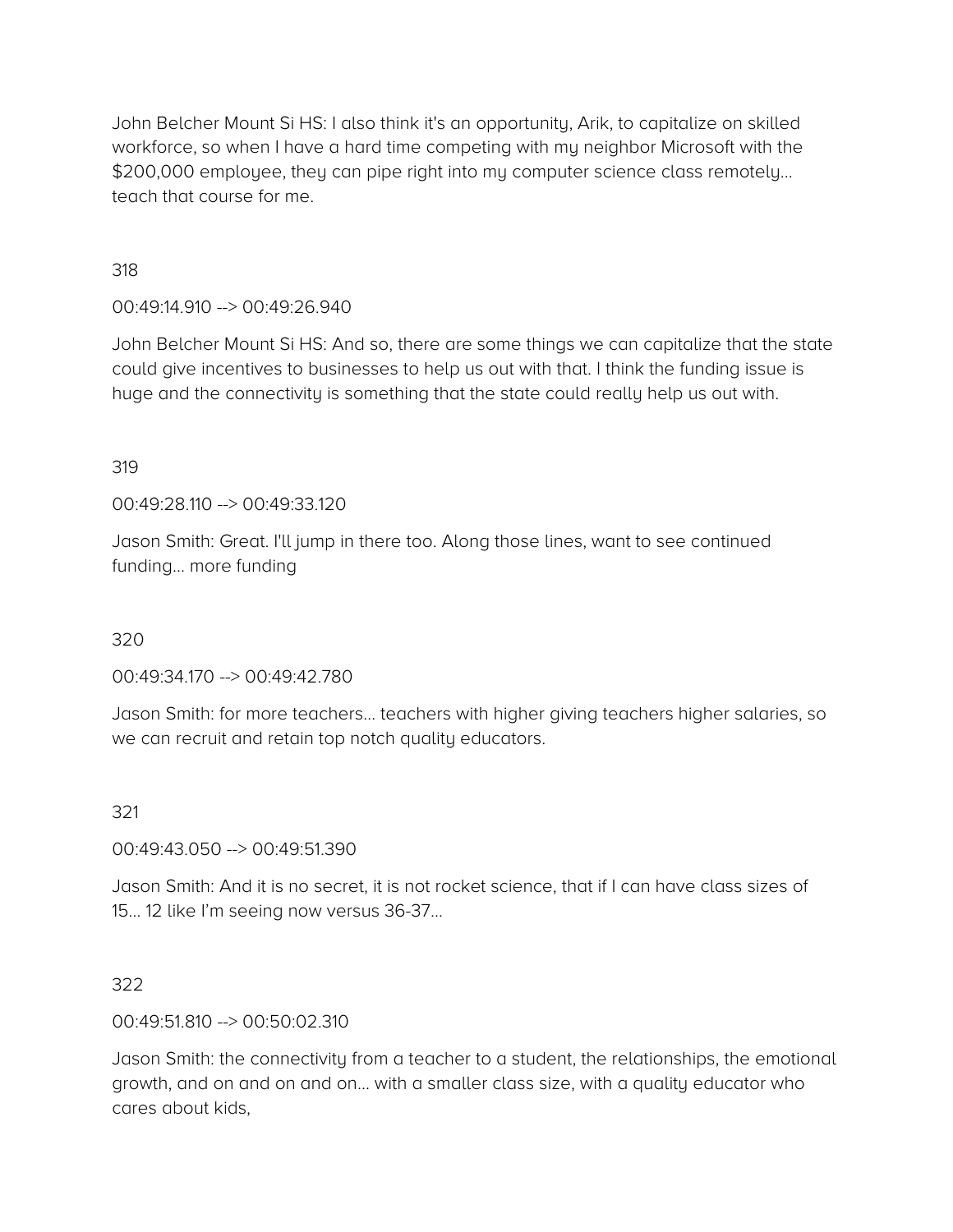John Belcher Mount Si HS: I also think it's an opportunity, Arik, to capitalize on skilled workforce, so when I have a hard time competing with my neighbor Microsoft with the $200,000 employee, they can pipe right into my computer science class remotely... teach that course for me.

318

00:49:14.910 --> 00:49:26.940

John Belcher Mount Si HS: And so, there are some things we can capitalize that the state could give incentives to businesses to help us out with that. I think the funding issue is huge and the connectivity is something that the state could really help us out with.

319

00:49:28.110 --> 00:49:33.120

Jason Smith: Great. I'll jump in there too. Along those lines, want to see continued funding... more funding

320

00:49:34.170 --> 00:49:42.780

Jason Smith: for more teachers... teachers with higher giving teachers higher salaries, so we can recruit and retain top notch quality educators.

321

00:49:43.050 --> 00:49:51.390

Jason Smith: And it is no secret, it is not rocket science, that if I can have class sizes of 15... 12 like I'm seeing now versus 36-37...

322

00:49:51.810 --> 00:50:02.310

Jason Smith: the connectivity from a teacher to a student, the relationships, the emotional growth, and on and on and on... with a smaller class size, with a quality educator who cares about kids,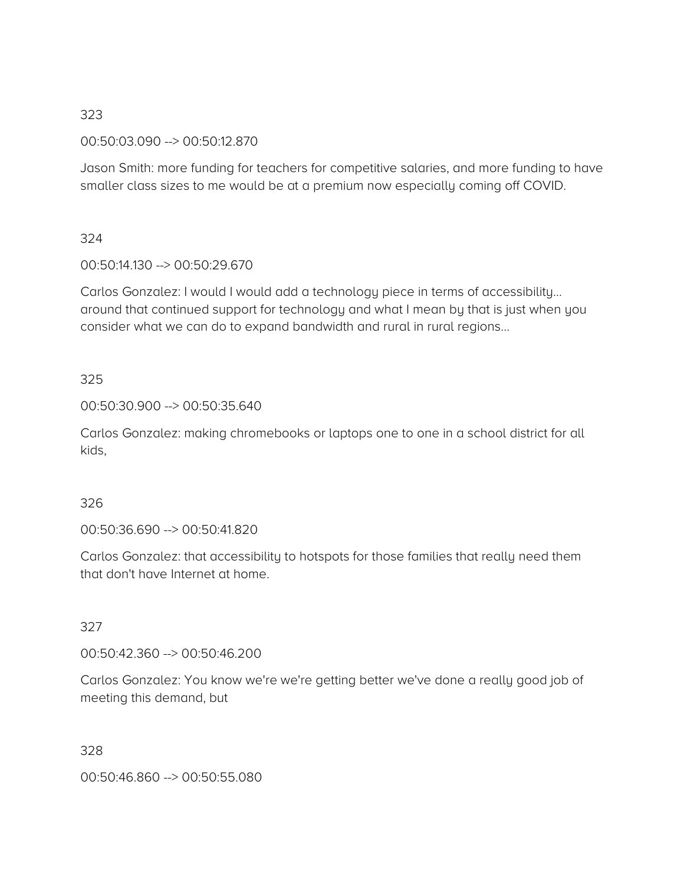323

00:50:03.090 --> 00:50:12.870

Jason Smith: more funding for teachers for competitive salaries, and more funding to have smaller class sizes to me would be at a premium now especially coming off COVID.

324

00:50:14.130 --> 00:50:29.670

Carlos Gonzalez: I would I would add a technology piece in terms of accessibility... around that continued support for technology and what I mean by that is just when you consider what we can do to expand bandwidth and rural in rural regions...

325

00:50:30.900 --> 00:50:35.640

Carlos Gonzalez: making chromebooks or laptops one to one in a school district for all kids,

326

00:50:36.690 --> 00:50:41.820

Carlos Gonzalez: that accessibility to hotspots for those families that really need them that don't have Internet at home.

327

00:50:42.360 --> 00:50:46.200

Carlos Gonzalez: You know we're we're getting better we've done a really good job of meeting this demand, but

328

00:50:46.860 --> 00:50:55.080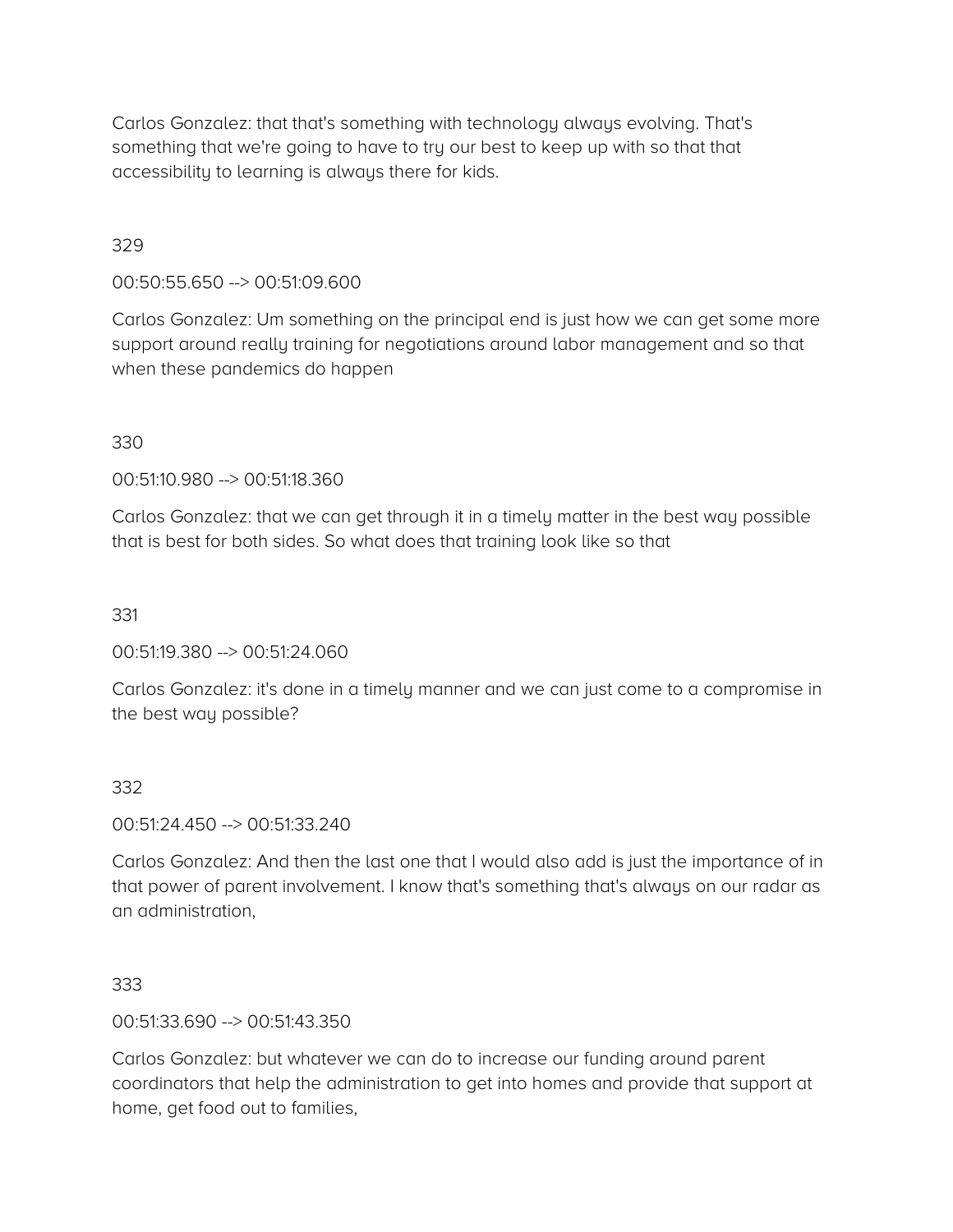Carlos Gonzalez: that that's something with technology always evolving. That's something that we're going to have to try our best to keep up with so that that accessibility to learning is always there for kids.

329

00:50:55.650 --> 00:51:09.600

Carlos Gonzalez: Um something on the principal end is just how we can get some more support around really training for negotiations around labor management and so that when these pandemics do happen

330

00:51:10.980 --> 00:51:18.360

Carlos Gonzalez: that we can get through it in a timely matter in the best way possible that is best for both sides. So what does that training look like so that

331

00:51:19.380 --> 00:51:24.060

Carlos Gonzalez: it's done in a timely manner and we can just come to a compromise in the best way possible?

332

00:51:24.450 --> 00:51:33.240

Carlos Gonzalez: And then the last one that I would also add is just the importance of in that power of parent involvement. I know that's something that's always on our radar as an administration,

333

00:51:33.690 --> 00:51:43.350

Carlos Gonzalez: but whatever we can do to increase our funding around parent coordinators that help the administration to get into homes and provide that support at home, get food out to families,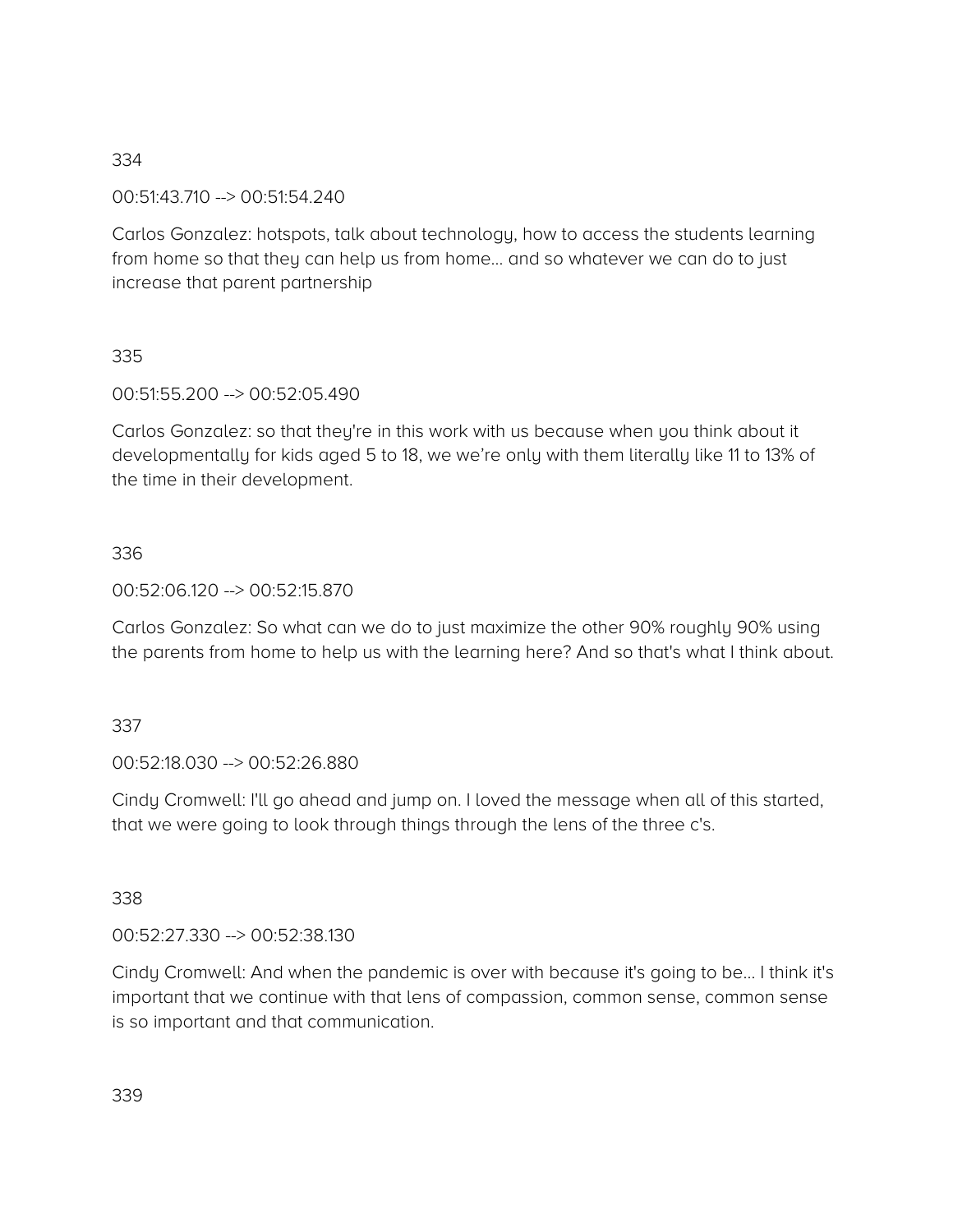334

00:51:43.710 --> 00:51:54.240

Carlos Gonzalez: hotspots, talk about technology, how to access the students learning from home so that they can help us from home... and so whatever we can do to just increase that parent partnership

335

00:51:55.200 --> 00:52:05.490

Carlos Gonzalez: so that they're in this work with us because when you think about it developmentally for kids aged 5 to 18, we we're only with them literally like 11 to 13% of the time in their development.

336

00:52:06.120 --> 00:52:15.870

Carlos Gonzalez: So what can we do to just maximize the other 90% roughly 90% using the parents from home to help us with the learning here? And so that's what I think about.

337

00:52:18.030 --> 00:52:26.880

Cindy Cromwell: I'll go ahead and jump on. I loved the message when all of this started, that we were going to look through things through the lens of the three c's.

338

00:52:27.330 --> 00:52:38.130

Cindy Cromwell: And when the pandemic is over with because it's going to be... I think it's important that we continue with that lens of compassion, common sense, common sense is so important and that communication.

339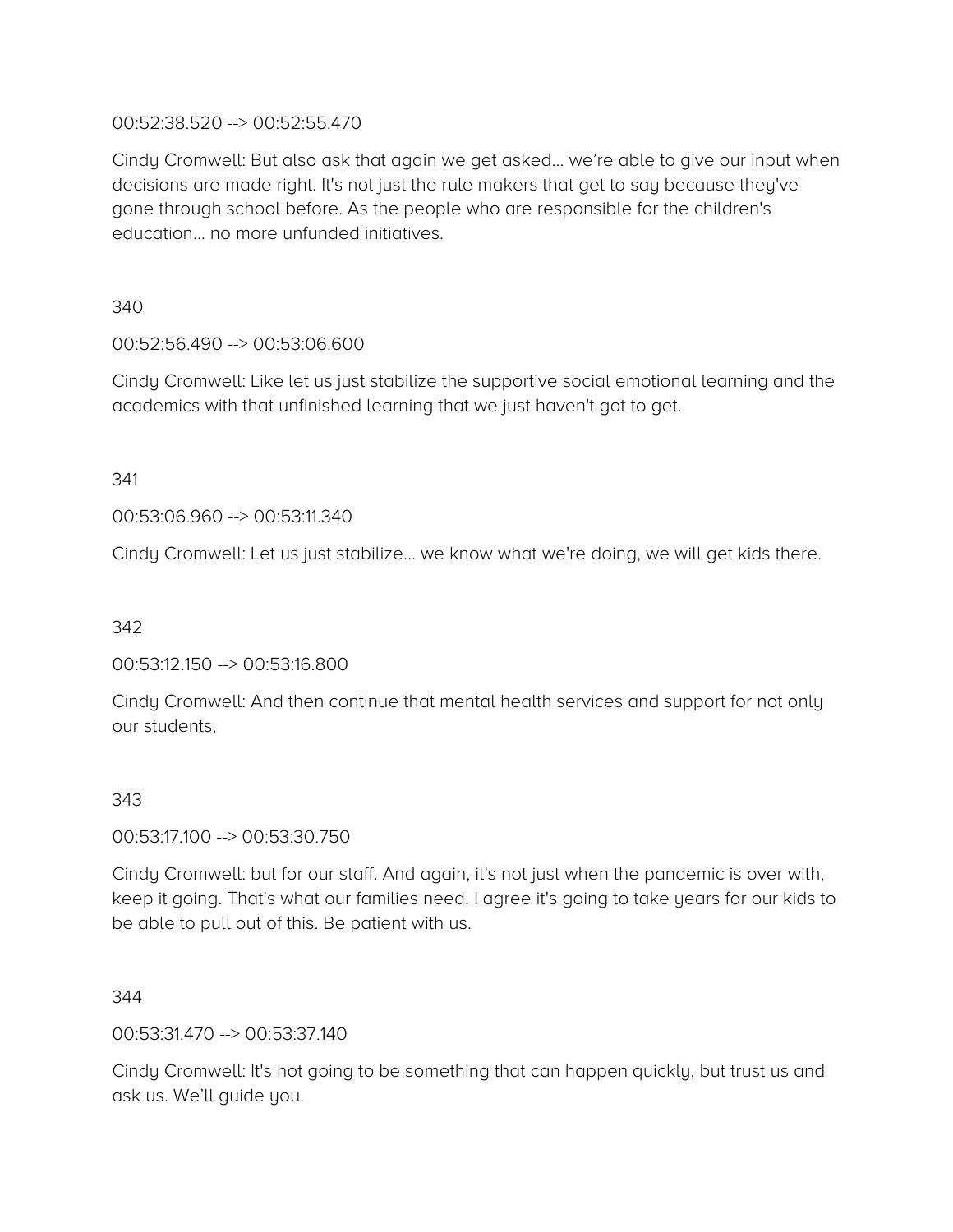00:52:38.520 --> 00:52:55.470

Cindy Cromwell: But also ask that again we get asked… we're able to give our input when decisions are made right. It's not just the rule makers that get to say because they've gone through school before. As the people who are responsible for the children's education… no more unfunded initiatives.

340

00:52:56.490 --> 00:53:06.600

Cindy Cromwell: Like let us just stabilize the supportive social emotional learning and the academics with that unfinished learning that we just haven't got to get.

341

00:53:06.960 --> 00:53:11.340

Cindy Cromwell: Let us just stabilize… we know what we're doing, we will get kids there.

342

00:53:12.150 --> 00:53:16.800

Cindy Cromwell: And then continue that mental health services and support for not only our students,

343

00:53:17.100 --> 00:53:30.750

Cindy Cromwell: but for our staff. And again, it's not just when the pandemic is over with, keep it going. That's what our families need. I agree it's going to take years for our kids to be able to pull out of this. Be patient with us.

344

00:53:31.470 --> 00:53:37.140

Cindy Cromwell: It's not going to be something that can happen quickly, but trust us and ask us. We'll guide you.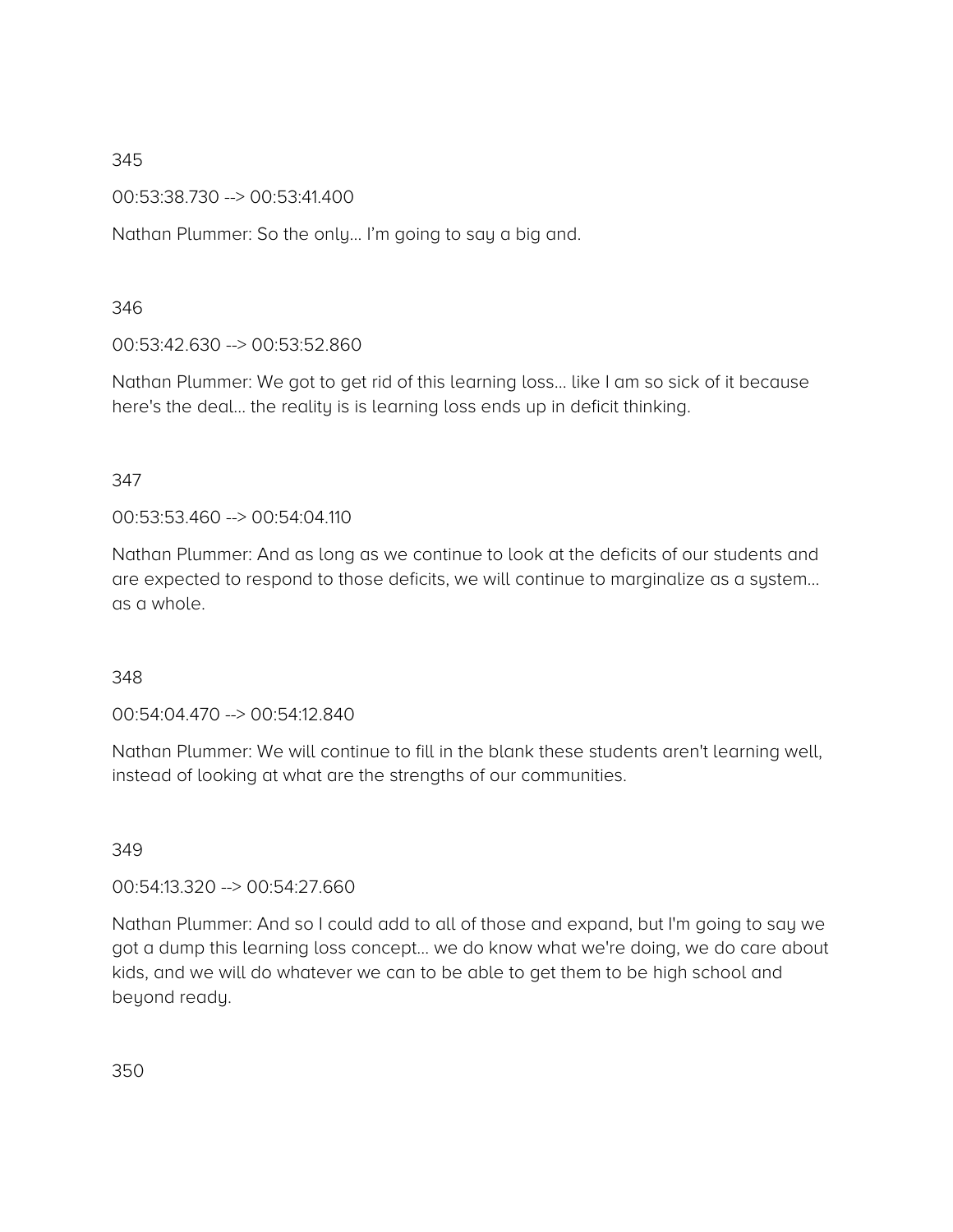345

00:53:38.730 --> 00:53:41.400

Nathan Plummer: So the only... I'm going to say a big and.

346

00:53:42.630 --> 00:53:52.860

Nathan Plummer: We got to get rid of this learning loss... like I am so sick of it because here's the deal... the reality is is learning loss ends up in deficit thinking.

347

00:53:53.460 --> 00:54:04.110

Nathan Plummer: And as long as we continue to look at the deficits of our students and are expected to respond to those deficits, we will continue to marginalize as a system... as a whole.

348

00:54:04.470 --> 00:54:12.840

Nathan Plummer: We will continue to fill in the blank these students aren't learning well, instead of looking at what are the strengths of our communities.

349

00:54:13.320 --> 00:54:27.660

Nathan Plummer: And so I could add to all of those and expand, but I'm going to say we got a dump this learning loss concept... we do know what we're doing, we do care about kids, and we will do whatever we can to be able to get them to be high school and beyond ready.

350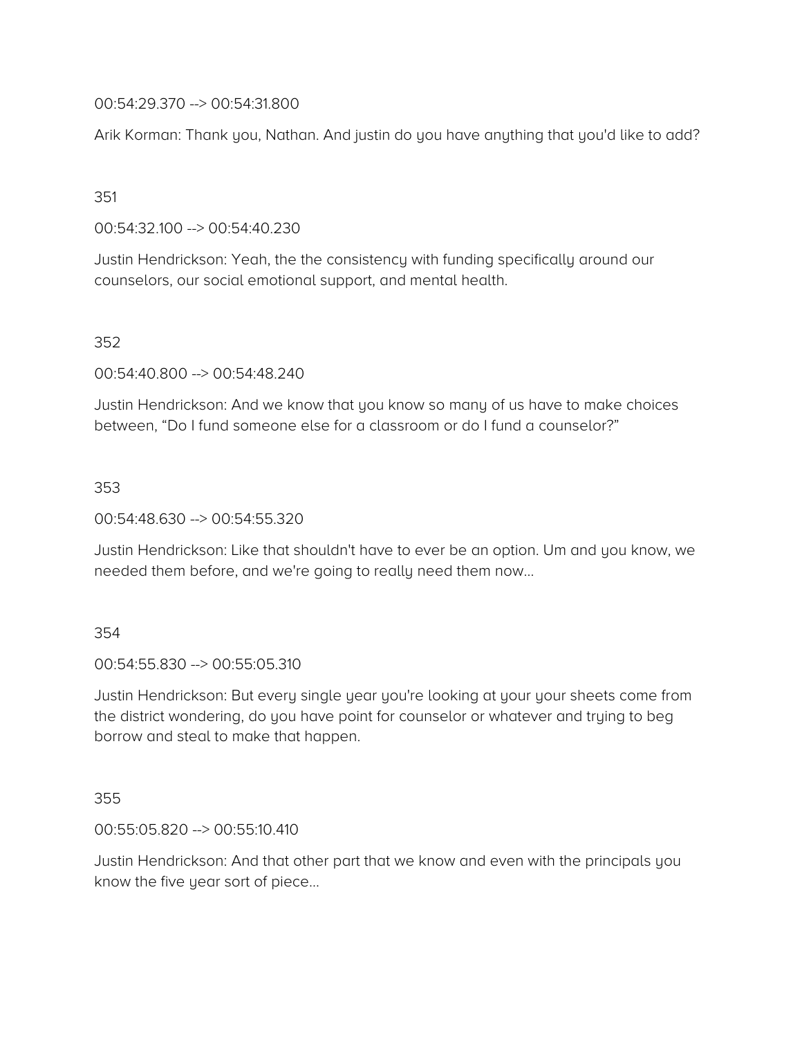00:54:29.370 --> 00:54:31.800

Arik Korman: Thank you, Nathan. And justin do you have anything that you'd like to add?

351

00:54:32.100 --> 00:54:40.230

Justin Hendrickson: Yeah, the the consistency with funding specifically around our counselors, our social emotional support, and mental health.

352

00:54:40.800 --> 00:54:48.240

Justin Hendrickson: And we know that you know so many of us have to make choices between, “Do I fund someone else for a classroom or do I fund a counselor?”

353

00:54:48.630 --> 00:54:55.320

Justin Hendrickson: Like that shouldn't have to ever be an option. Um and you know, we needed them before, and we're going to really need them now...

354

00:54:55.830 --> 00:55:05.310

Justin Hendrickson: But every single year you're looking at your your sheets come from the district wondering, do you have point for counselor or whatever and trying to beg borrow and steal to make that happen.

355

00:55:05.820 --> 00:55:10.410

Justin Hendrickson: And that other part that we know and even with the principals you know the five year sort of piece...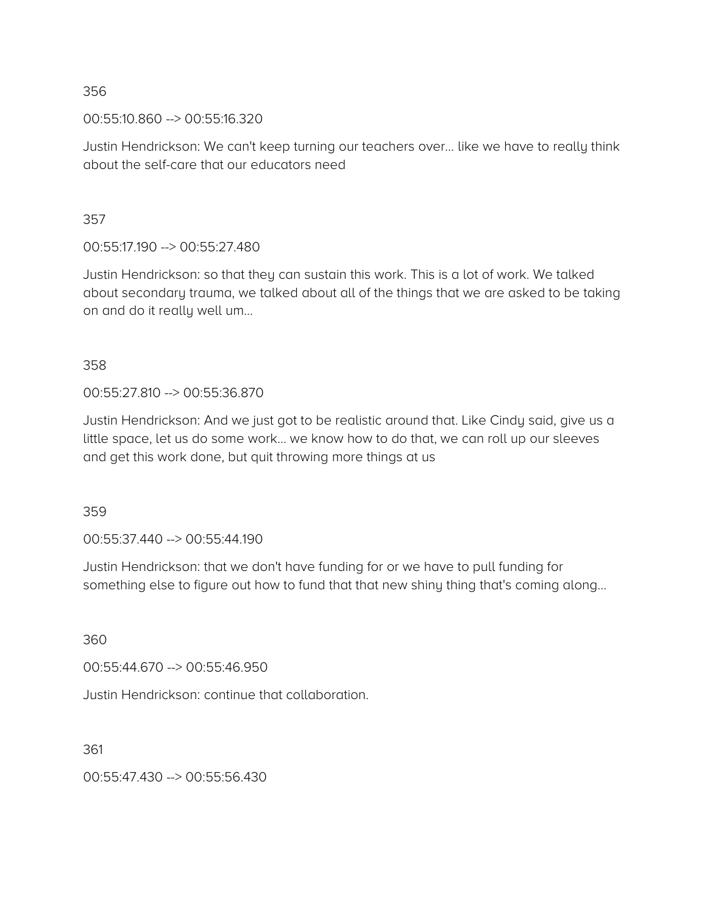356

00:55:10.860 --> 00:55:16.320

Justin Hendrickson: We can't keep turning our teachers over... like we have to really think about the self-care that our educators need

357

00:55:17.190 --> 00:55:27.480

Justin Hendrickson: so that they can sustain this work. This is a lot of work. We talked about secondary trauma, we talked about all of the things that we are asked to be taking on and do it really well um...

358

00:55:27.810 --> 00:55:36.870

Justin Hendrickson: And we just got to be realistic around that. Like Cindy said, give us a little space, let us do some work... we know how to do that, we can roll up our sleeves and get this work done, but quit throwing more things at us

359

00:55:37.440 --> 00:55:44.190

Justin Hendrickson: that we don't have funding for or we have to pull funding for something else to figure out how to fund that that new shiny thing that's coming along...

360

00:55:44.670 --> 00:55:46.950

Justin Hendrickson: continue that collaboration.

361

00:55:47.430 --> 00:55:56.430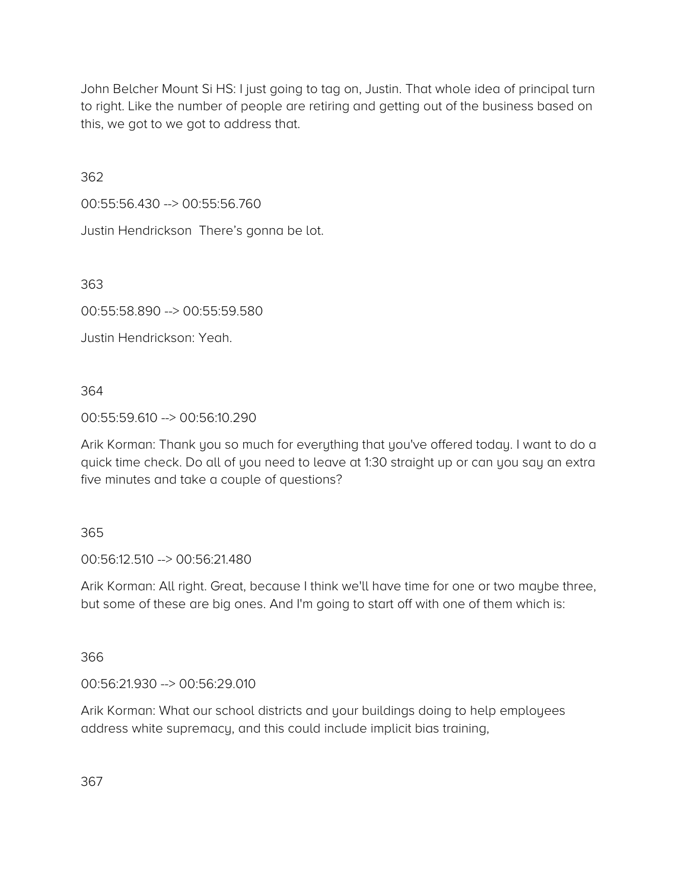John Belcher Mount Si HS: I just going to tag on, Justin. That whole idea of principal turn to right. Like the number of people are retiring and getting out of the business based on this, we got to we got to address that.

362

00:55:56.430 --> 00:55:56.760

Justin Hendrickson  There's gonna be lot.

363

00:55:58.890 --> 00:55:59.580

Justin Hendrickson: Yeah.

364

00:55:59.610 --> 00:56:10.290

Arik Korman: Thank you so much for everything that you've offered today. I want to do a quick time check. Do all of you need to leave at 1:30 straight up or can you say an extra five minutes and take a couple of questions?

365

00:56:12.510 --> 00:56:21.480

Arik Korman: All right. Great, because I think we'll have time for one or two maybe three, but some of these are big ones. And I'm going to start off with one of them which is:

366

00:56:21.930 --> 00:56:29.010

Arik Korman: What our school districts and your buildings doing to help employees address white supremacy, and this could include implicit bias training,

367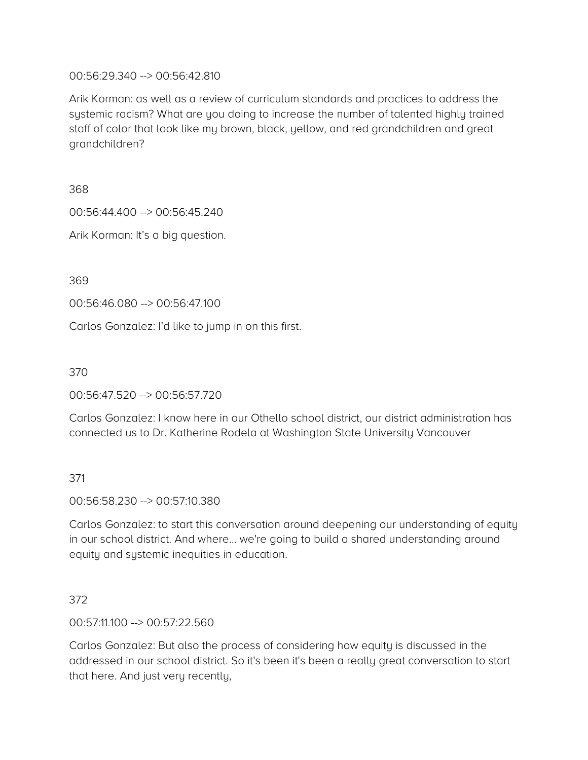00:56:29.340 --> 00:56:42.810

Arik Korman: as well as a review of curriculum standards and practices to address the systemic racism? What are you doing to increase the number of talented highly trained staff of color that look like my brown, black, yellow, and red grandchildren and great grandchildren?

368

00:56:44.400 --> 00:56:45.240

Arik Korman: It's a big question.

369

00:56:46.080 --> 00:56:47.100

Carlos Gonzalez: I'd like to jump in on this first.

370

00:56:47.520 --> 00:56:57.720

Carlos Gonzalez: I know here in our Othello school district, our district administration has connected us to Dr. Katherine Rodela at Washington State University Vancouver

371

00:56:58.230 --> 00:57:10.380

Carlos Gonzalez: to start this conversation around deepening our understanding of equity in our school district. And where... we're going to build a shared understanding around equity and systemic inequities in education.

372

00:57:11.100 --> 00:57:22.560

Carlos Gonzalez: But also the process of considering how equity is discussed in the addressed in our school district. So it's been it's been a really great conversation to start that here. And just very recently,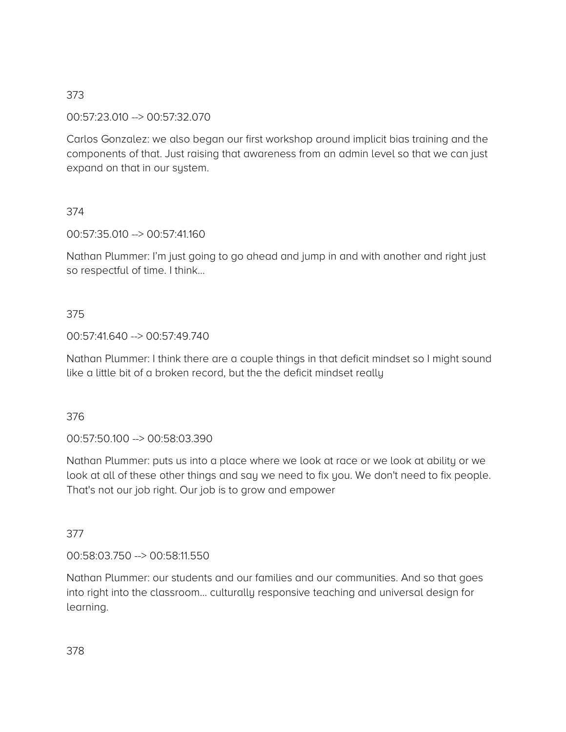373

00:57:23.010 --> 00:57:32.070

Carlos Gonzalez: we also began our first workshop around implicit bias training and the components of that. Just raising that awareness from an admin level so that we can just expand on that in our system.

374

00:57:35.010 --> 00:57:41.160

Nathan Plummer: I'm just going to go ahead and jump in and with another and right just so respectful of time. I think…

375

00:57:41.640 --> 00:57:49.740

Nathan Plummer: I think there are a couple things in that deficit mindset so I might sound like a little bit of a broken record, but the the deficit mindset really

376

00:57:50.100 --> 00:58:03.390

Nathan Plummer: puts us into a place where we look at race or we look at ability or we look at all of these other things and say we need to fix you. We don't need to fix people. That's not our job right. Our job is to grow and empower

377

00:58:03.750 --> 00:58:11.550

Nathan Plummer: our students and our families and our communities. And so that goes into right into the classroom… culturally responsive teaching and universal design for learning.

378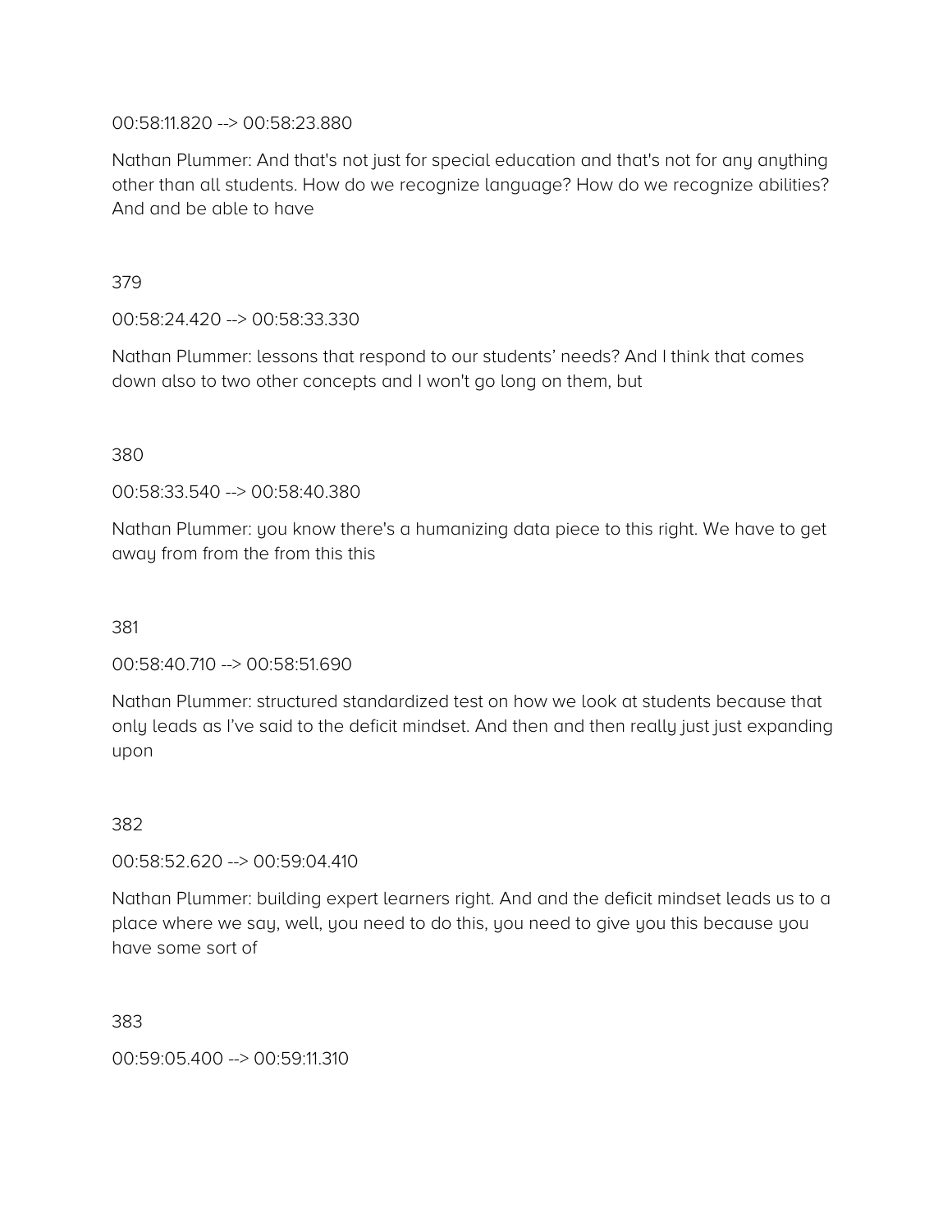00:58:11.820 --> 00:58:23.880

Nathan Plummer: And that's not just for special education and that's not for any anything other than all students. How do we recognize language? How do we recognize abilities? And and be able to have

379

00:58:24.420 --> 00:58:33.330

Nathan Plummer: lessons that respond to our students' needs? And I think that comes down also to two other concepts and I won't go long on them, but

380

00:58:33.540 --> 00:58:40.380

Nathan Plummer: you know there's a humanizing data piece to this right. We have to get away from from the from this this

381

00:58:40.710 --> 00:58:51.690

Nathan Plummer: structured standardized test on how we look at students because that only leads as I've said to the deficit mindset. And then and then really just just expanding upon

382

00:58:52.620 --> 00:59:04.410

Nathan Plummer: building expert learners right. And and the deficit mindset leads us to a place where we say, well, you need to do this, you need to give you this because you have some sort of

383

00:59:05.400 --> 00:59:11.310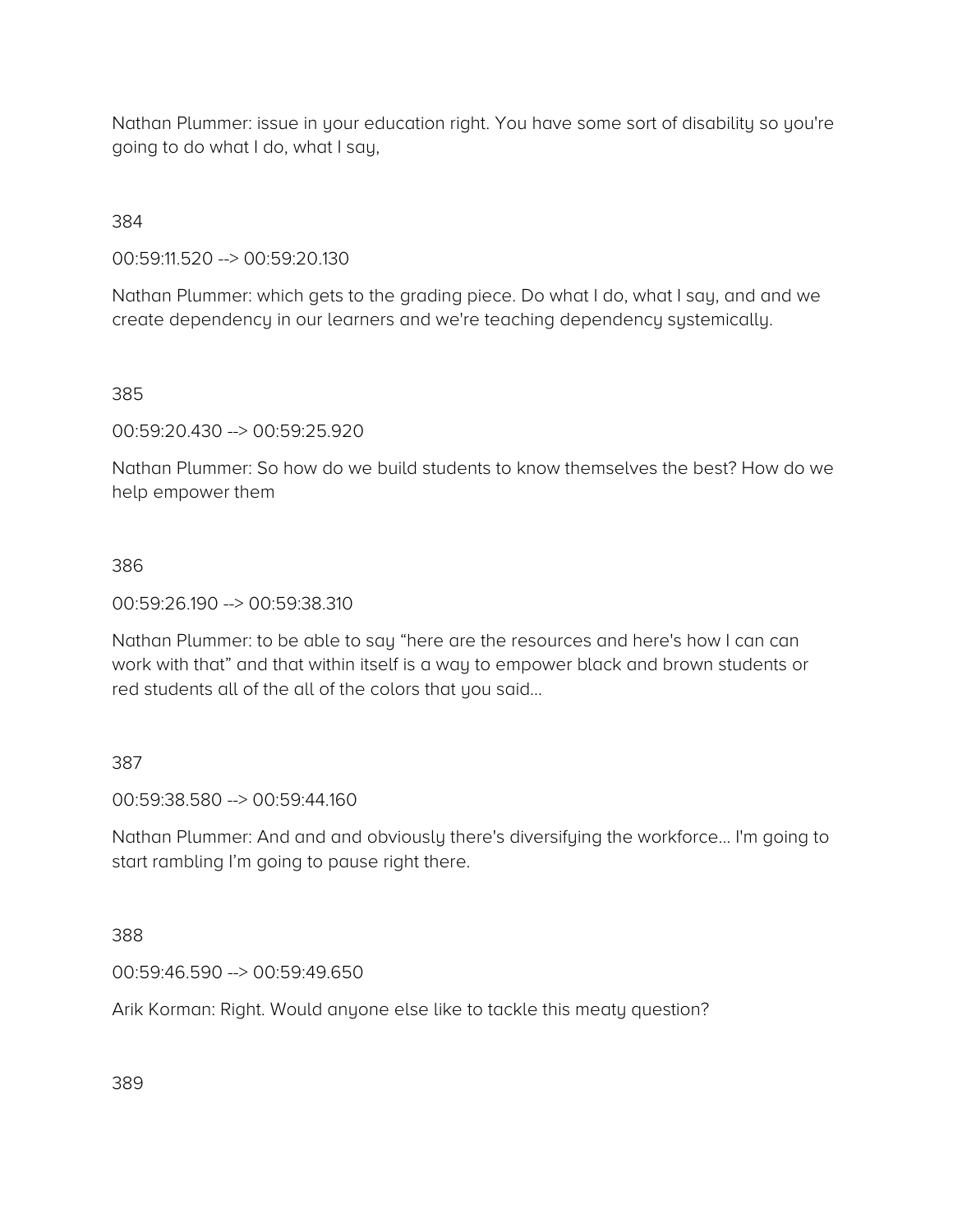Nathan Plummer: issue in your education right. You have some sort of disability so you're going to do what I do, what I say,

384

00:59:11.520 --> 00:59:20.130

Nathan Plummer: which gets to the grading piece. Do what I do, what I say, and and we create dependency in our learners and we're teaching dependency systemically.

385

00:59:20.430 --> 00:59:25.920

Nathan Plummer: So how do we build students to know themselves the best? How do we help empower them

386

00:59:26.190 --> 00:59:38.310

Nathan Plummer: to be able to say “here are the resources and here's how I can can work with that” and that within itself is a way to empower black and brown students or red students all of the all of the colors that you said...

387

00:59:38.580 --> 00:59:44.160

Nathan Plummer: And and and obviously there's diversifying the workforce... I'm going to start rambling I’m going to pause right there.

388

00:59:46.590 --> 00:59:49.650

Arik Korman: Right. Would anyone else like to tackle this meaty question?

389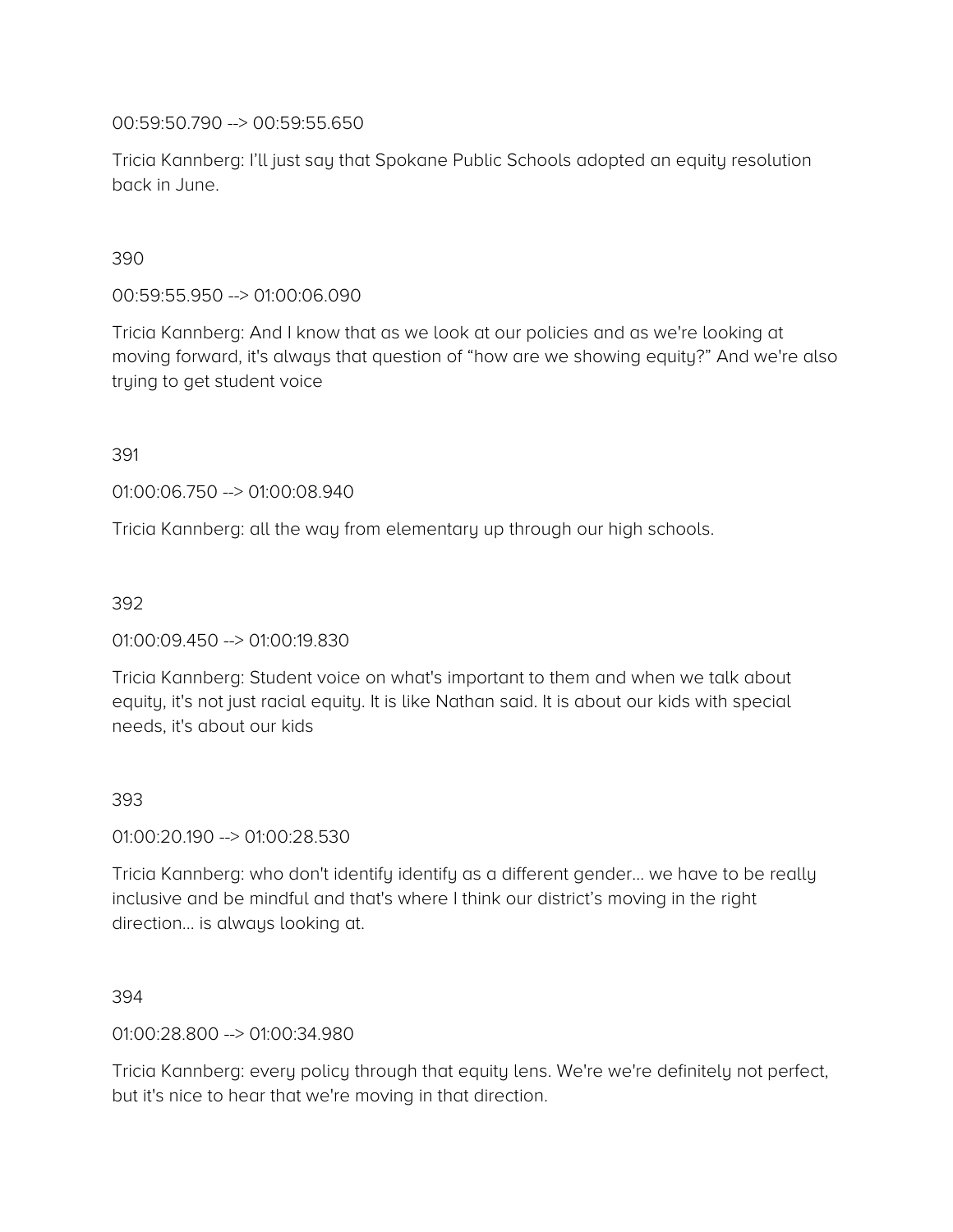00:59:50.790 --> 00:59:55.650

Tricia Kannberg: I'll just say that Spokane Public Schools adopted an equity resolution back in June.

390

00:59:55.950 --> 01:00:06.090

Tricia Kannberg: And I know that as we look at our policies and as we're looking at moving forward, it's always that question of "how are we showing equity?" And we're also trying to get student voice

391

01:00:06.750 --> 01:00:08.940

Tricia Kannberg: all the way from elementary up through our high schools.

392

01:00:09.450 --> 01:00:19.830

Tricia Kannberg: Student voice on what's important to them and when we talk about equity, it's not just racial equity. It is like Nathan said. It is about our kids with special needs, it's about our kids

393

01:00:20.190 --> 01:00:28.530

Tricia Kannberg: who don't identify identify as a different gender… we have to be really inclusive and be mindful and that's where I think our district's moving in the right direction… is always looking at.

394

01:00:28.800 --> 01:00:34.980

Tricia Kannberg: every policy through that equity lens. We're we're definitely not perfect, but it's nice to hear that we're moving in that direction.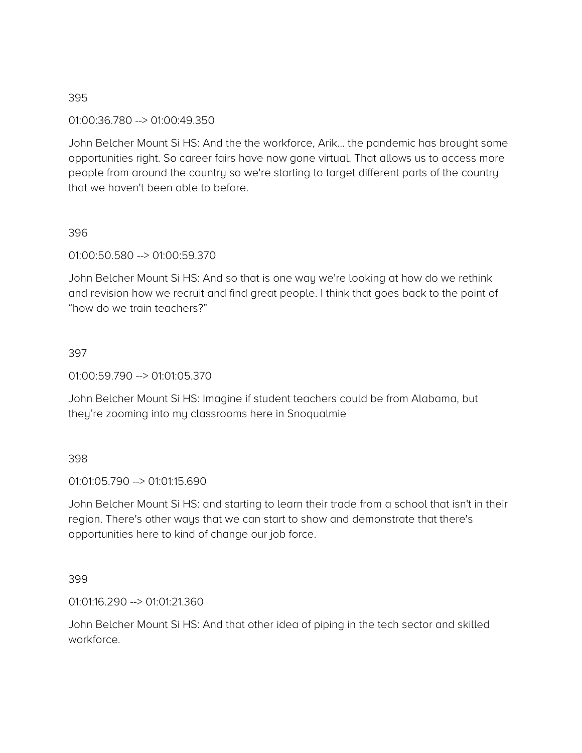395

01:00:36.780 --> 01:00:49.350

John Belcher Mount Si HS: And the the workforce, Arik... the pandemic has brought some opportunities right. So career fairs have now gone virtual. That allows us to access more people from around the country so we're starting to target different parts of the country that we haven't been able to before.

396

01:00:50.580 --> 01:00:59.370

John Belcher Mount Si HS: And so that is one way we're looking at how do we rethink and revision how we recruit and find great people. I think that goes back to the point of "how do we train teachers?"

397

01:00:59.790 --> 01:01:05.370

John Belcher Mount Si HS: Imagine if student teachers could be from Alabama, but they're zooming into my classrooms here in Snoqualmie

398

01:01:05.790 --> 01:01:15.690

John Belcher Mount Si HS: and starting to learn their trade from a school that isn't in their region. There's other ways that we can start to show and demonstrate that there's opportunities here to kind of change our job force.

399

01:01:16.290 --> 01:01:21.360

John Belcher Mount Si HS: And that other idea of piping in the tech sector and skilled workforce.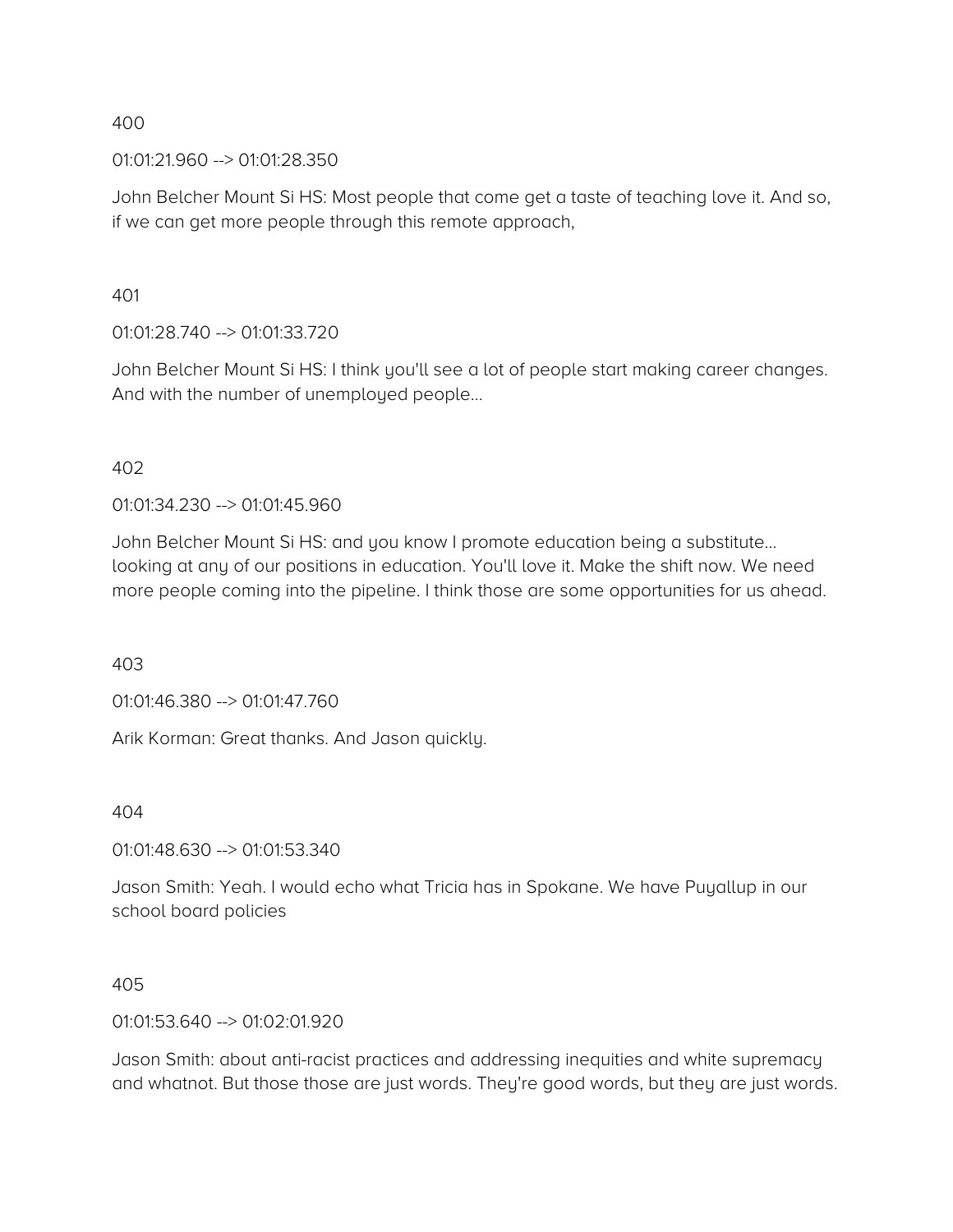400

01:01:21.960 --> 01:01:28.350

John Belcher Mount Si HS: Most people that come get a taste of teaching love it. And so, if we can get more people through this remote approach,

401

01:01:28.740 --> 01:01:33.720

John Belcher Mount Si HS: I think you'll see a lot of people start making career changes. And with the number of unemployed people...

402

01:01:34.230 --> 01:01:45.960

John Belcher Mount Si HS: and you know I promote education being a substitute... looking at any of our positions in education. You'll love it. Make the shift now. We need more people coming into the pipeline. I think those are some opportunities for us ahead.

403

01:01:46.380 --> 01:01:47.760

Arik Korman: Great thanks. And Jason quickly.

404

01:01:48.630 --> 01:01:53.340

Jason Smith: Yeah. I would echo what Tricia has in Spokane. We have Puyallup in our school board policies

405

01:01:53.640 --> 01:02:01.920

Jason Smith: about anti-racist practices and addressing inequities and white supremacy and whatnot. But those those are just words. They're good words, but they are just words.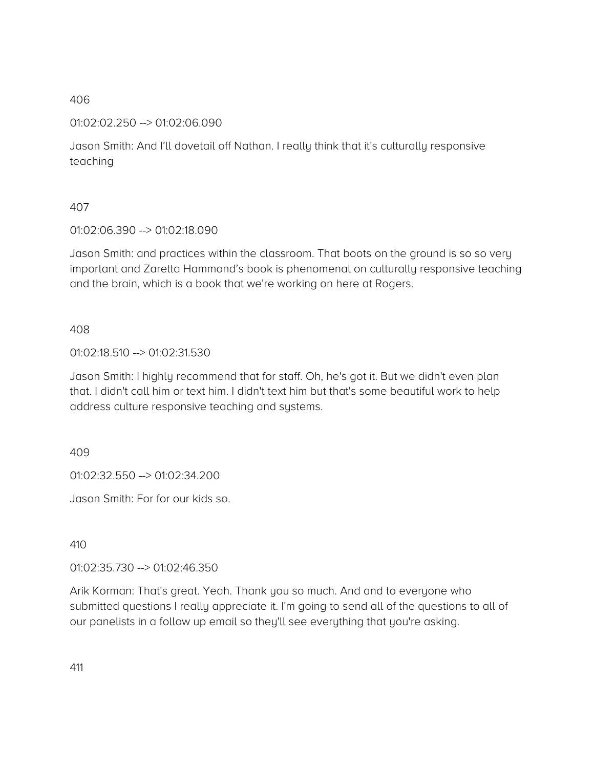406

01:02:02.250 --> 01:02:06.090

Jason Smith: And I'll dovetail off Nathan. I really think that it's culturally responsive teaching

407

01:02:06.390 --> 01:02:18.090

Jason Smith: and practices within the classroom. That boots on the ground is so so very important and Zaretta Hammond's book is phenomenal on culturally responsive teaching and the brain, which is a book that we're working on here at Rogers.

408

01:02:18.510 --> 01:02:31.530

Jason Smith: I highly recommend that for staff. Oh, he's got it. But we didn't even plan that. I didn't call him or text him. I didn't text him but that's some beautiful work to help address culture responsive teaching and systems.

409

01:02:32.550 --> 01:02:34.200

Jason Smith: For for our kids so.

410

01:02:35.730 --> 01:02:46.350

Arik Korman: That's great. Yeah. Thank you so much. And and to everyone who submitted questions I really appreciate it. I'm going to send all of the questions to all of our panelists in a follow up email so they'll see everything that you're asking.

411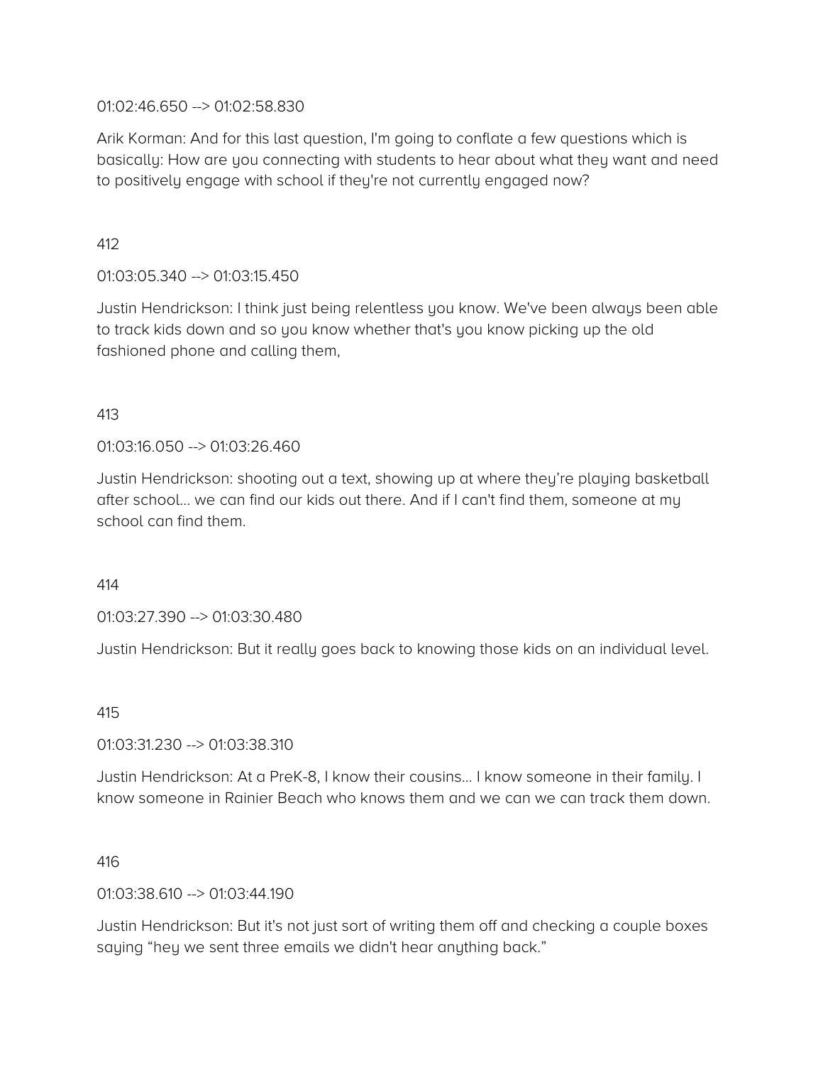01:02:46.650 --> 01:02:58.830

Arik Korman: And for this last question, I'm going to conflate a few questions which is basically: How are you connecting with students to hear about what they want and need to positively engage with school if they're not currently engaged now?

412

01:03:05.340 --> 01:03:15.450

Justin Hendrickson: I think just being relentless you know. We've been always been able to track kids down and so you know whether that's you know picking up the old fashioned phone and calling them,

413

01:03:16.050 --> 01:03:26.460

Justin Hendrickson: shooting out a text, showing up at where they're playing basketball after school... we can find our kids out there. And if I can't find them, someone at my school can find them.

414

01:03:27.390 --> 01:03:30.480

Justin Hendrickson: But it really goes back to knowing those kids on an individual level.

415

01:03:31.230 --> 01:03:38.310

Justin Hendrickson: At a PreK-8, I know their cousins... I know someone in their family. I know someone in Rainier Beach who knows them and we can we can track them down.

416

01:03:38.610 --> 01:03:44.190

Justin Hendrickson: But it's not just sort of writing them off and checking a couple boxes saying "hey we sent three emails we didn't hear anything back."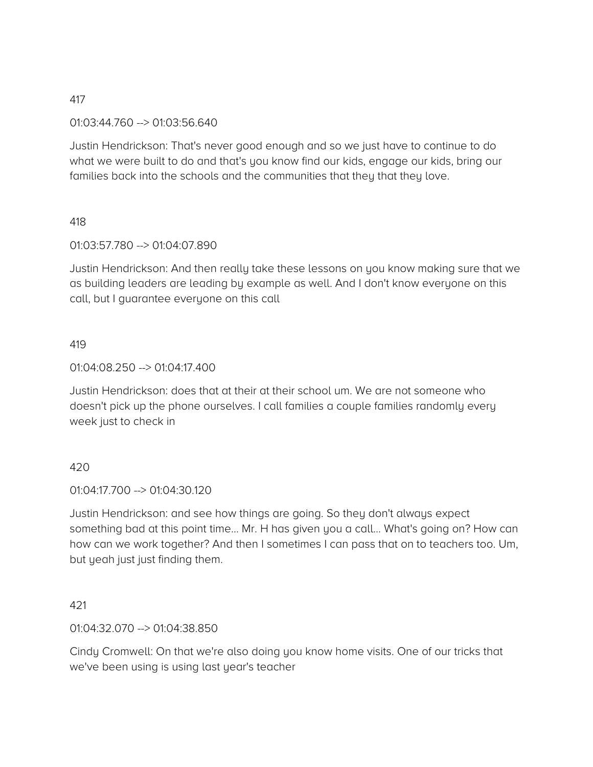417

01:03:44.760 --> 01:03:56.640

Justin Hendrickson: That's never good enough and so we just have to continue to do what we were built to do and that's you know find our kids, engage our kids, bring our families back into the schools and the communities that they that they love.

418

01:03:57.780 --> 01:04:07.890

Justin Hendrickson: And then really take these lessons on you know making sure that we as building leaders are leading by example as well. And I don't know everyone on this call, but I guarantee everyone on this call

419

01:04:08.250 --> 01:04:17.400

Justin Hendrickson: does that at their at their school um. We are not someone who doesn't pick up the phone ourselves. I call families a couple families randomly every week just to check in

420

01:04:17.700 --> 01:04:30.120

Justin Hendrickson: and see how things are going. So they don't always expect something bad at this point time... Mr. H has given you a call... What's going on? How can how can we work together? And then I sometimes I can pass that on to teachers too. Um, but yeah just just finding them.

421

01:04:32.070 --> 01:04:38.850

Cindy Cromwell: On that we're also doing you know home visits. One of our tricks that we've been using is using last year's teacher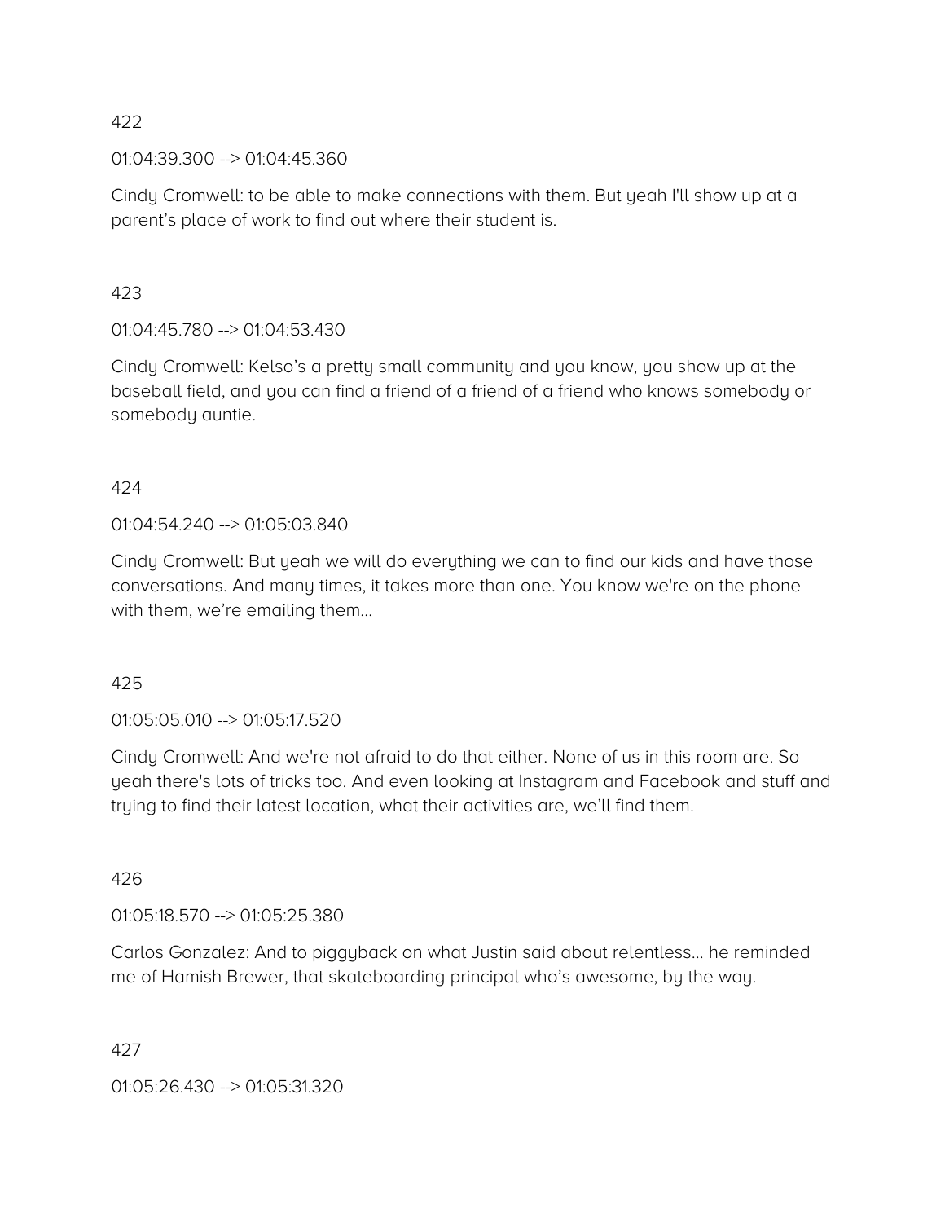422

01:04:39.300 --> 01:04:45.360

Cindy Cromwell: to be able to make connections with them. But yeah I'll show up at a parent’s place of work to find out where their student is.

423

01:04:45.780 --> 01:04:53.430

Cindy Cromwell: Kelso’s a pretty small community and you know, you show up at the baseball field, and you can find a friend of a friend of a friend who knows somebody or somebody auntie.

424

01:04:54.240 --> 01:05:03.840

Cindy Cromwell: But yeah we will do everything we can to find our kids and have those conversations. And many times, it takes more than one. You know we're on the phone with them, we’re emailing them…

425

01:05:05.010 --> 01:05:17.520

Cindy Cromwell: And we're not afraid to do that either. None of us in this room are. So yeah there's lots of tricks too. And even looking at Instagram and Facebook and stuff and trying to find their latest location, what their activities are, we’ll find them.

426

01:05:18.570 --> 01:05:25.380

Carlos Gonzalez: And to piggyback on what Justin said about relentless… he reminded me of Hamish Brewer, that skateboarding principal who’s awesome, by the way.

427

01:05:26.430 --> 01:05:31.320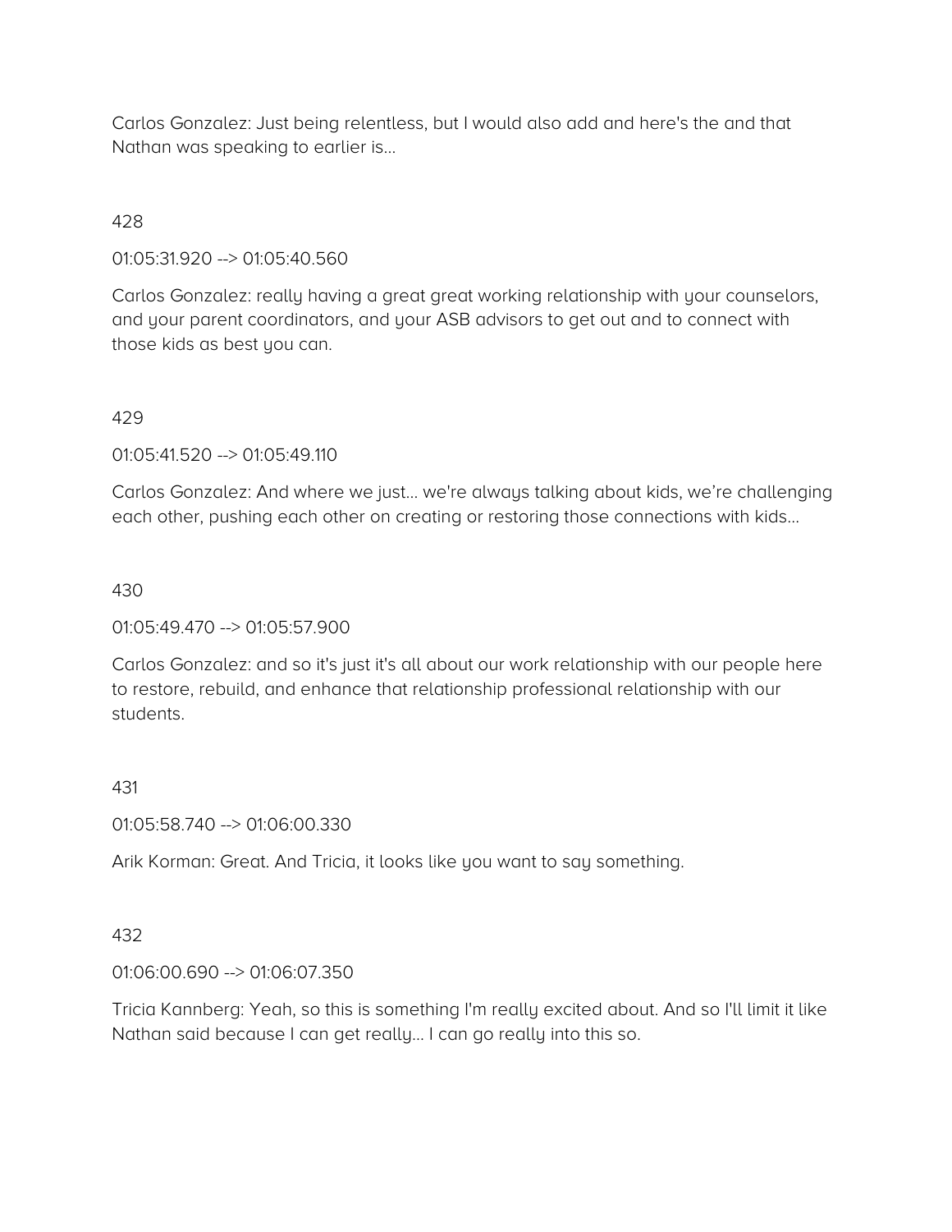Carlos Gonzalez: Just being relentless, but I would also add and here's the and that Nathan was speaking to earlier is…

428

01:05:31.920 --> 01:05:40.560

Carlos Gonzalez: really having a great great working relationship with your counselors, and your parent coordinators, and your ASB advisors to get out and to connect with those kids as best you can.

429

01:05:41.520 --> 01:05:49.110

Carlos Gonzalez: And where we just… we're always talking about kids, we're challenging each other, pushing each other on creating or restoring those connections with kids…

430

01:05:49.470 --> 01:05:57.900

Carlos Gonzalez: and so it's just it's all about our work relationship with our people here to restore, rebuild, and enhance that relationship professional relationship with our students.

431

01:05:58.740 --> 01:06:00.330

Arik Korman: Great. And Tricia, it looks like you want to say something.

432

01:06:00.690 --> 01:06:07.350

Tricia Kannberg: Yeah, so this is something I'm really excited about. And so I'll limit it like Nathan said because I can get really… I can go really into this so.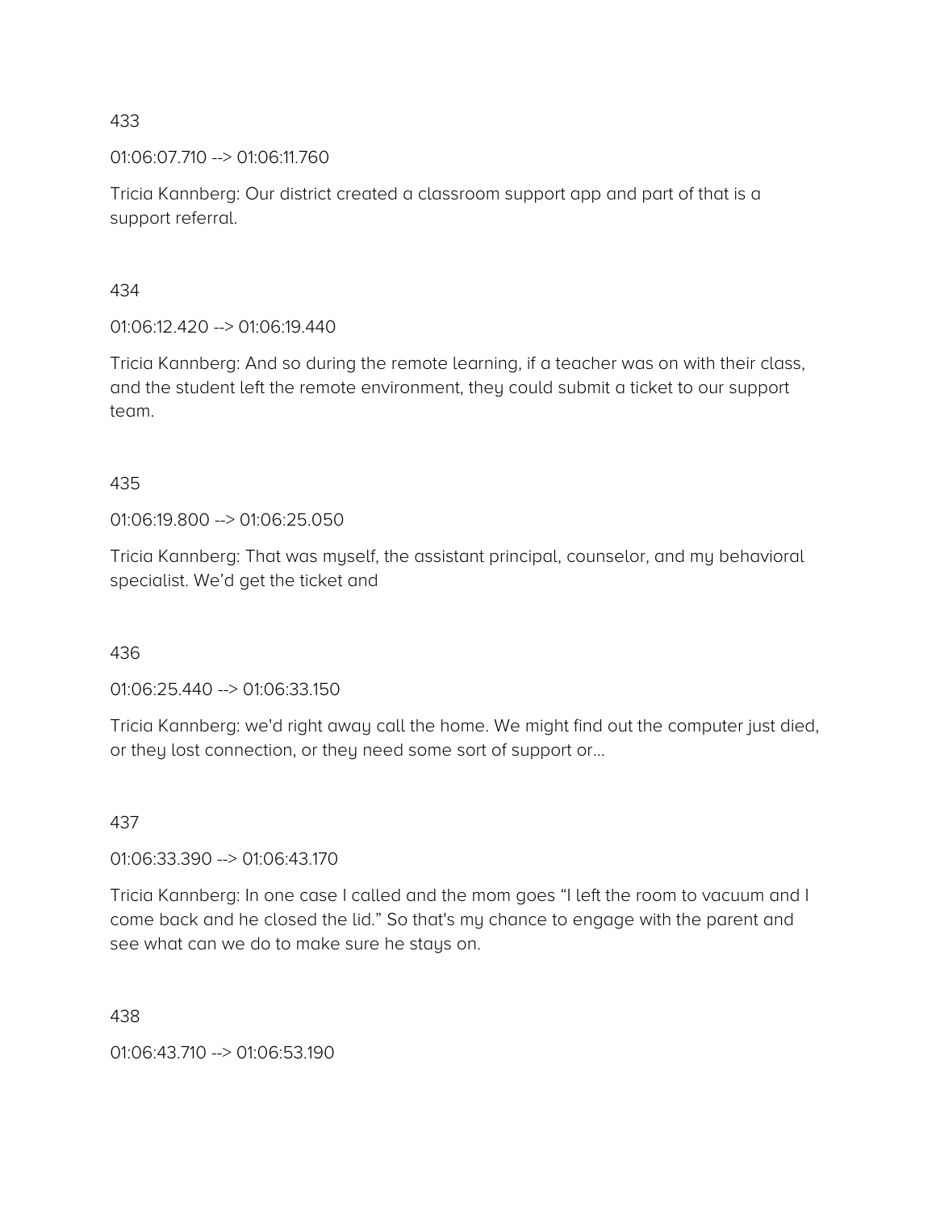433

01:06:07.710 --> 01:06:11.760

Tricia Kannberg: Our district created a classroom support app and part of that is a support referral.

434

01:06:12.420 --> 01:06:19.440

Tricia Kannberg: And so during the remote learning, if a teacher was on with their class, and the student left the remote environment, they could submit a ticket to our support team.

435

01:06:19.800 --> 01:06:25.050

Tricia Kannberg: That was myself, the assistant principal, counselor, and my behavioral specialist. We'd get the ticket and

436

01:06:25.440 --> 01:06:33.150

Tricia Kannberg: we'd right away call the home. We might find out the computer just died, or they lost connection, or they need some sort of support or…

437

01:06:33.390 --> 01:06:43.170

Tricia Kannberg: In one case I called and the mom goes "I left the room to vacuum and I come back and he closed the lid." So that's my chance to engage with the parent and see what can we do to make sure he stays on.

438

01:06:43.710 --> 01:06:53.190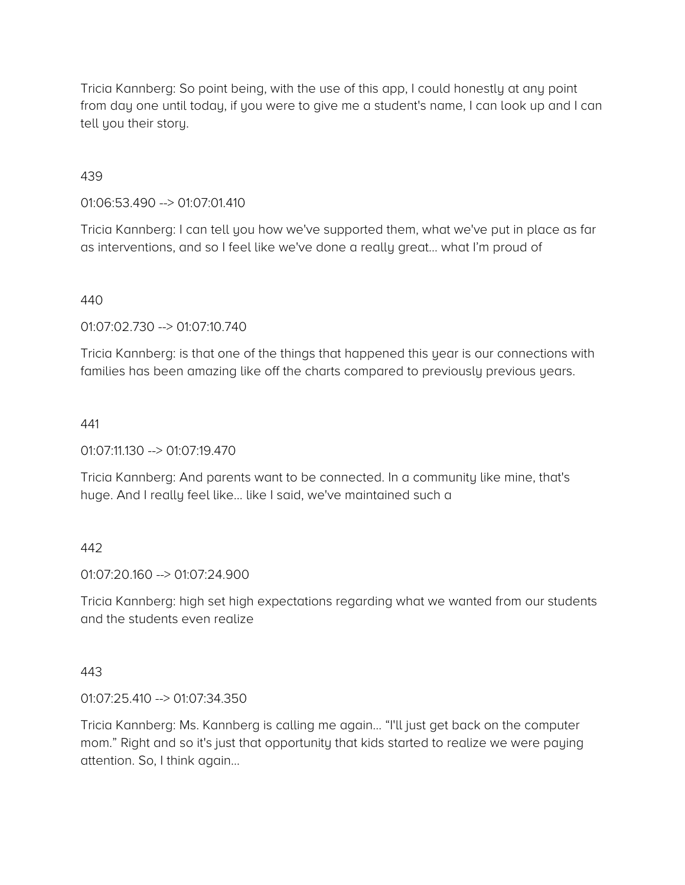Tricia Kannberg: So point being, with the use of this app, I could honestly at any point from day one until today, if you were to give me a student's name, I can look up and I can tell you their story.

439

01:06:53.490 --> 01:07:01.410

Tricia Kannberg: I can tell you how we've supported them, what we've put in place as far as interventions, and so I feel like we've done a really great... what I'm proud of

440

01:07:02.730 --> 01:07:10.740

Tricia Kannberg: is that one of the things that happened this year is our connections with families has been amazing like off the charts compared to previously previous years.

441

01:07:11.130 --> 01:07:19.470

Tricia Kannberg: And parents want to be connected. In a community like mine, that's huge. And I really feel like... like I said, we've maintained such a

442

01:07:20.160 --> 01:07:24.900

Tricia Kannberg: high set high expectations regarding what we wanted from our students and the students even realize

443

01:07:25.410 --> 01:07:34.350

Tricia Kannberg: Ms. Kannberg is calling me again... "I'll just get back on the computer mom." Right and so it's just that opportunity that kids started to realize we were paying attention. So, I think again...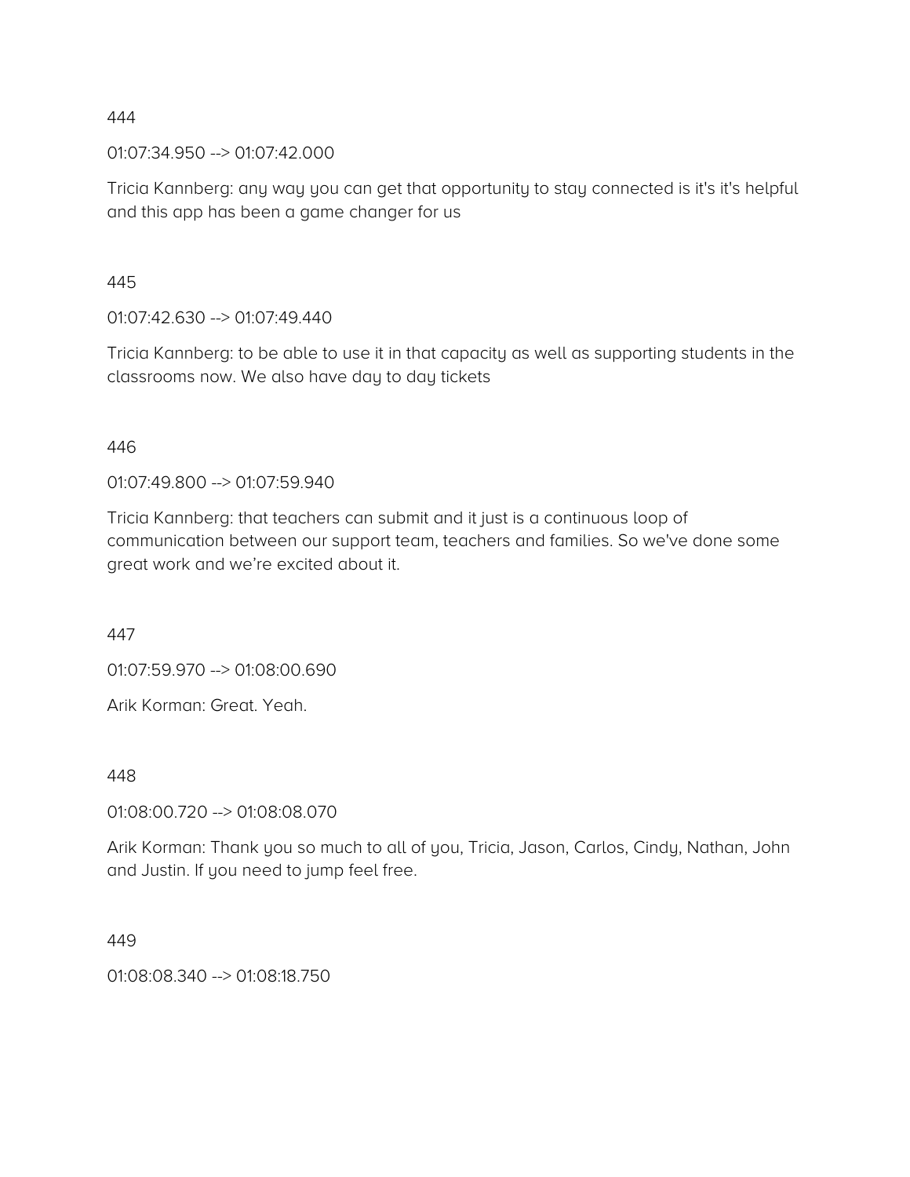444

01:07:34.950 --> 01:07:42.000

Tricia Kannberg: any way you can get that opportunity to stay connected is it's it's helpful and this app has been a game changer for us

445

01:07:42.630 --> 01:07:49.440

Tricia Kannberg: to be able to use it in that capacity as well as supporting students in the classrooms now. We also have day to day tickets

446

01:07:49.800 --> 01:07:59.940

Tricia Kannberg: that teachers can submit and it just is a continuous loop of communication between our support team, teachers and families. So we've done some great work and we’re excited about it.

447

01:07:59.970 --> 01:08:00.690

Arik Korman: Great. Yeah.

448

01:08:00.720 --> 01:08:08.070

Arik Korman: Thank you so much to all of you, Tricia, Jason, Carlos, Cindy, Nathan, John and Justin. If you need to jump feel free.

449

01:08:08.340 --> 01:08:18.750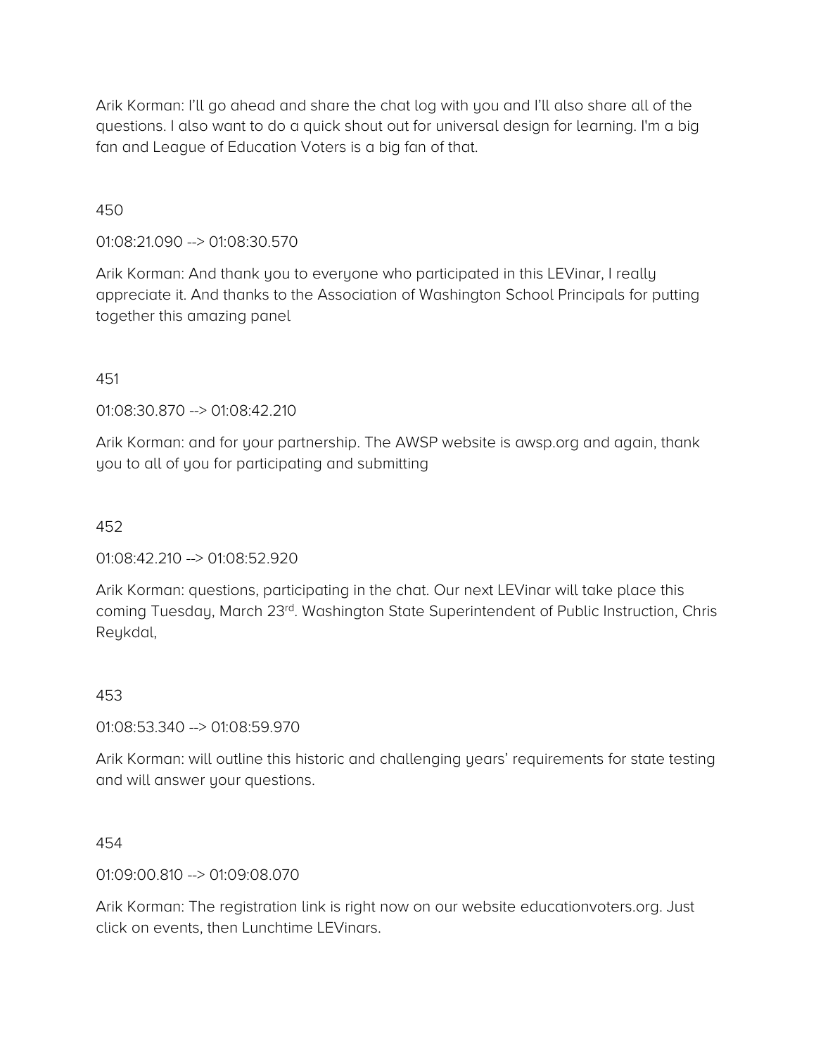Arik Korman: I'll go ahead and share the chat log with you and I'll also share all of the questions. I also want to do a quick shout out for universal design for learning. I'm a big fan and League of Education Voters is a big fan of that.

450

01:08:21.090 --> 01:08:30.570

Arik Korman: And thank you to everyone who participated in this LEVinar, I really appreciate it. And thanks to the Association of Washington School Principals for putting together this amazing panel

451

01:08:30.870 --> 01:08:42.210

Arik Korman: and for your partnership. The AWSP website is awsp.org and again, thank you to all of you for participating and submitting

452

01:08:42.210 --> 01:08:52.920

Arik Korman: questions, participating in the chat. Our next LEVinar will take place this coming Tuesday, March 23rd. Washington State Superintendent of Public Instruction, Chris Reykdal,

453

01:08:53.340 --> 01:08:59.970

Arik Korman: will outline this historic and challenging years' requirements for state testing and will answer your questions.

454

01:09:00.810 --> 01:09:08.070

Arik Korman: The registration link is right now on our website educationvoters.org. Just click on events, then Lunchtime LEVinars.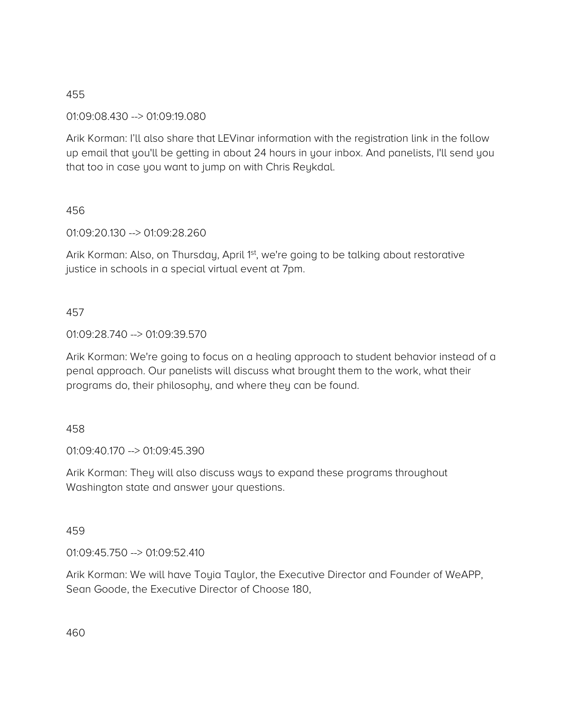455

01:09:08.430 --> 01:09:19.080

Arik Korman: I'll also share that LEVinar information with the registration link in the follow up email that you'll be getting in about 24 hours in your inbox. And panelists, I'll send you that too in case you want to jump on with Chris Reykdal.

456

01:09:20.130 --> 01:09:28.260

Arik Korman: Also, on Thursday, April 1st, we're going to be talking about restorative justice in schools in a special virtual event at 7pm.

457

01:09:28.740 --> 01:09:39.570

Arik Korman: We're going to focus on a healing approach to student behavior instead of a penal approach. Our panelists will discuss what brought them to the work, what their programs do, their philosophy, and where they can be found.

458

01:09:40.170 --> 01:09:45.390

Arik Korman: They will also discuss ways to expand these programs throughout Washington state and answer your questions.

459

01:09:45.750 --> 01:09:52.410

Arik Korman: We will have Toyia Taylor, the Executive Director and Founder of WeAPP, Sean Goode, the Executive Director of Choose 180,

460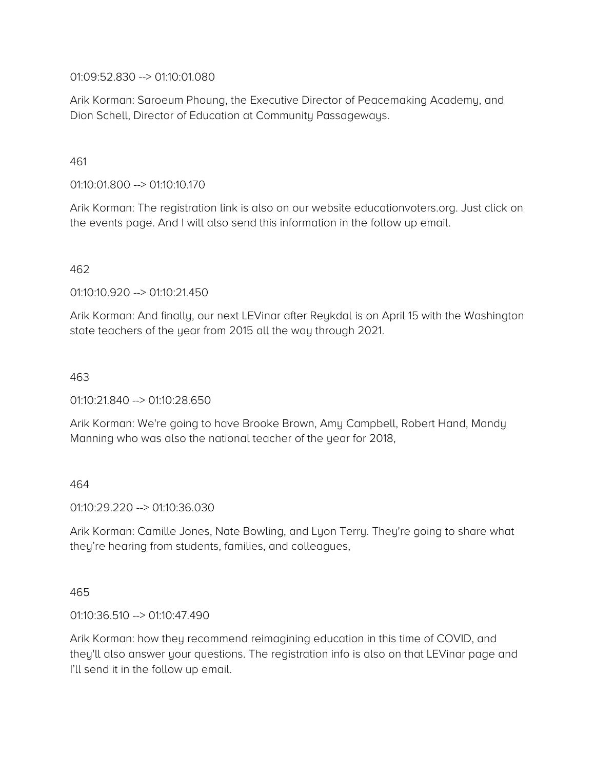01:09:52.830 --> 01:10:01.080

Arik Korman: Saroeum Phoung, the Executive Director of Peacemaking Academy, and Dion Schell, Director of Education at Community Passageways.

461

01:10:01.800 --> 01:10:10.170

Arik Korman: The registration link is also on our website educationvoters.org. Just click on the events page. And I will also send this information in the follow up email.

462

01:10:10.920 --> 01:10:21.450

Arik Korman: And finally, our next LEVinar after Reykdal is on April 15 with the Washington state teachers of the year from 2015 all the way through 2021.

463

01:10:21.840 --> 01:10:28.650

Arik Korman: We're going to have Brooke Brown, Amy Campbell, Robert Hand, Mandy Manning who was also the national teacher of the year for 2018,

464

01:10:29.220 --> 01:10:36.030

Arik Korman: Camille Jones, Nate Bowling, and Lyon Terry. They're going to share what they're hearing from students, families, and colleagues,

465

01:10:36.510 --> 01:10:47.490

Arik Korman: how they recommend reimagining education in this time of COVID, and they'll also answer your questions. The registration info is also on that LEVinar page and I'll send it in the follow up email.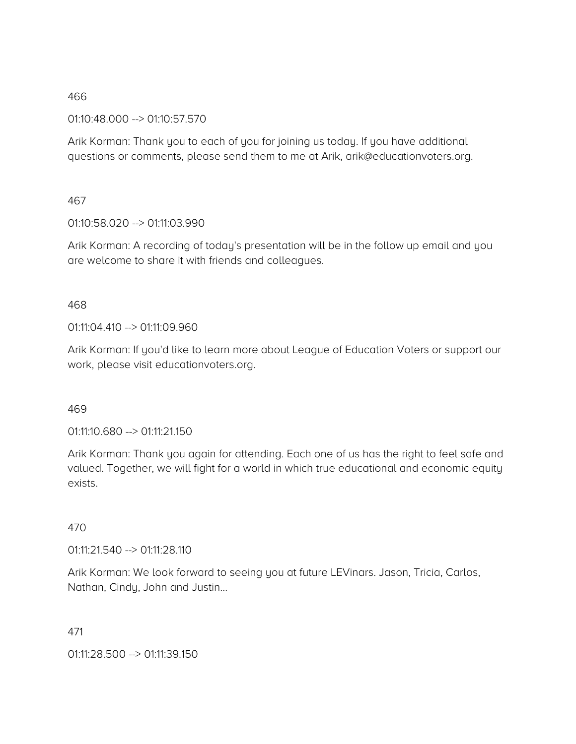466

01:10:48.000 --> 01:10:57.570

Arik Korman: Thank you to each of you for joining us today. If you have additional questions or comments, please send them to me at Arik, arik@educationvoters.org.

467

01:10:58.020 --> 01:11:03.990

Arik Korman: A recording of today's presentation will be in the follow up email and you are welcome to share it with friends and colleagues.

468

01:11:04.410 --> 01:11:09.960

Arik Korman: If you'd like to learn more about League of Education Voters or support our work, please visit educationvoters.org.

469

01:11:10.680 --> 01:11:21.150

Arik Korman: Thank you again for attending. Each one of us has the right to feel safe and valued. Together, we will fight for a world in which true educational and economic equity exists.

470

01:11:21.540 --> 01:11:28.110

Arik Korman: We look forward to seeing you at future LEVinars. Jason, Tricia, Carlos, Nathan, Cindy, John and Justin...

471

01:11:28.500 --> 01:11:39.150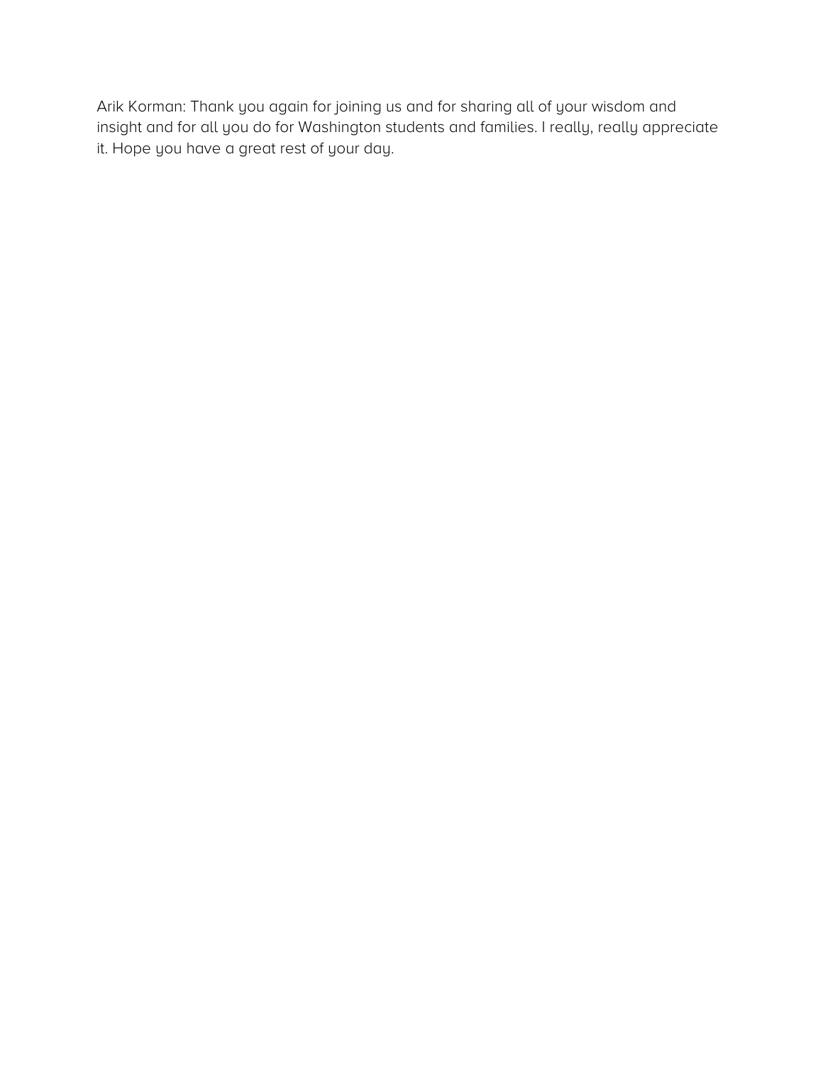Arik Korman: Thank you again for joining us and for sharing all of your wisdom and insight and for all you do for Washington students and families. I really, really appreciate it. Hope you have a great rest of your day.